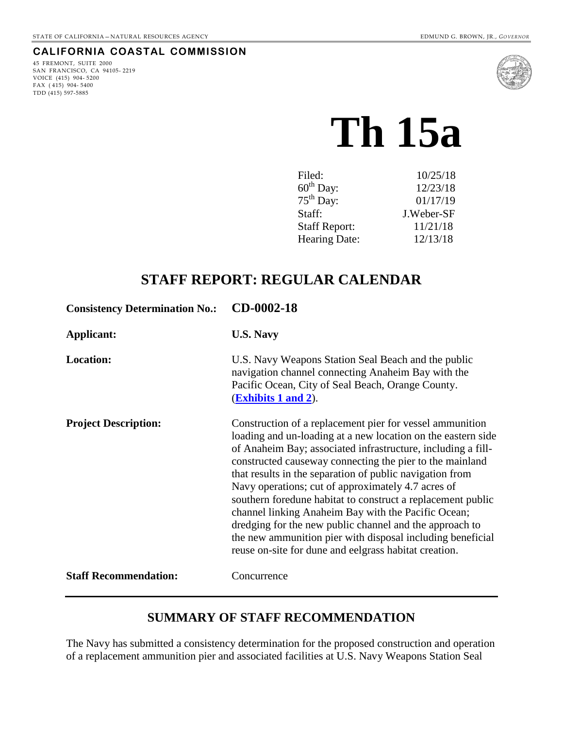STATE OF CALIFORNIA — NATURAL RESOURCES AGENCY

EDMUND G. BROWN, JR., *GOVERNOR*

**CALIFORNIA COASTAL COMMISSION**

45 FREMONT, SUITE 2000
SAN FRANCISCO, CA 94105- 2219
VOICE (415) 904- 5200
FAX (415) 904- 5400
TDD (415) 597-5885

# Th 15a

| | |
|---|---|
| Filed: | 10/25/18 |
| 60th Day: | 12/23/18 |
| 75th Day: | 01/17/19 |
| Staff: | J.Weber-SF |
| Staff Report: | 11/21/18 |
| Hearing Date: | 12/13/18 |

## STAFF REPORT: REGULAR CALENDAR

**Consistency Determination No.:** **CD-0002-18**

**Applicant:** **U.S. Navy**

**Location:** U.S. Navy Weapons Station Seal Beach and the public navigation channel connecting Anaheim Bay with the Pacific Ocean, City of Seal Beach, Orange County. (**Exhibits 1 and 2**).

**Project Description:** Construction of a replacement pier for vessel ammunition loading and un-loading at a new location on the eastern side of Anaheim Bay; associated infrastructure, including a fill-constructed causeway connecting the pier to the mainland that results in the separation of public navigation from Navy operations; cut of approximately 4.7 acres of southern foredune habitat to construct a replacement public channel linking Anaheim Bay with the Pacific Ocean; dredging for the new public channel and the approach to the new ammunition pier with disposal including beneficial reuse on-site for dune and eelgrass habitat creation.

**Staff Recommendation:** Concurrence

## SUMMARY OF STAFF RECOMMENDATION

The Navy has submitted a consistency determination for the proposed construction and operation of a replacement ammunition pier and associated facilities at U.S. Navy Weapons Station Seal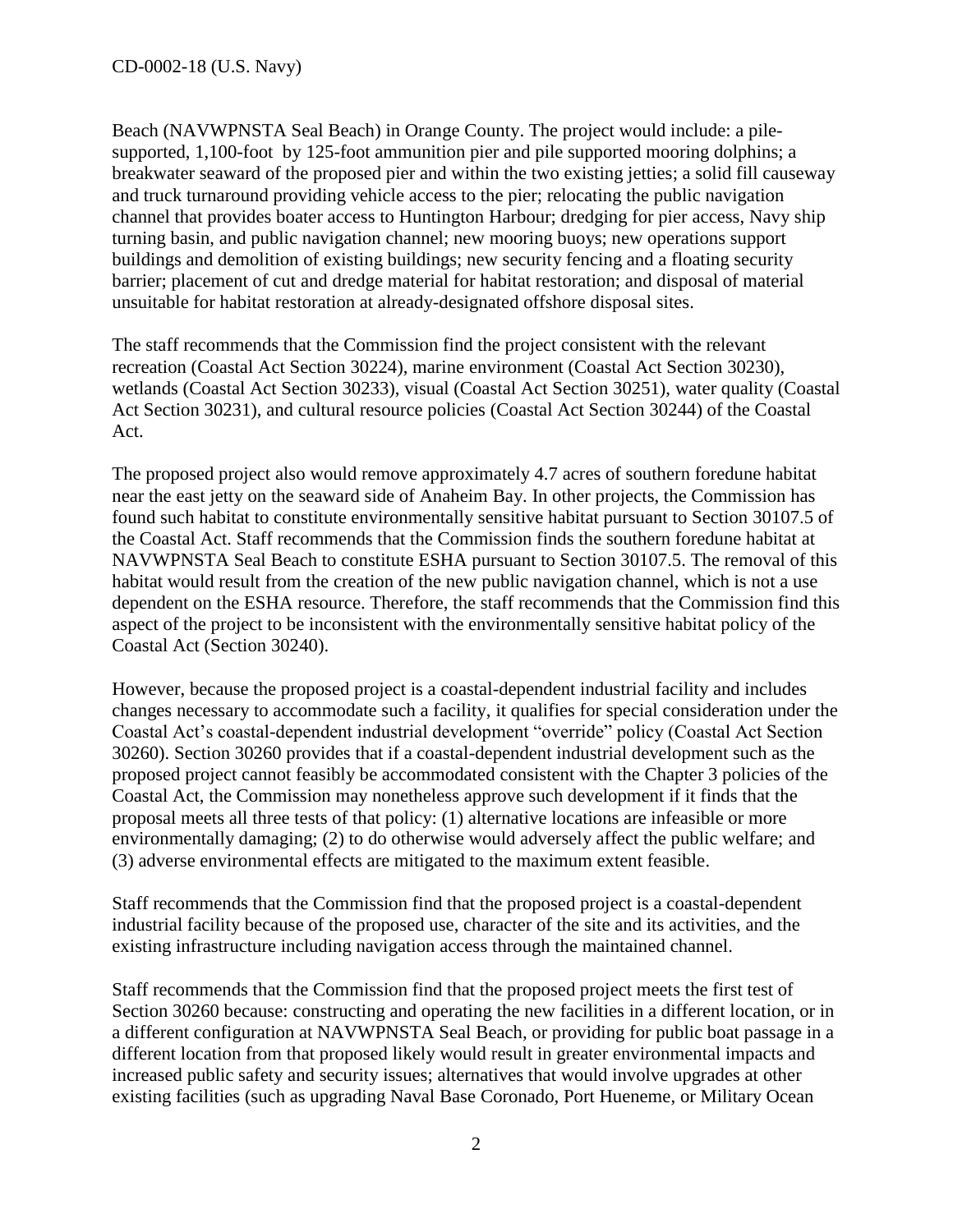Beach (NAVWPNSTA Seal Beach) in Orange County. The project would include: a pile-supported, 1,100-foot by 125-foot ammunition pier and pile supported mooring dolphins; a breakwater seaward of the proposed pier and within the two existing jetties; a solid fill causeway and truck turnaround providing vehicle access to the pier; relocating the public navigation channel that provides boater access to Huntington Harbour; dredging for pier access, Navy ship turning basin, and public navigation channel; new mooring buoys; new operations support buildings and demolition of existing buildings; new security fencing and a floating security barrier; placement of cut and dredge material for habitat restoration; and disposal of material unsuitable for habitat restoration at already-designated offshore disposal sites.

The staff recommends that the Commission find the project consistent with the relevant recreation (Coastal Act Section 30224), marine environment (Coastal Act Section 30230), wetlands (Coastal Act Section 30233), visual (Coastal Act Section 30251), water quality (Coastal Act Section 30231), and cultural resource policies (Coastal Act Section 30244) of the Coastal Act.

The proposed project also would remove approximately 4.7 acres of southern foredune habitat near the east jetty on the seaward side of Anaheim Bay. In other projects, the Commission has found such habitat to constitute environmentally sensitive habitat pursuant to Section 30107.5 of the Coastal Act. Staff recommends that the Commission finds the southern foredune habitat at NAVWPNSTA Seal Beach to constitute ESHA pursuant to Section 30107.5. The removal of this habitat would result from the creation of the new public navigation channel, which is not a use dependent on the ESHA resource. Therefore, the staff recommends that the Commission find this aspect of the project to be inconsistent with the environmentally sensitive habitat policy of the Coastal Act (Section 30240).

However, because the proposed project is a coastal-dependent industrial facility and includes changes necessary to accommodate such a facility, it qualifies for special consideration under the Coastal Act's coastal-dependent industrial development "override" policy (Coastal Act Section 30260). Section 30260 provides that if a coastal-dependent industrial development such as the proposed project cannot feasibly be accommodated consistent with the Chapter 3 policies of the Coastal Act, the Commission may nonetheless approve such development if it finds that the proposal meets all three tests of that policy: (1) alternative locations are infeasible or more environmentally damaging; (2) to do otherwise would adversely affect the public welfare; and (3) adverse environmental effects are mitigated to the maximum extent feasible.

Staff recommends that the Commission find that the proposed project is a coastal-dependent industrial facility because of the proposed use, character of the site and its activities, and the existing infrastructure including navigation access through the maintained channel.

Staff recommends that the Commission find that the proposed project meets the first test of Section 30260 because: constructing and operating the new facilities in a different location, or in a different configuration at NAVWPNSTA Seal Beach, or providing for public boat passage in a different location from that proposed likely would result in greater environmental impacts and increased public safety and security issues; alternatives that would involve upgrades at other existing facilities (such as upgrading Naval Base Coronado, Port Hueneme, or Military Ocean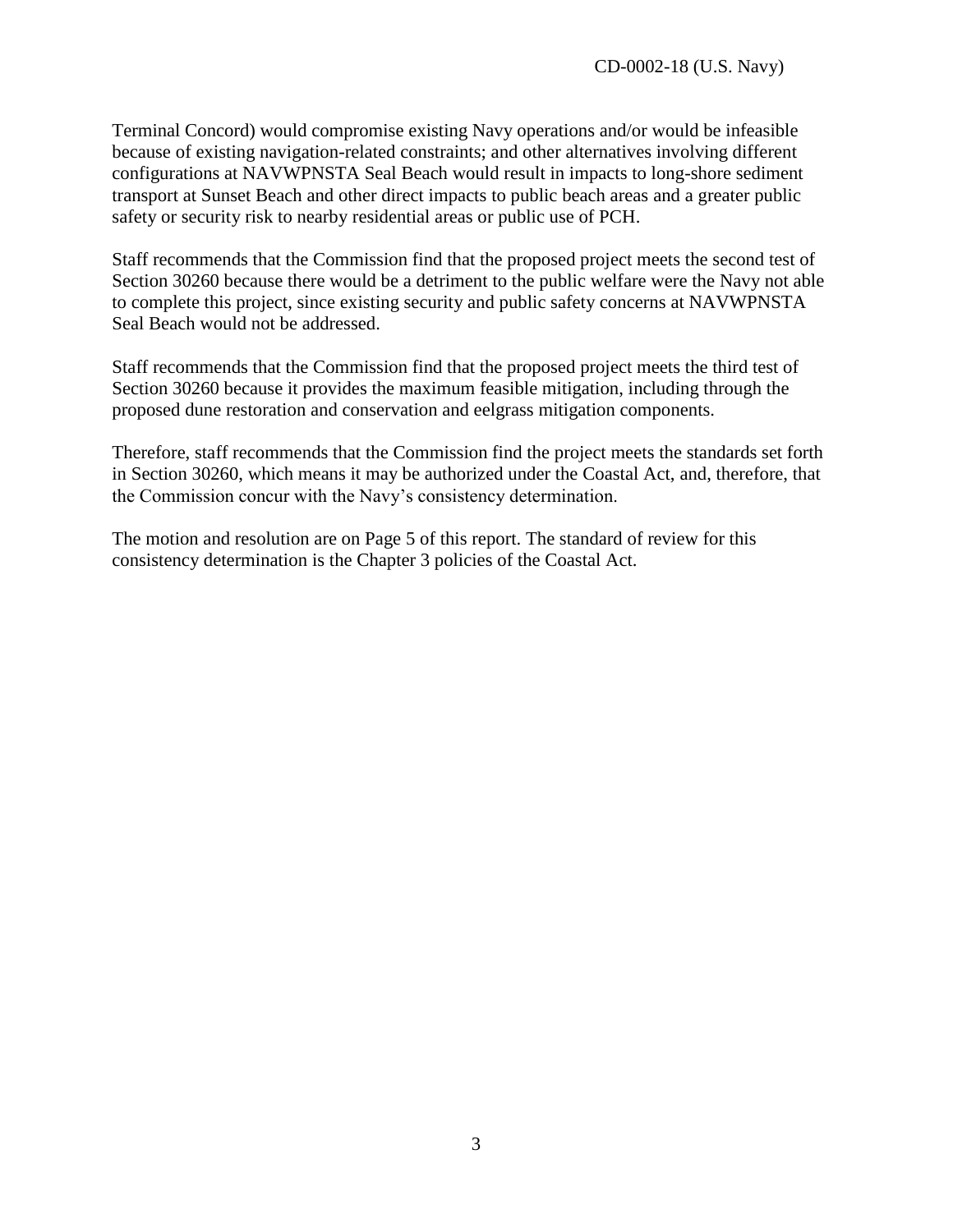Terminal Concord) would compromise existing Navy operations and/or would be infeasible because of existing navigation-related constraints; and other alternatives involving different configurations at NAVWPNSTA Seal Beach would result in impacts to long-shore sediment transport at Sunset Beach and other direct impacts to public beach areas and a greater public safety or security risk to nearby residential areas or public use of PCH.

Staff recommends that the Commission find that the proposed project meets the second test of Section 30260 because there would be a detriment to the public welfare were the Navy not able to complete this project, since existing security and public safety concerns at NAVWPNSTA Seal Beach would not be addressed.

Staff recommends that the Commission find that the proposed project meets the third test of Section 30260 because it provides the maximum feasible mitigation, including through the proposed dune restoration and conservation and eelgrass mitigation components.

Therefore, staff recommends that the Commission find the project meets the standards set forth in Section 30260, which means it may be authorized under the Coastal Act, and, therefore, that the Commission concur with the Navy's consistency determination.

The motion and resolution are on Page 5 of this report. The standard of review for this consistency determination is the Chapter 3 policies of the Coastal Act.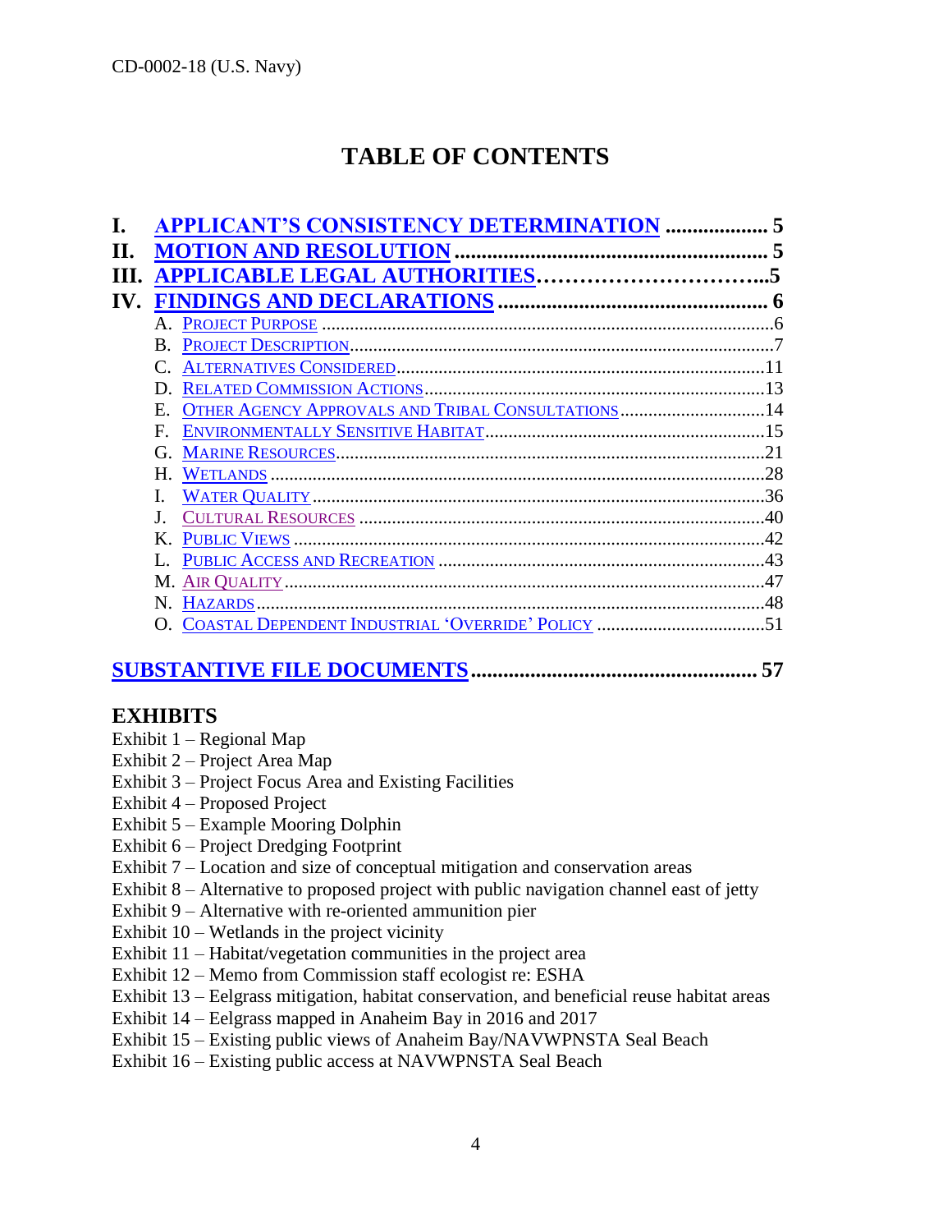# TABLE OF CONTENTS

**I. APPLICANT'S CONSISTENCY DETERMINATION .................. 5**
**II. MOTION AND RESOLUTION ......................................................... 5**
**III. APPLICABLE LEGAL AUTHORITIES………………………...5**
**IV. FINDINGS AND DECLARATIONS ................................................ 6**

- A. PROJECT PURPOSE ....................................................................................6
- B. PROJECT DESCRIPTION..............................................................................7
- C. ALTERNATIVES CONSIDERED..................................................................11
- D. RELATED COMMISSION ACTIONS............................................................13
- E. OTHER AGENCY APPROVALS AND TRIBAL CONSULTATIONS..............................14
- F. ENVIRONMENTALLY SENSITIVE HABITAT.................................................15
- G. MARINE RESOURCES..............................................................................21
- H. WETLANDS ..............................................................................................28
- I. WATER QUALITY......................................................................................36
- J. CULTURAL RESOURCES ..........................................................................40
- K. PUBLIC VIEWS .........................................................................................42
- L. PUBLIC ACCESS AND RECREATION .........................................................43
- M. AIR QUALITY............................................................................................47
- N. HAZARDS..................................................................................................48
- O. COASTAL DEPENDENT INDUSTRIAL 'OVERRIDE' POLICY ..................................51

**SUBSTANTIVE FILE DOCUMENTS.................................................. 57**

## EXHIBITS

Exhibit 1 – Regional Map
Exhibit 2 – Project Area Map
Exhibit 3 – Project Focus Area and Existing Facilities
Exhibit 4 – Proposed Project
Exhibit 5 – Example Mooring Dolphin
Exhibit 6 – Project Dredging Footprint
Exhibit 7 – Location and size of conceptual mitigation and conservation areas
Exhibit 8 – Alternative to proposed project with public navigation channel east of jetty
Exhibit 9 – Alternative with re-oriented ammunition pier
Exhibit 10 – Wetlands in the project vicinity
Exhibit 11 – Habitat/vegetation communities in the project area
Exhibit 12 – Memo from Commission staff ecologist re: ESHA
Exhibit 13 – Eelgrass mitigation, habitat conservation, and beneficial reuse habitat areas
Exhibit 14 – Eelgrass mapped in Anaheim Bay in 2016 and 2017
Exhibit 15 – Existing public views of Anaheim Bay/NAVWPNSTA Seal Beach
Exhibit 16 – Existing public access at NAVWPNSTA Seal Beach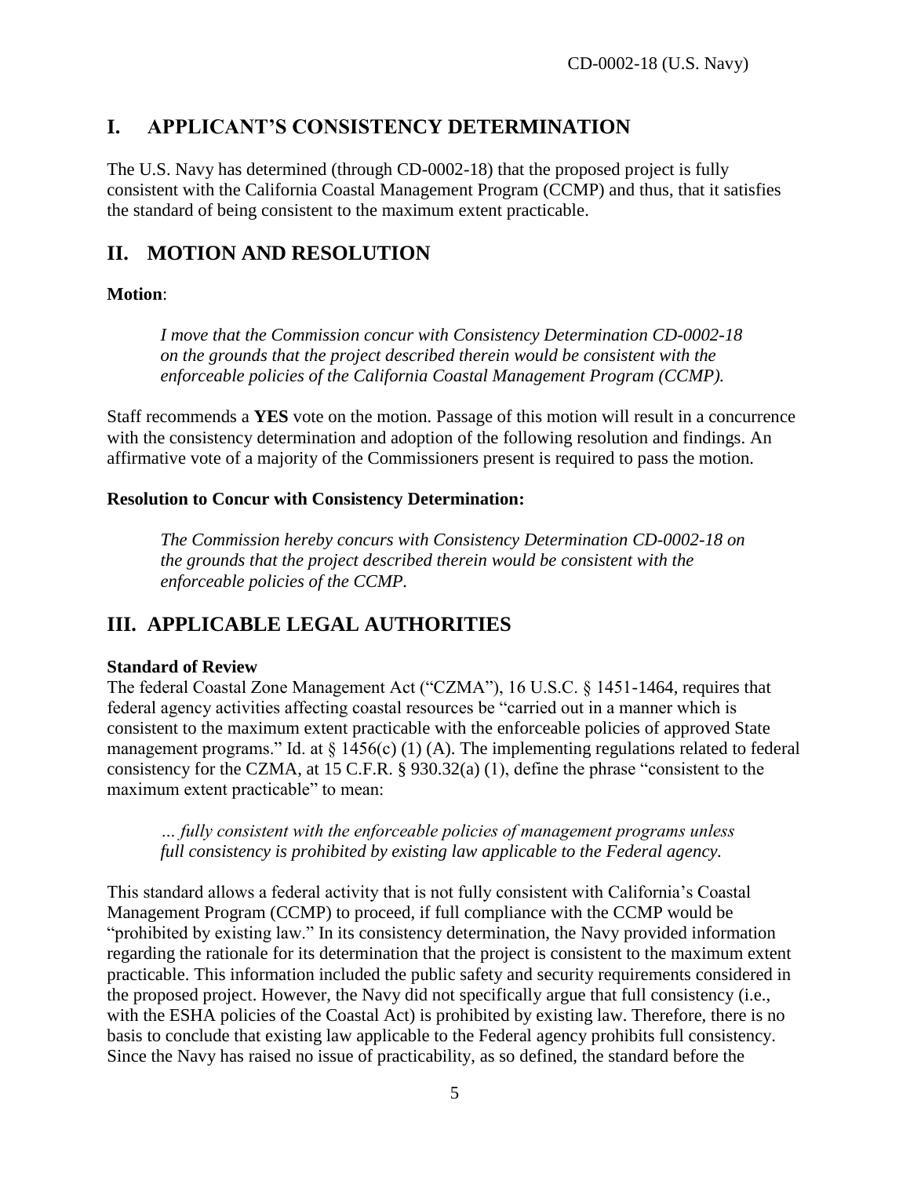## I. APPLICANT'S CONSISTENCY DETERMINATION

The U.S. Navy has determined (through CD-0002-18) that the proposed project is fully consistent with the California Coastal Management Program (CCMP) and thus, that it satisfies the standard of being consistent to the maximum extent practicable.

## II. MOTION AND RESOLUTION

**Motion**:

> *I move that the Commission concur with Consistency Determination CD-0002-18 on the grounds that the project described therein would be consistent with the enforceable policies of the California Coastal Management Program (CCMP).*

Staff recommends a **YES** vote on the motion. Passage of this motion will result in a concurrence with the consistency determination and adoption of the following resolution and findings. An affirmative vote of a majority of the Commissioners present is required to pass the motion.

**Resolution to Concur with Consistency Determination:**

> *The Commission hereby concurs with Consistency Determination CD-0002-18 on the grounds that the project described therein would be consistent with the enforceable policies of the CCMP.*

## III. APPLICABLE LEGAL AUTHORITIES

**Standard of Review**

The federal Coastal Zone Management Act ("CZMA"), 16 U.S.C. § 1451-1464, requires that federal agency activities affecting coastal resources be "carried out in a manner which is consistent to the maximum extent practicable with the enforceable policies of approved State management programs." Id. at § 1456(c) (1) (A). The implementing regulations related to federal consistency for the CZMA, at 15 C.F.R. § 930.32(a) (1), define the phrase "consistent to the maximum extent practicable" to mean:

> *… fully consistent with the enforceable policies of management programs unless full consistency is prohibited by existing law applicable to the Federal agency.*

This standard allows a federal activity that is not fully consistent with California's Coastal Management Program (CCMP) to proceed, if full compliance with the CCMP would be "prohibited by existing law." In its consistency determination, the Navy provided information regarding the rationale for its determination that the project is consistent to the maximum extent practicable. This information included the public safety and security requirements considered in the proposed project. However, the Navy did not specifically argue that full consistency (i.e., with the ESHA policies of the Coastal Act) is prohibited by existing law. Therefore, there is no basis to conclude that existing law applicable to the Federal agency prohibits full consistency. Since the Navy has raised no issue of practicability, as so defined, the standard before the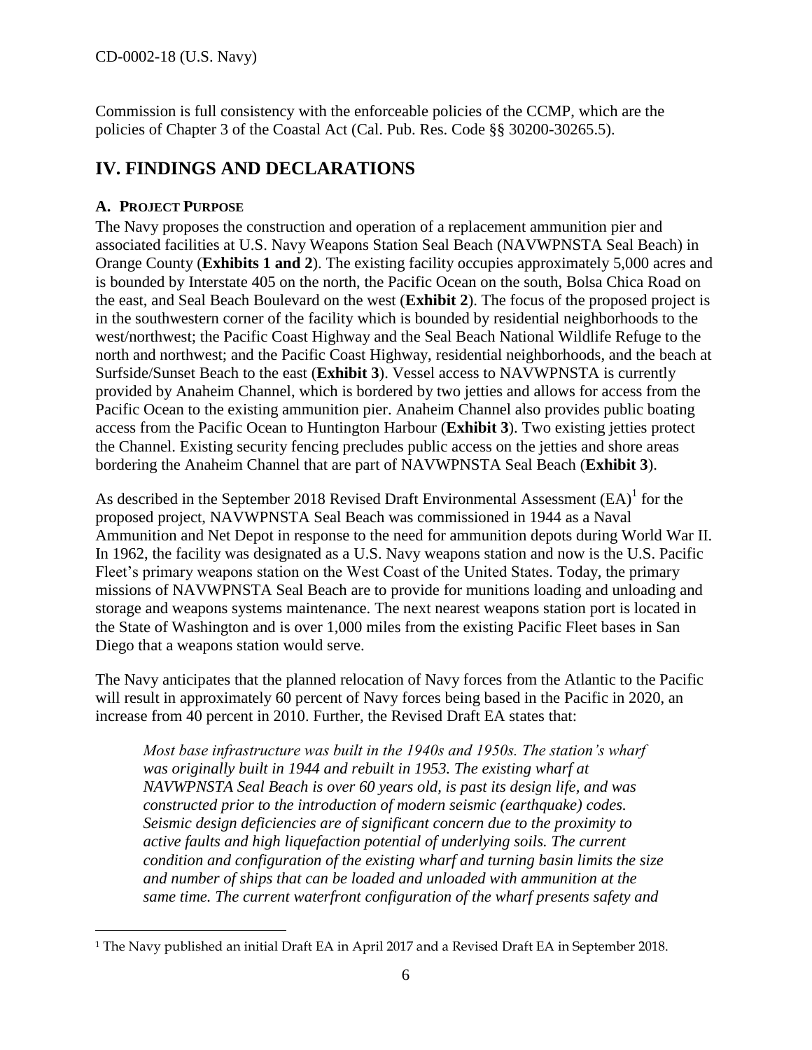Commission is full consistency with the enforceable policies of the CCMP, which are the policies of Chapter 3 of the Coastal Act (Cal. Pub. Res. Code §§ 30200-30265.5).

# IV. FINDINGS AND DECLARATIONS

## A. PROJECT PURPOSE

The Navy proposes the construction and operation of a replacement ammunition pier and associated facilities at U.S. Navy Weapons Station Seal Beach (NAVWPNSTA Seal Beach) in Orange County (**Exhibits 1 and 2**). The existing facility occupies approximately 5,000 acres and is bounded by Interstate 405 on the north, the Pacific Ocean on the south, Bolsa Chica Road on the east, and Seal Beach Boulevard on the west (**Exhibit 2**). The focus of the proposed project is in the southwestern corner of the facility which is bounded by residential neighborhoods to the west/northwest; the Pacific Coast Highway and the Seal Beach National Wildlife Refuge to the north and northwest; and the Pacific Coast Highway, residential neighborhoods, and the beach at Surfside/Sunset Beach to the east (**Exhibit 3**). Vessel access to NAVWPNSTA is currently provided by Anaheim Channel, which is bordered by two jetties and allows for access from the Pacific Ocean to the existing ammunition pier. Anaheim Channel also provides public boating access from the Pacific Ocean to Huntington Harbour (**Exhibit 3**). Two existing jetties protect the Channel. Existing security fencing precludes public access on the jetties and shore areas bordering the Anaheim Channel that are part of NAVWPNSTA Seal Beach (**Exhibit 3**).

As described in the September 2018 Revised Draft Environmental Assessment (EA)[1] for the proposed project, NAVWPNSTA Seal Beach was commissioned in 1944 as a Naval Ammunition and Net Depot in response to the need for ammunition depots during World War II. In 1962, the facility was designated as a U.S. Navy weapons station and now is the U.S. Pacific Fleet's primary weapons station on the West Coast of the United States. Today, the primary missions of NAVWPNSTA Seal Beach are to provide for munitions loading and unloading and storage and weapons systems maintenance. The next nearest weapons station port is located in the State of Washington and is over 1,000 miles from the existing Pacific Fleet bases in San Diego that a weapons station would serve.

The Navy anticipates that the planned relocation of Navy forces from the Atlantic to the Pacific will result in approximately 60 percent of Navy forces being based in the Pacific in 2020, an increase from 40 percent in 2010. Further, the Revised Draft EA states that:

> *Most base infrastructure was built in the 1940s and 1950s. The station's wharf was originally built in 1944 and rebuilt in 1953. The existing wharf at NAVWPNSTA Seal Beach is over 60 years old, is past its design life, and was constructed prior to the introduction of modern seismic (earthquake) codes. Seismic design deficiencies are of significant concern due to the proximity to active faults and high liquefaction potential of underlying soils. The current condition and configuration of the existing wharf and turning basin limits the size and number of ships that can be loaded and unloaded with ammunition at the same time. The current waterfront configuration of the wharf presents safety and*

[1] The Navy published an initial Draft EA in April 2017 and a Revised Draft EA in September 2018.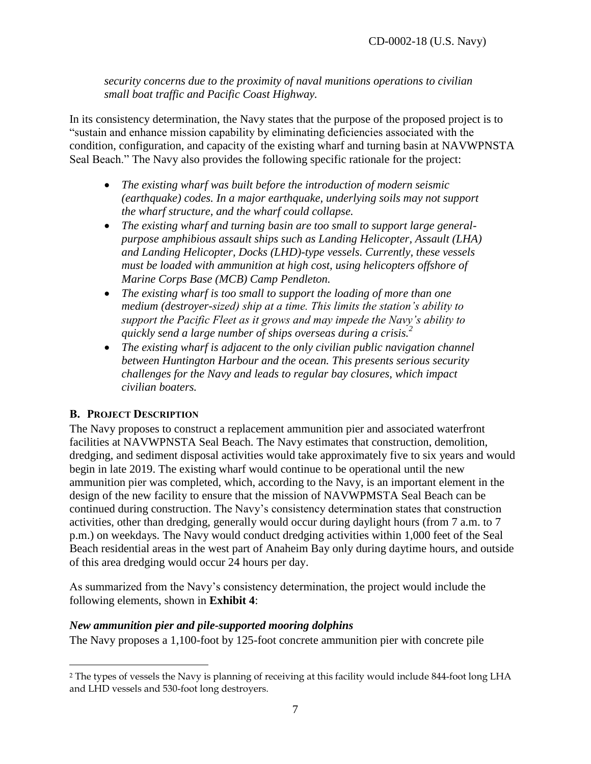*security concerns due to the proximity of naval munitions operations to civilian small boat traffic and Pacific Coast Highway.*

In its consistency determination, the Navy states that the purpose of the proposed project is to "sustain and enhance mission capability by eliminating deficiencies associated with the condition, configuration, and capacity of the existing wharf and turning basin at NAVWPNSTA Seal Beach." The Navy also provides the following specific rationale for the project:

- *The existing wharf was built before the introduction of modern seismic (earthquake) codes. In a major earthquake, underlying soils may not support the wharf structure, and the wharf could collapse.*
- *The existing wharf and turning basin are too small to support large general-purpose amphibious assault ships such as Landing Helicopter, Assault (LHA) and Landing Helicopter, Docks (LHD)-type vessels. Currently, these vessels must be loaded with ammunition at high cost, using helicopters offshore of Marine Corps Base (MCB) Camp Pendleton.*
- *The existing wharf is too small to support the loading of more than one medium (destroyer-sized) ship at a time. This limits the station's ability to support the Pacific Fleet as it grows and may impede the Navy's ability to quickly send a large number of ships overseas during a crisis.*[2]
- *The existing wharf is adjacent to the only civilian public navigation channel between Huntington Harbour and the ocean. This presents serious security challenges for the Navy and leads to regular bay closures, which impact civilian boaters.*

## B. Project Description

The Navy proposes to construct a replacement ammunition pier and associated waterfront facilities at NAVWPNSTA Seal Beach. The Navy estimates that construction, demolition, dredging, and sediment disposal activities would take approximately five to six years and would begin in late 2019. The existing wharf would continue to be operational until the new ammunition pier was completed, which, according to the Navy, is an important element in the design of the new facility to ensure that the mission of NAVWPMSTA Seal Beach can be continued during construction. The Navy's consistency determination states that construction activities, other than dredging, generally would occur during daylight hours (from 7 a.m. to 7 p.m.) on weekdays. The Navy would conduct dredging activities within 1,000 feet of the Seal Beach residential areas in the west part of Anaheim Bay only during daytime hours, and outside of this area dredging would occur 24 hours per day.

As summarized from the Navy's consistency determination, the project would include the following elements, shown in **Exhibit 4**:

### *New ammunition pier and pile-supported mooring dolphins*

The Navy proposes a 1,100-foot by 125-foot concrete ammunition pier with concrete pile

---

[2] The types of vessels the Navy is planning of receiving at this facility would include 844-foot long LHA and LHD vessels and 530-foot long destroyers.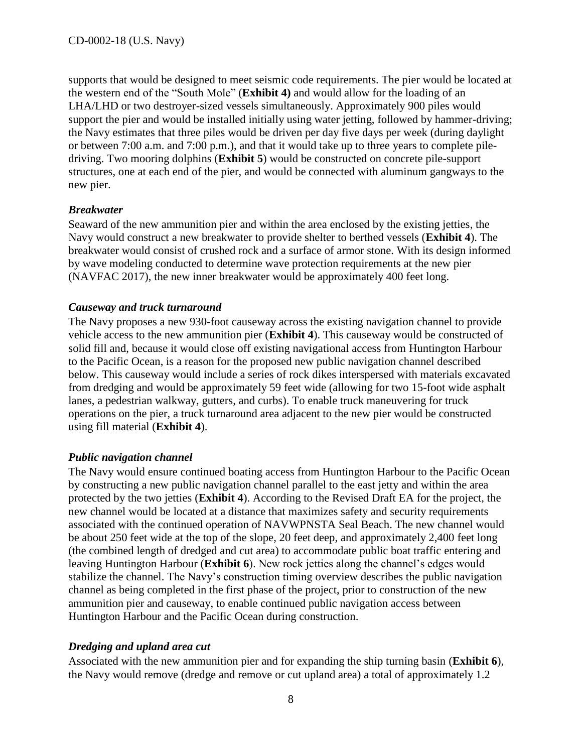supports that would be designed to meet seismic code requirements. The pier would be located at the western end of the "South Mole" (**Exhibit 4)** and would allow for the loading of an LHA/LHD or two destroyer-sized vessels simultaneously. Approximately 900 piles would support the pier and would be installed initially using water jetting, followed by hammer-driving; the Navy estimates that three piles would be driven per day five days per week (during daylight or between 7:00 a.m. and 7:00 p.m.), and that it would take up to three years to complete pile-driving. Two mooring dolphins (**Exhibit 5**) would be constructed on concrete pile-support structures, one at each end of the pier, and would be connected with aluminum gangways to the new pier.

### *Breakwater*

Seaward of the new ammunition pier and within the area enclosed by the existing jetties, the Navy would construct a new breakwater to provide shelter to berthed vessels (**Exhibit 4**). The breakwater would consist of crushed rock and a surface of armor stone. With its design informed by wave modeling conducted to determine wave protection requirements at the new pier (NAVFAC 2017), the new inner breakwater would be approximately 400 feet long.

### *Causeway and truck turnaround*

The Navy proposes a new 930-foot causeway across the existing navigation channel to provide vehicle access to the new ammunition pier (**Exhibit 4**). This causeway would be constructed of solid fill and, because it would close off existing navigational access from Huntington Harbour to the Pacific Ocean, is a reason for the proposed new public navigation channel described below. This causeway would include a series of rock dikes interspersed with materials excavated from dredging and would be approximately 59 feet wide (allowing for two 15-foot wide asphalt lanes, a pedestrian walkway, gutters, and curbs). To enable truck maneuvering for truck operations on the pier, a truck turnaround area adjacent to the new pier would be constructed using fill material (**Exhibit 4**).

### *Public navigation channel*

The Navy would ensure continued boating access from Huntington Harbour to the Pacific Ocean by constructing a new public navigation channel parallel to the east jetty and within the area protected by the two jetties (**Exhibit 4**). According to the Revised Draft EA for the project, the new channel would be located at a distance that maximizes safety and security requirements associated with the continued operation of NAVWPNSTA Seal Beach. The new channel would be about 250 feet wide at the top of the slope, 20 feet deep, and approximately 2,400 feet long (the combined length of dredged and cut area) to accommodate public boat traffic entering and leaving Huntington Harbour (**Exhibit 6**). New rock jetties along the channel's edges would stabilize the channel. The Navy's construction timing overview describes the public navigation channel as being completed in the first phase of the project, prior to construction of the new ammunition pier and causeway, to enable continued public navigation access between Huntington Harbour and the Pacific Ocean during construction.

### *Dredging and upland area cut*

Associated with the new ammunition pier and for expanding the ship turning basin (**Exhibit 6**), the Navy would remove (dredge and remove or cut upland area) a total of approximately 1.2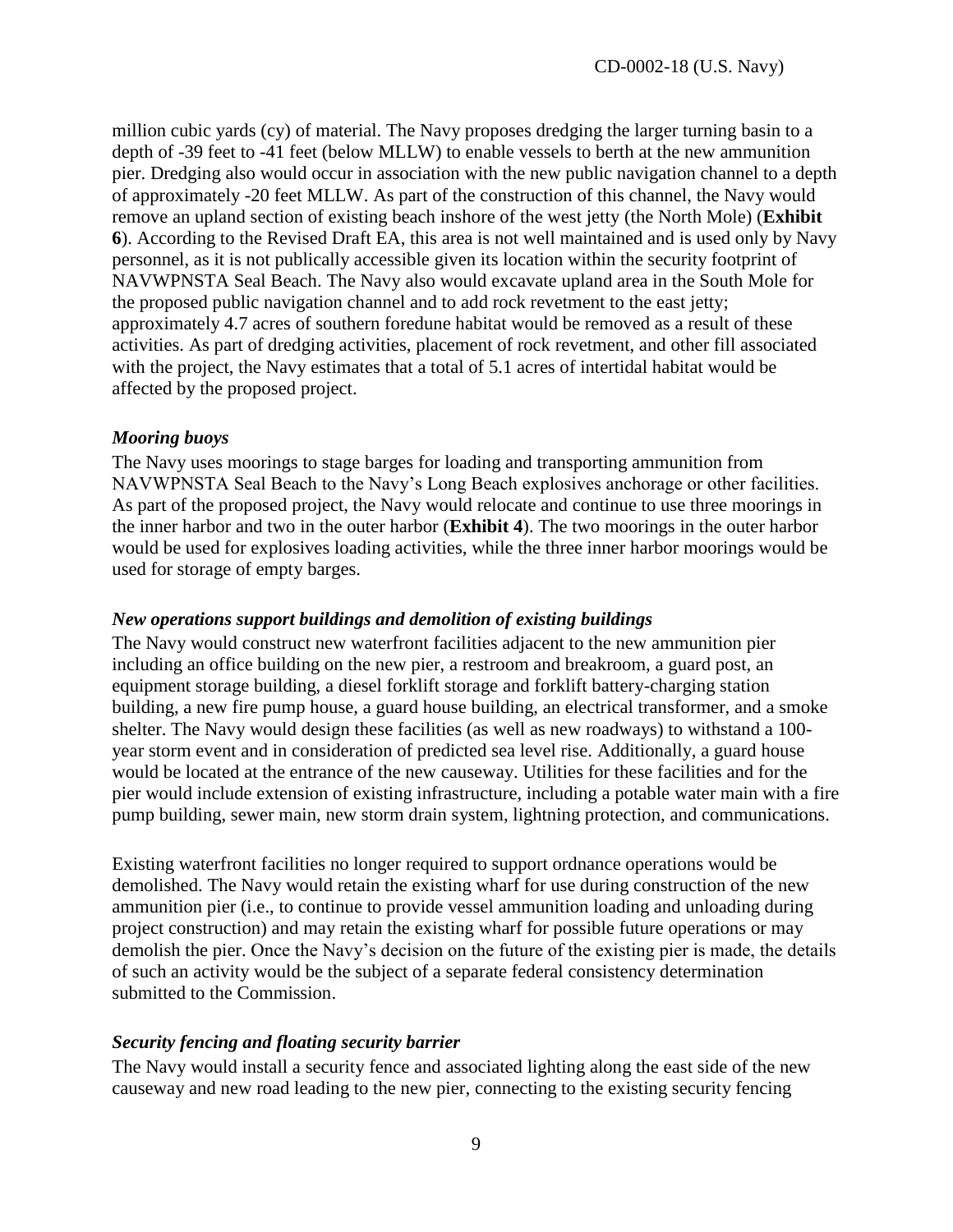million cubic yards (cy) of material. The Navy proposes dredging the larger turning basin to a depth of -39 feet to -41 feet (below MLLW) to enable vessels to berth at the new ammunition pier. Dredging also would occur in association with the new public navigation channel to a depth of approximately -20 feet MLLW. As part of the construction of this channel, the Navy would remove an upland section of existing beach inshore of the west jetty (the North Mole) (**Exhibit 6**). According to the Revised Draft EA, this area is not well maintained and is used only by Navy personnel, as it is not publically accessible given its location within the security footprint of NAVWPNSTA Seal Beach. The Navy also would excavate upland area in the South Mole for the proposed public navigation channel and to add rock revetment to the east jetty; approximately 4.7 acres of southern foredune habitat would be removed as a result of these activities. As part of dredging activities, placement of rock revetment, and other fill associated with the project, the Navy estimates that a total of 5.1 acres of intertidal habitat would be affected by the proposed project.

***Mooring buoys***

The Navy uses moorings to stage barges for loading and transporting ammunition from NAVWPNSTA Seal Beach to the Navy's Long Beach explosives anchorage or other facilities. As part of the proposed project, the Navy would relocate and continue to use three moorings in the inner harbor and two in the outer harbor (**Exhibit 4**). The two moorings in the outer harbor would be used for explosives loading activities, while the three inner harbor moorings would be used for storage of empty barges.

***New operations support buildings and demolition of existing buildings***

The Navy would construct new waterfront facilities adjacent to the new ammunition pier including an office building on the new pier, a restroom and breakroom, a guard post, an equipment storage building, a diesel forklift storage and forklift battery-charging station building, a new fire pump house, a guard house building, an electrical transformer, and a smoke shelter. The Navy would design these facilities (as well as new roadways) to withstand a 100-year storm event and in consideration of predicted sea level rise. Additionally, a guard house would be located at the entrance of the new causeway. Utilities for these facilities and for the pier would include extension of existing infrastructure, including a potable water main with a fire pump building, sewer main, new storm drain system, lightning protection, and communications.

Existing waterfront facilities no longer required to support ordnance operations would be demolished. The Navy would retain the existing wharf for use during construction of the new ammunition pier (i.e., to continue to provide vessel ammunition loading and unloading during project construction) and may retain the existing wharf for possible future operations or may demolish the pier. Once the Navy's decision on the future of the existing pier is made, the details of such an activity would be the subject of a separate federal consistency determination submitted to the Commission.

***Security fencing and floating security barrier***

The Navy would install a security fence and associated lighting along the east side of the new causeway and new road leading to the new pier, connecting to the existing security fencing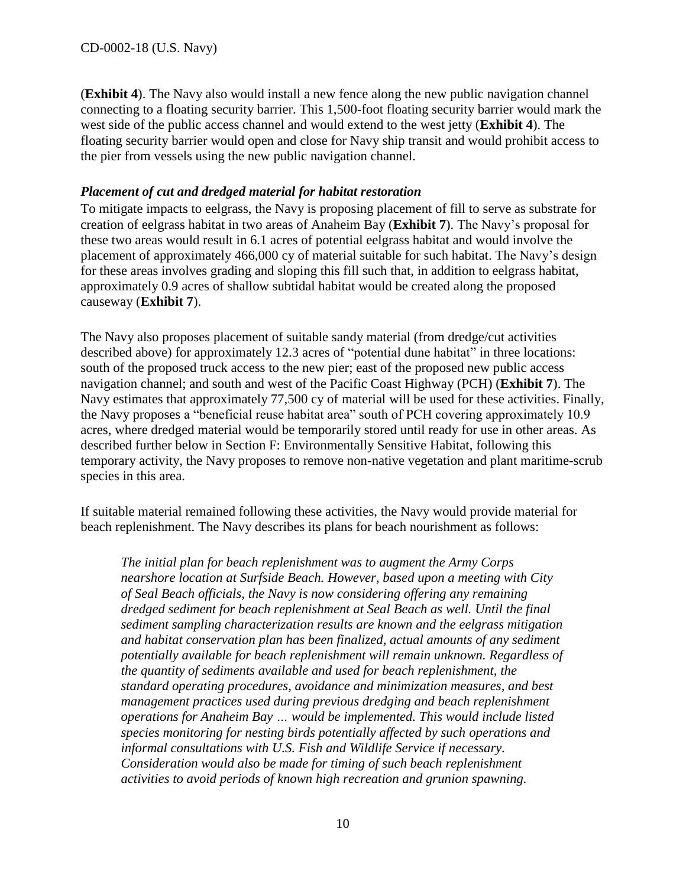(**Exhibit 4**). The Navy also would install a new fence along the new public navigation channel connecting to a floating security barrier. This 1,500-foot floating security barrier would mark the west side of the public access channel and would extend to the west jetty (**Exhibit 4**). The floating security barrier would open and close for Navy ship transit and would prohibit access to the pier from vessels using the new public navigation channel.

***Placement of cut and dredged material for habitat restoration***

To mitigate impacts to eelgrass, the Navy is proposing placement of fill to serve as substrate for creation of eelgrass habitat in two areas of Anaheim Bay (**Exhibit 7**). The Navy's proposal for these two areas would result in 6.1 acres of potential eelgrass habitat and would involve the placement of approximately 466,000 cy of material suitable for such habitat. The Navy's design for these areas involves grading and sloping this fill such that, in addition to eelgrass habitat, approximately 0.9 acres of shallow subtidal habitat would be created along the proposed causeway (**Exhibit 7**).

The Navy also proposes placement of suitable sandy material (from dredge/cut activities described above) for approximately 12.3 acres of "potential dune habitat" in three locations: south of the proposed truck access to the new pier; east of the proposed new public access navigation channel; and south and west of the Pacific Coast Highway (PCH) (**Exhibit 7**). The Navy estimates that approximately 77,500 cy of material will be used for these activities. Finally, the Navy proposes a "beneficial reuse habitat area" south of PCH covering approximately 10.9 acres, where dredged material would be temporarily stored until ready for use in other areas. As described further below in Section F: Environmentally Sensitive Habitat, following this temporary activity, the Navy proposes to remove non-native vegetation and plant maritime-scrub species in this area.

If suitable material remained following these activities, the Navy would provide material for beach replenishment. The Navy describes its plans for beach nourishment as follows:

> *The initial plan for beach replenishment was to augment the Army Corps nearshore location at Surfside Beach. However, based upon a meeting with City of Seal Beach officials, the Navy is now considering offering any remaining dredged sediment for beach replenishment at Seal Beach as well. Until the final sediment sampling characterization results are known and the eelgrass mitigation and habitat conservation plan has been finalized, actual amounts of any sediment potentially available for beach replenishment will remain unknown. Regardless of the quantity of sediments available and used for beach replenishment, the standard operating procedures, avoidance and minimization measures, and best management practices used during previous dredging and beach replenishment operations for Anaheim Bay … would be implemented. This would include listed species monitoring for nesting birds potentially affected by such operations and informal consultations with U.S. Fish and Wildlife Service if necessary. Consideration would also be made for timing of such beach replenishment activities to avoid periods of known high recreation and grunion spawning.*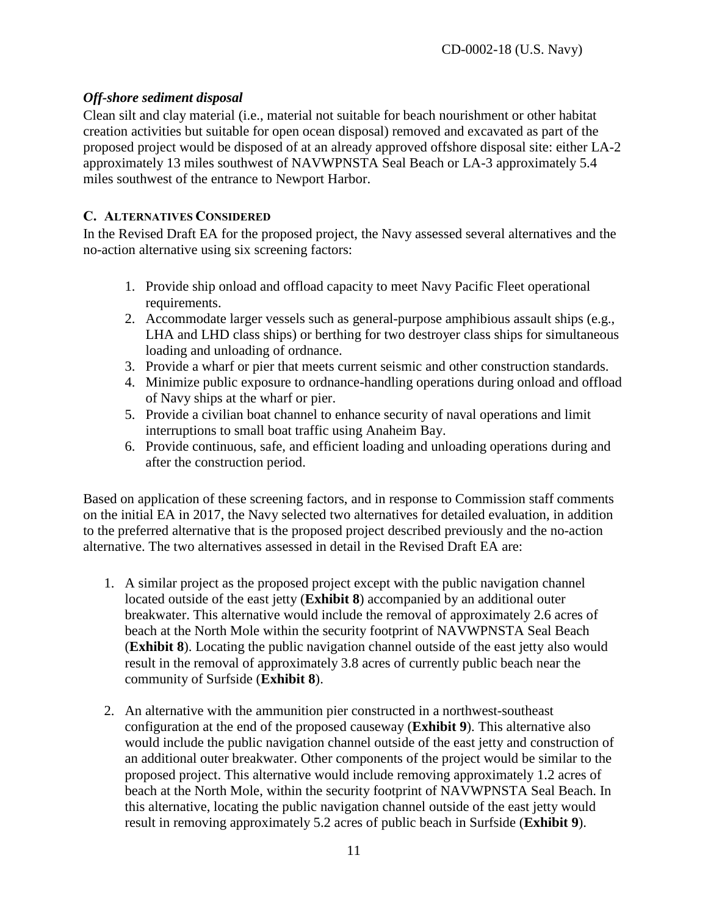### *Off-shore sediment disposal*

Clean silt and clay material (i.e., material not suitable for beach nourishment or other habitat creation activities but suitable for open ocean disposal) removed and excavated as part of the proposed project would be disposed of at an already approved offshore disposal site: either LA-2 approximately 13 miles southwest of NAVWPNSTA Seal Beach or LA-3 approximately 5.4 miles southwest of the entrance to Newport Harbor.

## C. Alternatives Considered

In the Revised Draft EA for the proposed project, the Navy assessed several alternatives and the no-action alternative using six screening factors:

1. Provide ship onload and offload capacity to meet Navy Pacific Fleet operational requirements.
2. Accommodate larger vessels such as general-purpose amphibious assault ships (e.g., LHA and LHD class ships) or berthing for two destroyer class ships for simultaneous loading and unloading of ordnance.
3. Provide a wharf or pier that meets current seismic and other construction standards.
4. Minimize public exposure to ordnance-handling operations during onload and offload of Navy ships at the wharf or pier.
5. Provide a civilian boat channel to enhance security of naval operations and limit interruptions to small boat traffic using Anaheim Bay.
6. Provide continuous, safe, and efficient loading and unloading operations during and after the construction period.

Based on application of these screening factors, and in response to Commission staff comments on the initial EA in 2017, the Navy selected two alternatives for detailed evaluation, in addition to the preferred alternative that is the proposed project described previously and the no-action alternative. The two alternatives assessed in detail in the Revised Draft EA are:

1. A similar project as the proposed project except with the public navigation channel located outside of the east jetty (**Exhibit 8**) accompanied by an additional outer breakwater. This alternative would include the removal of approximately 2.6 acres of beach at the North Mole within the security footprint of NAVWPNSTA Seal Beach (**Exhibit 8**). Locating the public navigation channel outside of the east jetty also would result in the removal of approximately 3.8 acres of currently public beach near the community of Surfside (**Exhibit 8**).

2. An alternative with the ammunition pier constructed in a northwest-southeast configuration at the end of the proposed causeway (**Exhibit 9**). This alternative also would include the public navigation channel outside of the east jetty and construction of an additional outer breakwater. Other components of the project would be similar to the proposed project. This alternative would include removing approximately 1.2 acres of beach at the North Mole, within the security footprint of NAVWPNSTA Seal Beach. In this alternative, locating the public navigation channel outside of the east jetty would result in removing approximately 5.2 acres of public beach in Surfside (**Exhibit 9**).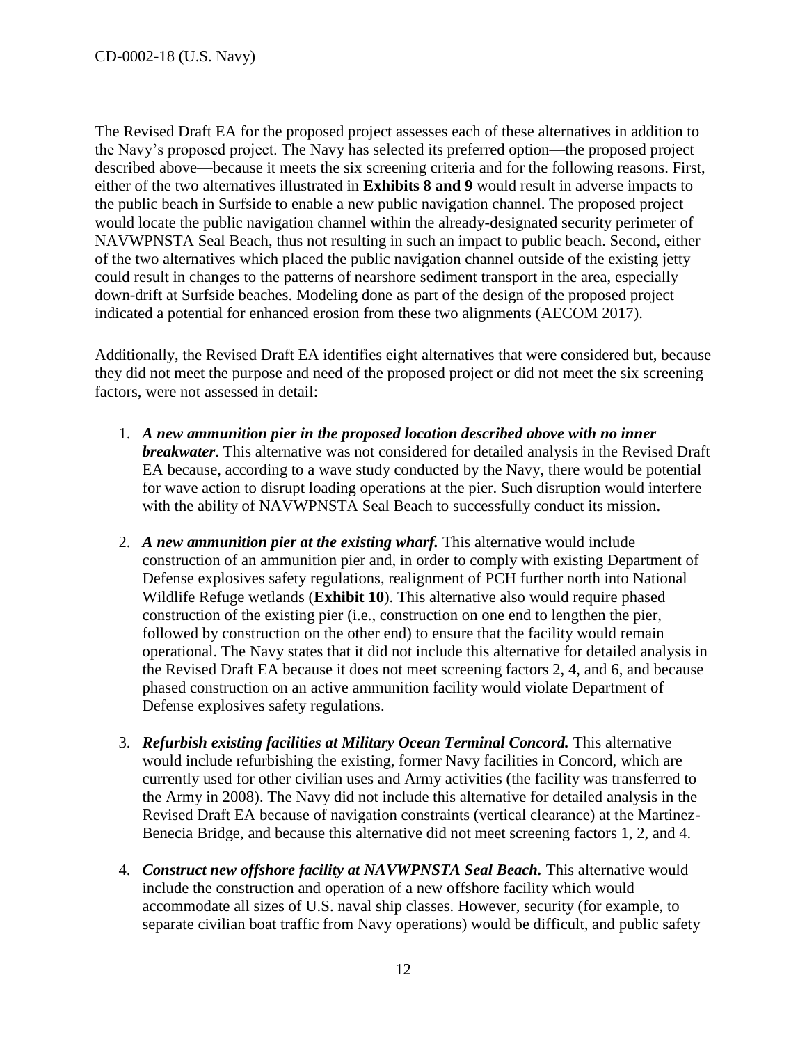The Revised Draft EA for the proposed project assesses each of these alternatives in addition to the Navy's proposed project. The Navy has selected its preferred option—the proposed project described above—because it meets the six screening criteria and for the following reasons. First, either of the two alternatives illustrated in **Exhibits 8 and 9** would result in adverse impacts to the public beach in Surfside to enable a new public navigation channel. The proposed project would locate the public navigation channel within the already-designated security perimeter of NAVWPNSTA Seal Beach, thus not resulting in such an impact to public beach. Second, either of the two alternatives which placed the public navigation channel outside of the existing jetty could result in changes to the patterns of nearshore sediment transport in the area, especially down-drift at Surfside beaches. Modeling done as part of the design of the proposed project indicated a potential for enhanced erosion from these two alignments (AECOM 2017).

Additionally, the Revised Draft EA identifies eight alternatives that were considered but, because they did not meet the purpose and need of the proposed project or did not meet the six screening factors, were not assessed in detail:

1. ***A new ammunition pier in the proposed location described above with no inner breakwater***. This alternative was not considered for detailed analysis in the Revised Draft EA because, according to a wave study conducted by the Navy, there would be potential for wave action to disrupt loading operations at the pier. Such disruption would interfere with the ability of NAVWPNSTA Seal Beach to successfully conduct its mission.

2. ***A new ammunition pier at the existing wharf.*** This alternative would include construction of an ammunition pier and, in order to comply with existing Department of Defense explosives safety regulations, realignment of PCH further north into National Wildlife Refuge wetlands (**Exhibit 10**). This alternative also would require phased construction of the existing pier (i.e., construction on one end to lengthen the pier, followed by construction on the other end) to ensure that the facility would remain operational. The Navy states that it did not include this alternative for detailed analysis in the Revised Draft EA because it does not meet screening factors 2, 4, and 6, and because phased construction on an active ammunition facility would violate Department of Defense explosives safety regulations.

3. ***Refurbish existing facilities at Military Ocean Terminal Concord.*** This alternative would include refurbishing the existing, former Navy facilities in Concord, which are currently used for other civilian uses and Army activities (the facility was transferred to the Army in 2008). The Navy did not include this alternative for detailed analysis in the Revised Draft EA because of navigation constraints (vertical clearance) at the Martinez-Benecia Bridge, and because this alternative did not meet screening factors 1, 2, and 4.

4. ***Construct new offshore facility at NAVWPNSTA Seal Beach.*** This alternative would include the construction and operation of a new offshore facility which would accommodate all sizes of U.S. naval ship classes. However, security (for example, to separate civilian boat traffic from Navy operations) would be difficult, and public safety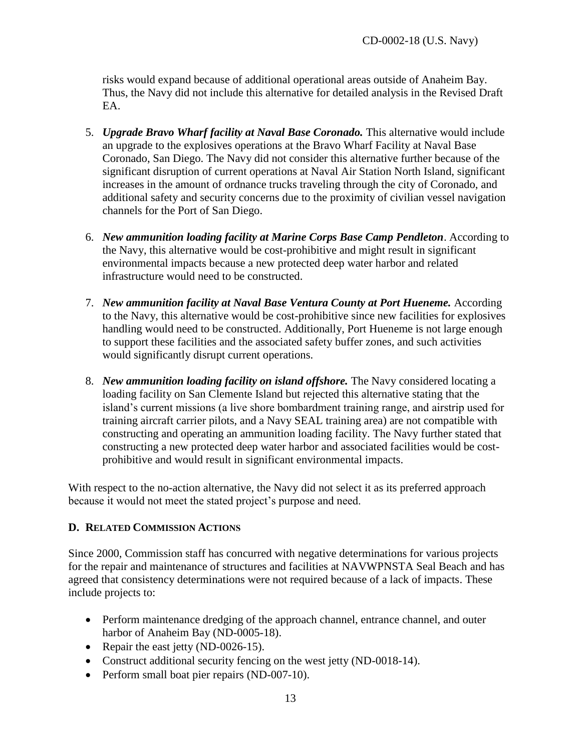risks would expand because of additional operational areas outside of Anaheim Bay. Thus, the Navy did not include this alternative for detailed analysis in the Revised Draft EA.

5. ***Upgrade Bravo Wharf facility at Naval Base Coronado.*** This alternative would include an upgrade to the explosives operations at the Bravo Wharf Facility at Naval Base Coronado, San Diego. The Navy did not consider this alternative further because of the significant disruption of current operations at Naval Air Station North Island, significant increases in the amount of ordnance trucks traveling through the city of Coronado, and additional safety and security concerns due to the proximity of civilian vessel navigation channels for the Port of San Diego.

6. ***New ammunition loading facility at Marine Corps Base Camp Pendleton***. According to the Navy, this alternative would be cost-prohibitive and might result in significant environmental impacts because a new protected deep water harbor and related infrastructure would need to be constructed.

7. ***New ammunition facility at Naval Base Ventura County at Port Hueneme.*** According to the Navy, this alternative would be cost-prohibitive since new facilities for explosives handling would need to be constructed. Additionally, Port Hueneme is not large enough to support these facilities and the associated safety buffer zones, and such activities would significantly disrupt current operations.

8. ***New ammunition loading facility on island offshore.*** The Navy considered locating a loading facility on San Clemente Island but rejected this alternative stating that the island's current missions (a live shore bombardment training range, and airstrip used for training aircraft carrier pilots, and a Navy SEAL training area) are not compatible with constructing and operating an ammunition loading facility. The Navy further stated that constructing a new protected deep water harbor and associated facilities would be cost-prohibitive and would result in significant environmental impacts.

With respect to the no-action alternative, the Navy did not select it as its preferred approach because it would not meet the stated project's purpose and need.

## D. Related Commission Actions

Since 2000, Commission staff has concurred with negative determinations for various projects for the repair and maintenance of structures and facilities at NAVWPNSTA Seal Beach and has agreed that consistency determinations were not required because of a lack of impacts. These include projects to:

- Perform maintenance dredging of the approach channel, entrance channel, and outer harbor of Anaheim Bay (ND-0005-18).
- Repair the east jetty (ND-0026-15).
- Construct additional security fencing on the west jetty (ND-0018-14).
- Perform small boat pier repairs (ND-007-10).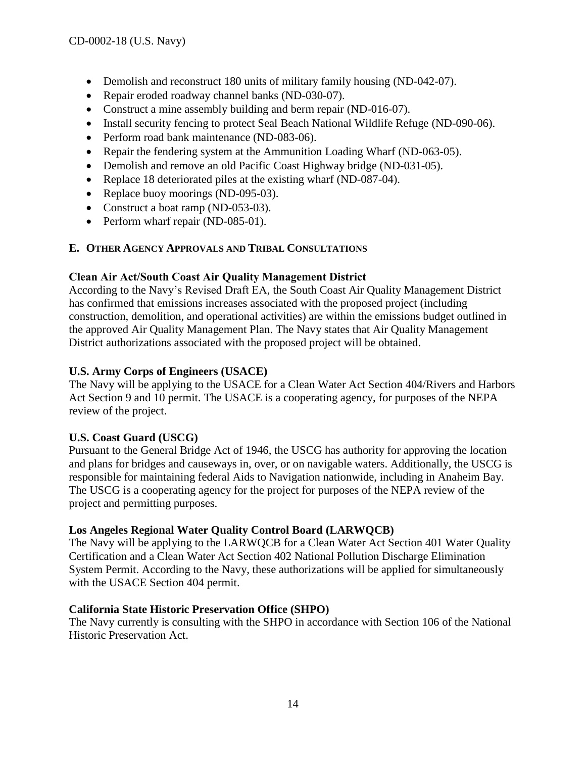- Demolish and reconstruct 180 units of military family housing (ND-042-07).
- Repair eroded roadway channel banks (ND-030-07).
- Construct a mine assembly building and berm repair (ND-016-07).
- Install security fencing to protect Seal Beach National Wildlife Refuge (ND-090-06).
- Perform road bank maintenance (ND-083-06).
- Repair the fendering system at the Ammunition Loading Wharf (ND-063-05).
- Demolish and remove an old Pacific Coast Highway bridge (ND-031-05).
- Replace 18 deteriorated piles at the existing wharf (ND-087-04).
- Replace buoy moorings (ND-095-03).
- Construct a boat ramp (ND-053-03).
- Perform wharf repair (ND-085-01).

## E. Other Agency Approvals and Tribal Consultations

**Clean Air Act/South Coast Air Quality Management District**

According to the Navy's Revised Draft EA, the South Coast Air Quality Management District has confirmed that emissions increases associated with the proposed project (including construction, demolition, and operational activities) are within the emissions budget outlined in the approved Air Quality Management Plan. The Navy states that Air Quality Management District authorizations associated with the proposed project will be obtained.

**U.S. Army Corps of Engineers (USACE)**

The Navy will be applying to the USACE for a Clean Water Act Section 404/Rivers and Harbors Act Section 9 and 10 permit. The USACE is a cooperating agency, for purposes of the NEPA review of the project.

**U.S. Coast Guard (USCG)**

Pursuant to the General Bridge Act of 1946, the USCG has authority for approving the location and plans for bridges and causeways in, over, or on navigable waters. Additionally, the USCG is responsible for maintaining federal Aids to Navigation nationwide, including in Anaheim Bay. The USCG is a cooperating agency for the project for purposes of the NEPA review of the project and permitting purposes.

**Los Angeles Regional Water Quality Control Board (LARWQCB)**

The Navy will be applying to the LARWQCB for a Clean Water Act Section 401 Water Quality Certification and a Clean Water Act Section 402 National Pollution Discharge Elimination System Permit. According to the Navy, these authorizations will be applied for simultaneously with the USACE Section 404 permit.

**California State Historic Preservation Office (SHPO)**

The Navy currently is consulting with the SHPO in accordance with Section 106 of the National Historic Preservation Act.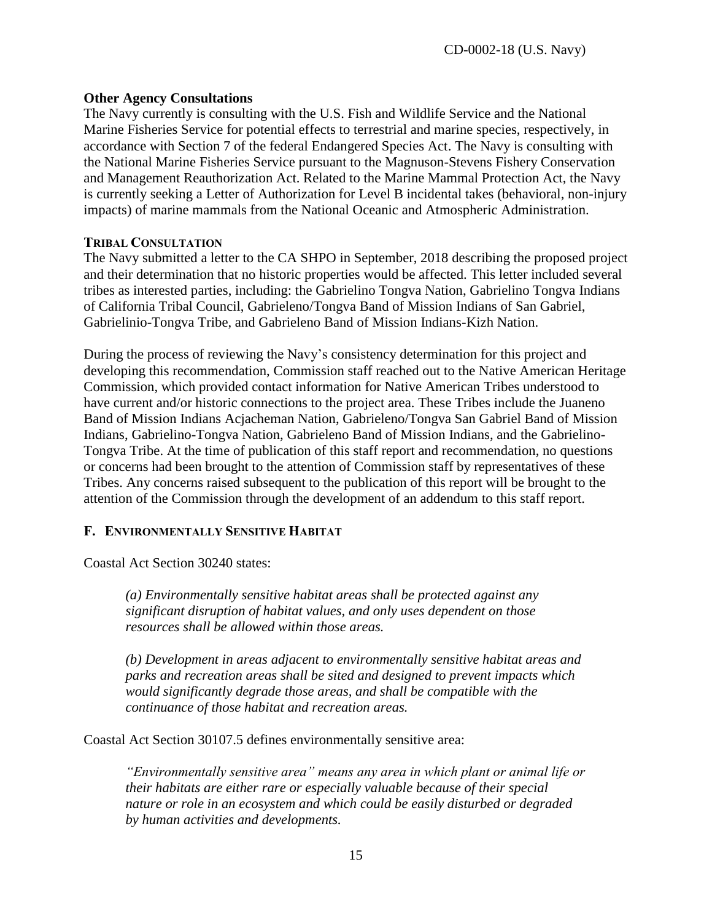**Other Agency Consultations**

The Navy currently is consulting with the U.S. Fish and Wildlife Service and the National Marine Fisheries Service for potential effects to terrestrial and marine species, respectively, in accordance with Section 7 of the federal Endangered Species Act. The Navy is consulting with the National Marine Fisheries Service pursuant to the Magnuson-Stevens Fishery Conservation and Management Reauthorization Act. Related to the Marine Mammal Protection Act, the Navy is currently seeking a Letter of Authorization for Level B incidental takes (behavioral, non-injury impacts) of marine mammals from the National Oceanic and Atmospheric Administration.

**TRIBAL CONSULTATION**

The Navy submitted a letter to the CA SHPO in September, 2018 describing the proposed project and their determination that no historic properties would be affected. This letter included several tribes as interested parties, including: the Gabrielino Tongva Nation, Gabrielino Tongva Indians of California Tribal Council, Gabrieleno/Tongva Band of Mission Indians of San Gabriel, Gabrielinio-Tongva Tribe, and Gabrieleno Band of Mission Indians-Kizh Nation.

During the process of reviewing the Navy's consistency determination for this project and developing this recommendation, Commission staff reached out to the Native American Heritage Commission, which provided contact information for Native American Tribes understood to have current and/or historic connections to the project area. These Tribes include the Juaneno Band of Mission Indians Acjacheman Nation, Gabrieleno/Tongva San Gabriel Band of Mission Indians, Gabrielino-Tongva Nation, Gabrieleno Band of Mission Indians, and the Gabrielino-Tongva Tribe. At the time of publication of this staff report and recommendation, no questions or concerns had been brought to the attention of Commission staff by representatives of these Tribes. Any concerns raised subsequent to the publication of this report will be brought to the attention of the Commission through the development of an addendum to this staff report.

### F. ENVIRONMENTALLY SENSITIVE HABITAT

Coastal Act Section 30240 states:

> *(a) Environmentally sensitive habitat areas shall be protected against any significant disruption of habitat values, and only uses dependent on those resources shall be allowed within those areas.*
>
> *(b) Development in areas adjacent to environmentally sensitive habitat areas and parks and recreation areas shall be sited and designed to prevent impacts which would significantly degrade those areas, and shall be compatible with the continuance of those habitat and recreation areas.*

Coastal Act Section 30107.5 defines environmentally sensitive area:

> *"Environmentally sensitive area" means any area in which plant or animal life or their habitats are either rare or especially valuable because of their special nature or role in an ecosystem and which could be easily disturbed or degraded by human activities and developments.*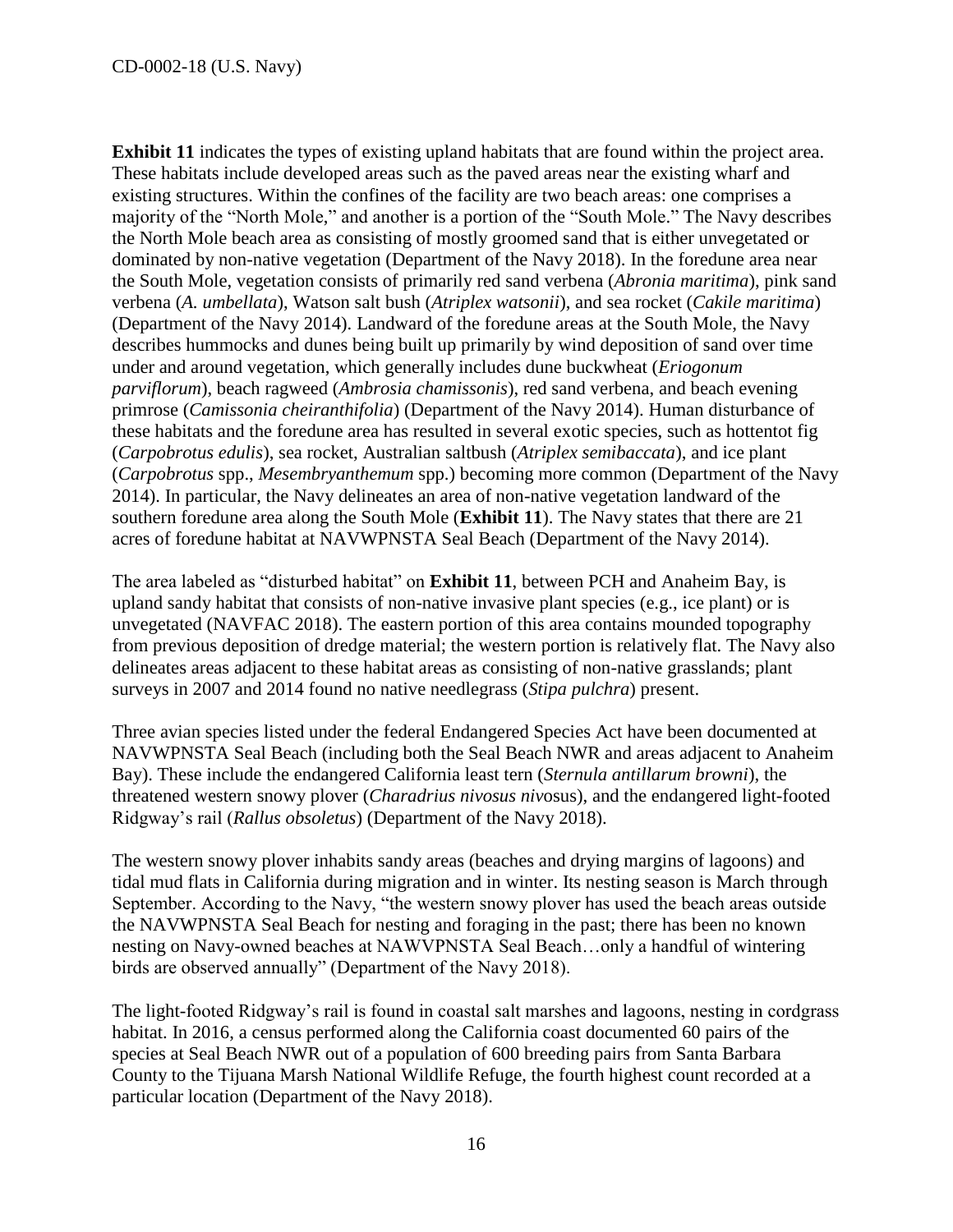**Exhibit 11** indicates the types of existing upland habitats that are found within the project area. These habitats include developed areas such as the paved areas near the existing wharf and existing structures. Within the confines of the facility are two beach areas: one comprises a majority of the "North Mole," and another is a portion of the "South Mole." The Navy describes the North Mole beach area as consisting of mostly groomed sand that is either unvegetated or dominated by non-native vegetation (Department of the Navy 2018). In the foredune area near the South Mole, vegetation consists of primarily red sand verbena (*Abronia maritima*), pink sand verbena (*A. umbellata*), Watson salt bush (*Atriplex watsonii*), and sea rocket (*Cakile maritima*) (Department of the Navy 2014). Landward of the foredune areas at the South Mole, the Navy describes hummocks and dunes being built up primarily by wind deposition of sand over time under and around vegetation, which generally includes dune buckwheat (*Eriogonum parviflorum*), beach ragweed (*Ambrosia chamissonis*), red sand verbena, and beach evening primrose (*Camissonia cheiranthifolia*) (Department of the Navy 2014). Human disturbance of these habitats and the foredune area has resulted in several exotic species, such as hottentot fig (*Carpobrotus edulis*), sea rocket, Australian saltbush (*Atriplex semibaccata*), and ice plant (*Carpobrotus* spp., *Mesembryanthemum* spp.) becoming more common (Department of the Navy 2014). In particular, the Navy delineates an area of non-native vegetation landward of the southern foredune area along the South Mole (**Exhibit 11**). The Navy states that there are 21 acres of foredune habitat at NAVWPNSTA Seal Beach (Department of the Navy 2014).

The area labeled as "disturbed habitat" on **Exhibit 11**, between PCH and Anaheim Bay, is upland sandy habitat that consists of non-native invasive plant species (e.g., ice plant) or is unvegetated (NAVFAC 2018). The eastern portion of this area contains mounded topography from previous deposition of dredge material; the western portion is relatively flat. The Navy also delineates areas adjacent to these habitat areas as consisting of non-native grasslands; plant surveys in 2007 and 2014 found no native needlegrass (*Stipa pulchra*) present.

Three avian species listed under the federal Endangered Species Act have been documented at NAVWPNSTA Seal Beach (including both the Seal Beach NWR and areas adjacent to Anaheim Bay). These include the endangered California least tern (*Sternula antillarum browni*), the threatened western snowy plover (*Charadrius nivosus niv*osus), and the endangered light-footed Ridgway's rail (*Rallus obsoletus*) (Department of the Navy 2018).

The western snowy plover inhabits sandy areas (beaches and drying margins of lagoons) and tidal mud flats in California during migration and in winter. Its nesting season is March through September. According to the Navy, "the western snowy plover has used the beach areas outside the NAVWPNSTA Seal Beach for nesting and foraging in the past; there has been no known nesting on Navy-owned beaches at NAWVPNSTA Seal Beach…only a handful of wintering birds are observed annually" (Department of the Navy 2018).

The light-footed Ridgway's rail is found in coastal salt marshes and lagoons, nesting in cordgrass habitat. In 2016, a census performed along the California coast documented 60 pairs of the species at Seal Beach NWR out of a population of 600 breeding pairs from Santa Barbara County to the Tijuana Marsh National Wildlife Refuge, the fourth highest count recorded at a particular location (Department of the Navy 2018).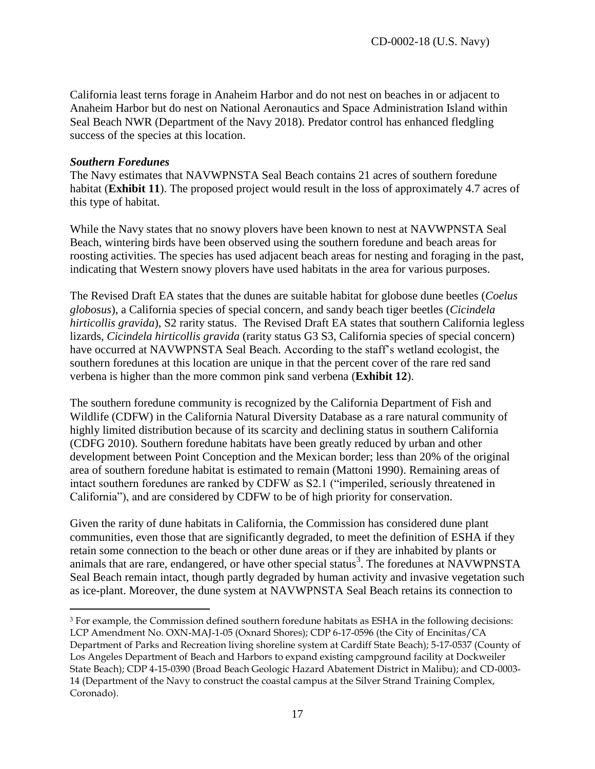California least terns forage in Anaheim Harbor and do not nest on beaches in or adjacent to Anaheim Harbor but do nest on National Aeronautics and Space Administration Island within Seal Beach NWR (Department of the Navy 2018). Predator control has enhanced fledgling success of the species at this location.

### *Southern Foredunes*

The Navy estimates that NAVWPNSTA Seal Beach contains 21 acres of southern foredune habitat (**Exhibit 11**). The proposed project would result in the loss of approximately 4.7 acres of this type of habitat.

While the Navy states that no snowy plovers have been known to nest at NAVWPNSTA Seal Beach, wintering birds have been observed using the southern foredune and beach areas for roosting activities. The species has used adjacent beach areas for nesting and foraging in the past, indicating that Western snowy plovers have used habitats in the area for various purposes.

The Revised Draft EA states that the dunes are suitable habitat for globose dune beetles (*Coelus globosus*), a California species of special concern, and sandy beach tiger beetles (*Cicindela hirticollis gravida*), S2 rarity status. The Revised Draft EA states that southern California legless lizards, *Cicindela hirticollis gravida* (rarity status G3 S3, California species of special concern) have occurred at NAVWPNSTA Seal Beach. According to the staff's wetland ecologist, the southern foredunes at this location are unique in that the percent cover of the rare red sand verbena is higher than the more common pink sand verbena (**Exhibit 12**).

The southern foredune community is recognized by the California Department of Fish and Wildlife (CDFW) in the California Natural Diversity Database as a rare natural community of highly limited distribution because of its scarcity and declining status in southern California (CDFG 2010). Southern foredune habitats have been greatly reduced by urban and other development between Point Conception and the Mexican border; less than 20% of the original area of southern foredune habitat is estimated to remain (Mattoni 1990). Remaining areas of intact southern foredunes are ranked by CDFW as S2.1 ("imperiled, seriously threatened in California"), and are considered by CDFW to be of high priority for conservation.

Given the rarity of dune habitats in California, the Commission has considered dune plant communities, even those that are significantly degraded, to meet the definition of ESHA if they retain some connection to the beach or other dune areas or if they are inhabited by plants or animals that are rare, endangered, or have other special status[3]. The foredunes at NAVWPNSTA Seal Beach remain intact, though partly degraded by human activity and invasive vegetation such as ice-plant. Moreover, the dune system at NAVWPNSTA Seal Beach retains its connection to

---

[3] For example, the Commission defined southern foredune habitats as ESHA in the following decisions: LCP Amendment No. OXN-MAJ-1-05 (Oxnard Shores); CDP 6-17-0596 (the City of Encinitas/CA Department of Parks and Recreation living shoreline system at Cardiff State Beach); 5-17-0537 (County of Los Angeles Department of Beach and Harbors to expand existing campground facility at Dockweiler State Beach); CDP 4-15-0390 (Broad Beach Geologic Hazard Abatement District in Malibu); and CD-0003-14 (Department of the Navy to construct the coastal campus at the Silver Strand Training Complex, Coronado).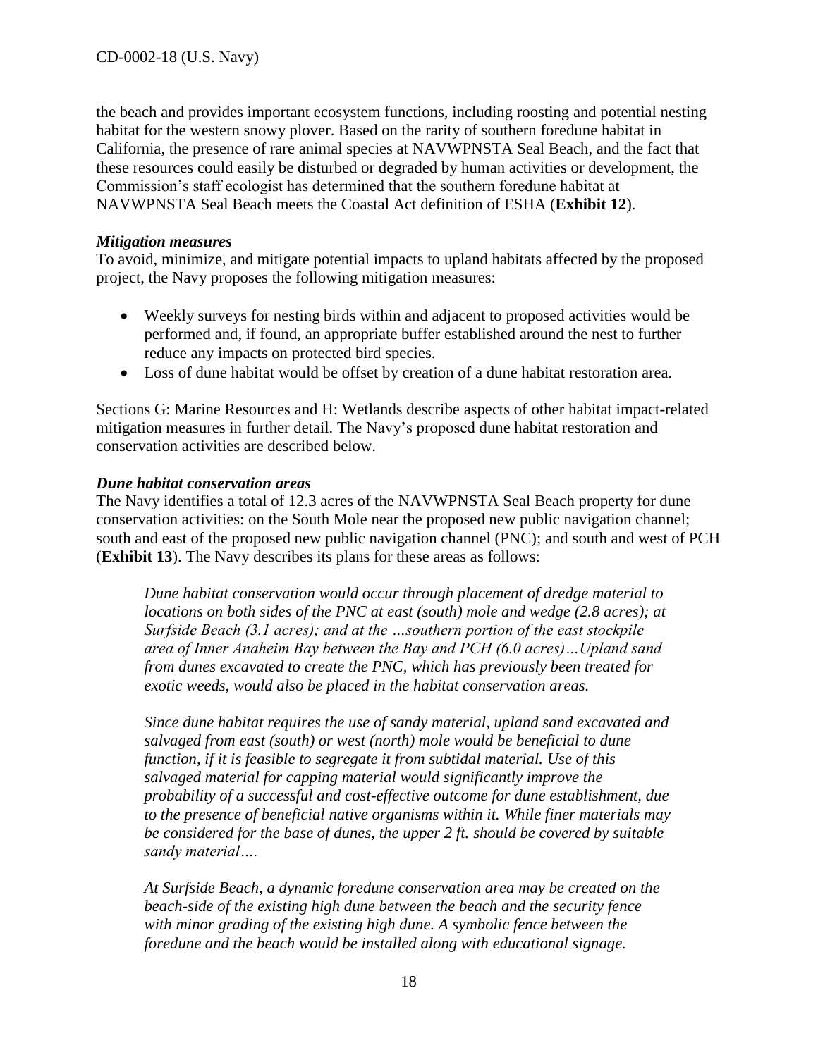the beach and provides important ecosystem functions, including roosting and potential nesting habitat for the western snowy plover. Based on the rarity of southern foredune habitat in California, the presence of rare animal species at NAVWPNSTA Seal Beach, and the fact that these resources could easily be disturbed or degraded by human activities or development, the Commission's staff ecologist has determined that the southern foredune habitat at NAVWPNSTA Seal Beach meets the Coastal Act definition of ESHA (**Exhibit 12**).

***Mitigation measures***

To avoid, minimize, and mitigate potential impacts to upland habitats affected by the proposed project, the Navy proposes the following mitigation measures:

- Weekly surveys for nesting birds within and adjacent to proposed activities would be performed and, if found, an appropriate buffer established around the nest to further reduce any impacts on protected bird species.
- Loss of dune habitat would be offset by creation of a dune habitat restoration area.

Sections G: Marine Resources and H: Wetlands describe aspects of other habitat impact-related mitigation measures in further detail. The Navy's proposed dune habitat restoration and conservation activities are described below.

***Dune habitat conservation areas***

The Navy identifies a total of 12.3 acres of the NAVWPNSTA Seal Beach property for dune conservation activities: on the South Mole near the proposed new public navigation channel; south and east of the proposed new public navigation channel (PNC); and south and west of PCH (**Exhibit 13**). The Navy describes its plans for these areas as follows:

> *Dune habitat conservation would occur through placement of dredge material to locations on both sides of the PNC at east (south) mole and wedge (2.8 acres); at Surfside Beach (3.1 acres); and at the …southern portion of the east stockpile area of Inner Anaheim Bay between the Bay and PCH (6.0 acres)…Upland sand from dunes excavated to create the PNC, which has previously been treated for exotic weeds, would also be placed in the habitat conservation areas.*
>
> *Since dune habitat requires the use of sandy material, upland sand excavated and salvaged from east (south) or west (north) mole would be beneficial to dune function, if it is feasible to segregate it from subtidal material. Use of this salvaged material for capping material would significantly improve the probability of a successful and cost-effective outcome for dune establishment, due to the presence of beneficial native organisms within it. While finer materials may be considered for the base of dunes, the upper 2 ft. should be covered by suitable sandy material….*
>
> *At Surfside Beach, a dynamic foredune conservation area may be created on the beach-side of the existing high dune between the beach and the security fence with minor grading of the existing high dune. A symbolic fence between the foredune and the beach would be installed along with educational signage.*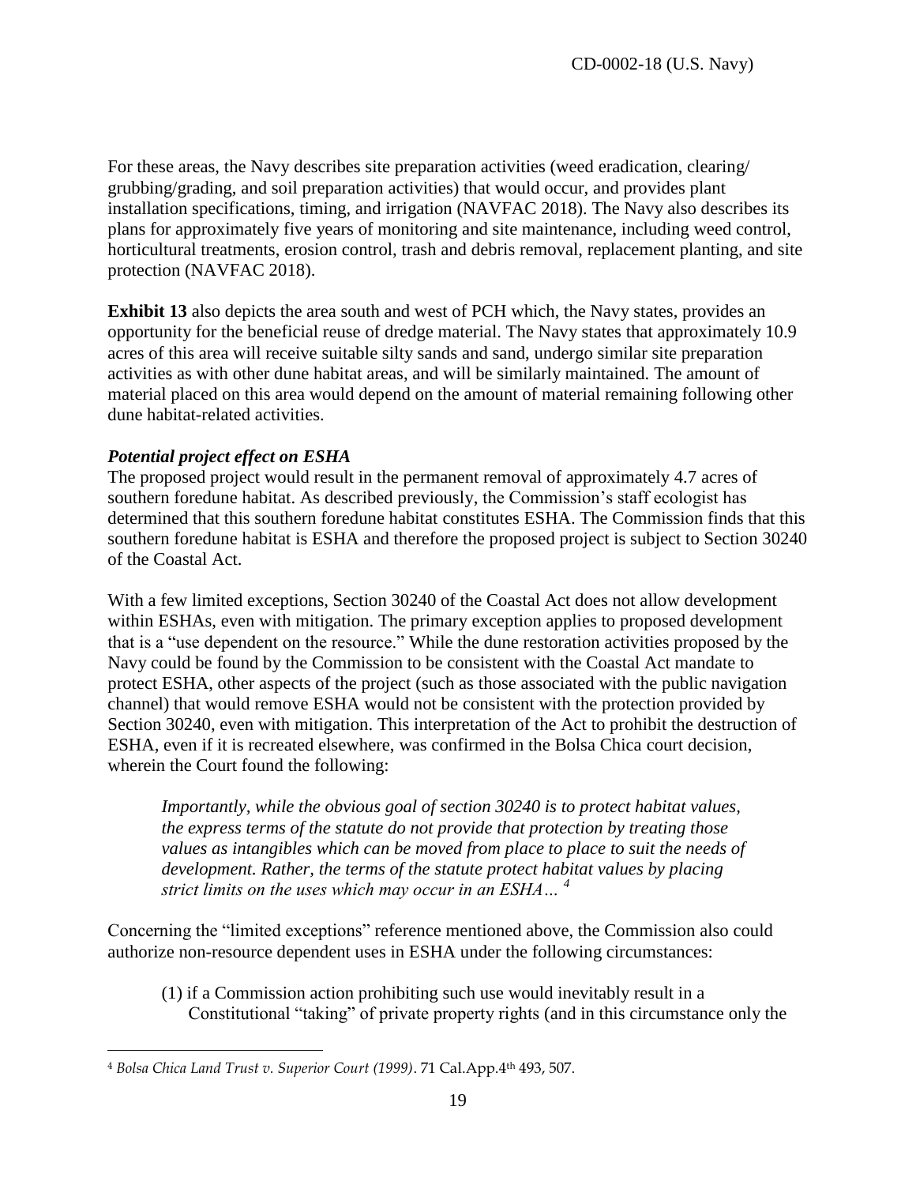For these areas, the Navy describes site preparation activities (weed eradication, clearing/ grubbing/grading, and soil preparation activities) that would occur, and provides plant installation specifications, timing, and irrigation (NAVFAC 2018). The Navy also describes its plans for approximately five years of monitoring and site maintenance, including weed control, horticultural treatments, erosion control, trash and debris removal, replacement planting, and site protection (NAVFAC 2018).

**Exhibit 13** also depicts the area south and west of PCH which, the Navy states, provides an opportunity for the beneficial reuse of dredge material. The Navy states that approximately 10.9 acres of this area will receive suitable silty sands and sand, undergo similar site preparation activities as with other dune habitat areas, and will be similarly maintained. The amount of material placed on this area would depend on the amount of material remaining following other dune habitat-related activities.

### *Potential project effect on ESHA*

The proposed project would result in the permanent removal of approximately 4.7 acres of southern foredune habitat. As described previously, the Commission's staff ecologist has determined that this southern foredune habitat constitutes ESHA. The Commission finds that this southern foredune habitat is ESHA and therefore the proposed project is subject to Section 30240 of the Coastal Act.

With a few limited exceptions, Section 30240 of the Coastal Act does not allow development within ESHAs, even with mitigation. The primary exception applies to proposed development that is a "use dependent on the resource." While the dune restoration activities proposed by the Navy could be found by the Commission to be consistent with the Coastal Act mandate to protect ESHA, other aspects of the project (such as those associated with the public navigation channel) that would remove ESHA would not be consistent with the protection provided by Section 30240, even with mitigation. This interpretation of the Act to prohibit the destruction of ESHA, even if it is recreated elsewhere, was confirmed in the Bolsa Chica court decision, wherein the Court found the following:

> *Importantly, while the obvious goal of section 30240 is to protect habitat values, the express terms of the statute do not provide that protection by treating those values as intangibles which can be moved from place to place to suit the needs of development. Rather, the terms of the statute protect habitat values by placing strict limits on the uses which may occur in an ESHA…* [4]

Concerning the "limited exceptions" reference mentioned above, the Commission also could authorize non-resource dependent uses in ESHA under the following circumstances:

(1) if a Commission action prohibiting such use would inevitably result in a Constitutional "taking" of private property rights (and in this circumstance only the

[4] *Bolsa Chica Land Trust v. Superior Court (1999)*. 71 Cal.App.4th 493, 507.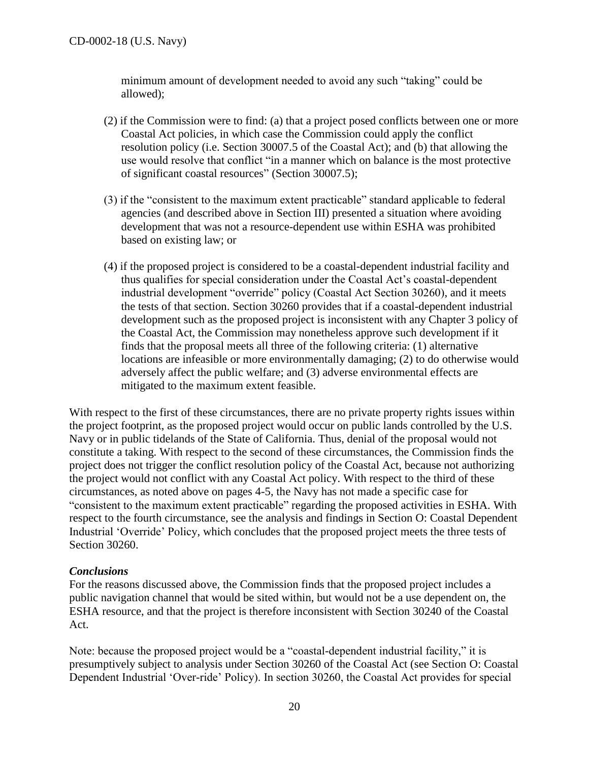minimum amount of development needed to avoid any such "taking" could be allowed);

(2) if the Commission were to find: (a) that a project posed conflicts between one or more Coastal Act policies, in which case the Commission could apply the conflict resolution policy (i.e. Section 30007.5 of the Coastal Act); and (b) that allowing the use would resolve that conflict "in a manner which on balance is the most protective of significant coastal resources" (Section 30007.5);

(3) if the "consistent to the maximum extent practicable" standard applicable to federal agencies (and described above in Section III) presented a situation where avoiding development that was not a resource-dependent use within ESHA was prohibited based on existing law; or

(4) if the proposed project is considered to be a coastal-dependent industrial facility and thus qualifies for special consideration under the Coastal Act's coastal-dependent industrial development "override" policy (Coastal Act Section 30260), and it meets the tests of that section. Section 30260 provides that if a coastal-dependent industrial development such as the proposed project is inconsistent with any Chapter 3 policy of the Coastal Act, the Commission may nonetheless approve such development if it finds that the proposal meets all three of the following criteria: (1) alternative locations are infeasible or more environmentally damaging; (2) to do otherwise would adversely affect the public welfare; and (3) adverse environmental effects are mitigated to the maximum extent feasible.

With respect to the first of these circumstances, there are no private property rights issues within the project footprint, as the proposed project would occur on public lands controlled by the U.S. Navy or in public tidelands of the State of California. Thus, denial of the proposal would not constitute a taking. With respect to the second of these circumstances, the Commission finds the project does not trigger the conflict resolution policy of the Coastal Act, because not authorizing the project would not conflict with any Coastal Act policy. With respect to the third of these circumstances, as noted above on pages 4-5, the Navy has not made a specific case for "consistent to the maximum extent practicable" regarding the proposed activities in ESHA. With respect to the fourth circumstance, see the analysis and findings in Section O: Coastal Dependent Industrial 'Override' Policy, which concludes that the proposed project meets the three tests of Section 30260.

***Conclusions***

For the reasons discussed above, the Commission finds that the proposed project includes a public navigation channel that would be sited within, but would not be a use dependent on, the ESHA resource, and that the project is therefore inconsistent with Section 30240 of the Coastal Act.

Note: because the proposed project would be a "coastal-dependent industrial facility," it is presumptively subject to analysis under Section 30260 of the Coastal Act (see Section O: Coastal Dependent Industrial 'Over-ride' Policy). In section 30260, the Coastal Act provides for special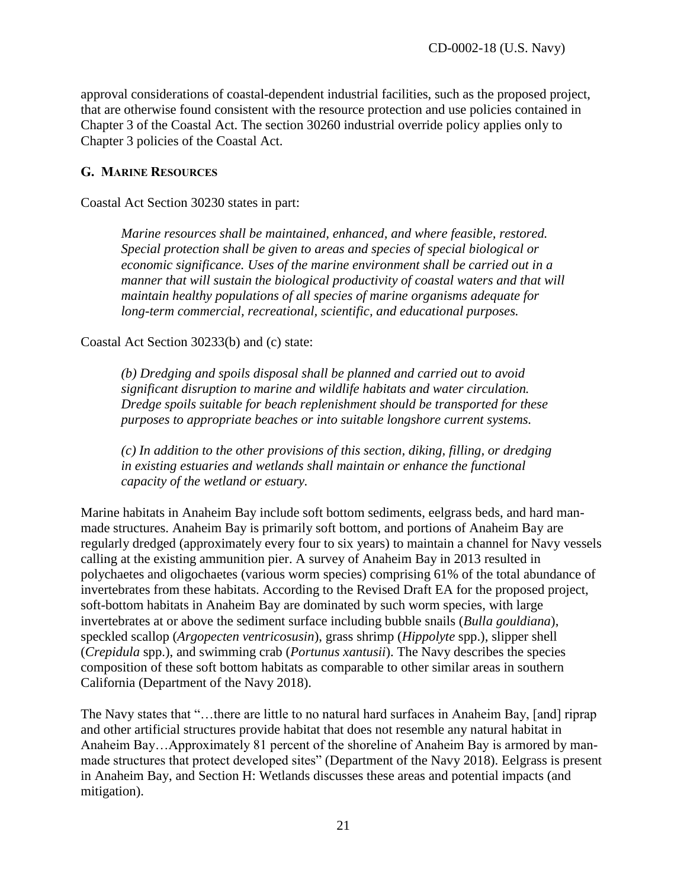approval considerations of coastal-dependent industrial facilities, such as the proposed project, that are otherwise found consistent with the resource protection and use policies contained in Chapter 3 of the Coastal Act. The section 30260 industrial override policy applies only to Chapter 3 policies of the Coastal Act.

## G. MARINE RESOURCES

Coastal Act Section 30230 states in part:

> *Marine resources shall be maintained, enhanced, and where feasible, restored. Special protection shall be given to areas and species of special biological or economic significance. Uses of the marine environment shall be carried out in a manner that will sustain the biological productivity of coastal waters and that will maintain healthy populations of all species of marine organisms adequate for long-term commercial, recreational, scientific, and educational purposes.*

Coastal Act Section 30233(b) and (c) state:

> *(b) Dredging and spoils disposal shall be planned and carried out to avoid significant disruption to marine and wildlife habitats and water circulation. Dredge spoils suitable for beach replenishment should be transported for these purposes to appropriate beaches or into suitable longshore current systems.*
>
> *(c) In addition to the other provisions of this section, diking, filling, or dredging in existing estuaries and wetlands shall maintain or enhance the functional capacity of the wetland or estuary.*

Marine habitats in Anaheim Bay include soft bottom sediments, eelgrass beds, and hard man-made structures. Anaheim Bay is primarily soft bottom, and portions of Anaheim Bay are regularly dredged (approximately every four to six years) to maintain a channel for Navy vessels calling at the existing ammunition pier. A survey of Anaheim Bay in 2013 resulted in polychaetes and oligochaetes (various worm species) comprising 61% of the total abundance of invertebrates from these habitats. According to the Revised Draft EA for the proposed project, soft-bottom habitats in Anaheim Bay are dominated by such worm species, with large invertebrates at or above the sediment surface including bubble snails (*Bulla gouldiana*), speckled scallop (*Argopecten ventricosusin*), grass shrimp (*Hippolyte* spp.), slipper shell (*Crepidula* spp.), and swimming crab (*Portunus xantusii*). The Navy describes the species composition of these soft bottom habitats as comparable to other similar areas in southern California (Department of the Navy 2018).

The Navy states that "…there are little to no natural hard surfaces in Anaheim Bay, [and] riprap and other artificial structures provide habitat that does not resemble any natural habitat in Anaheim Bay…Approximately 81 percent of the shoreline of Anaheim Bay is armored by man-made structures that protect developed sites" (Department of the Navy 2018). Eelgrass is present in Anaheim Bay, and Section H: Wetlands discusses these areas and potential impacts (and mitigation).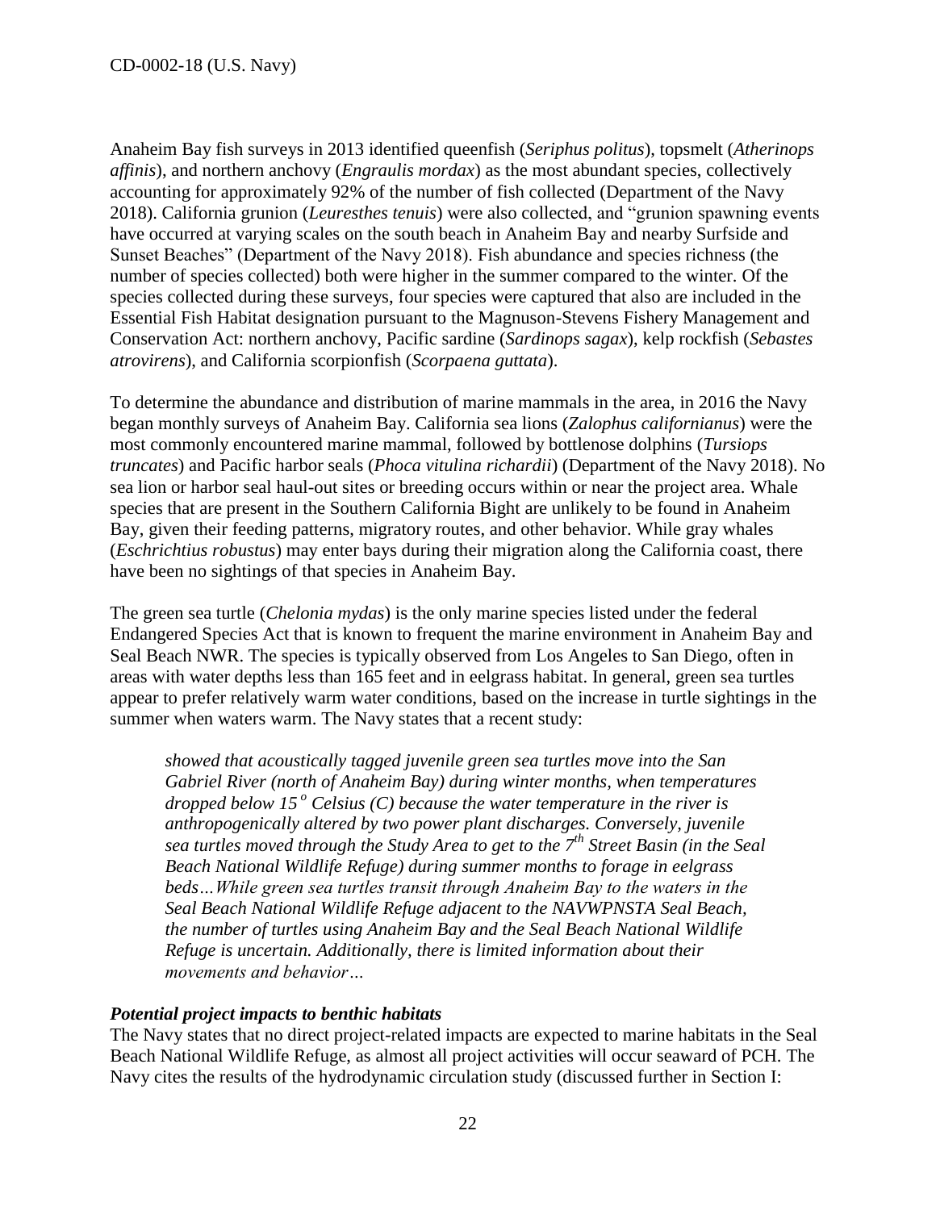Anaheim Bay fish surveys in 2013 identified queenfish (*Seriphus politus*), topsmelt (*Atherinops affinis*), and northern anchovy (*Engraulis mordax*) as the most abundant species, collectively accounting for approximately 92% of the number of fish collected (Department of the Navy 2018). California grunion (*Leuresthes tenuis*) were also collected, and "grunion spawning events have occurred at varying scales on the south beach in Anaheim Bay and nearby Surfside and Sunset Beaches" (Department of the Navy 2018). Fish abundance and species richness (the number of species collected) both were higher in the summer compared to the winter. Of the species collected during these surveys, four species were captured that also are included in the Essential Fish Habitat designation pursuant to the Magnuson-Stevens Fishery Management and Conservation Act: northern anchovy, Pacific sardine (*Sardinops sagax*), kelp rockfish (*Sebastes atrovirens*), and California scorpionfish (*Scorpaena guttata*).

To determine the abundance and distribution of marine mammals in the area, in 2016 the Navy began monthly surveys of Anaheim Bay. California sea lions (*Zalophus californianus*) were the most commonly encountered marine mammal, followed by bottlenose dolphins (*Tursiops truncates*) and Pacific harbor seals (*Phoca vitulina richardii*) (Department of the Navy 2018). No sea lion or harbor seal haul-out sites or breeding occurs within or near the project area. Whale species that are present in the Southern California Bight are unlikely to be found in Anaheim Bay, given their feeding patterns, migratory routes, and other behavior. While gray whales (*Eschrichtius robustus*) may enter bays during their migration along the California coast, there have been no sightings of that species in Anaheim Bay.

The green sea turtle (*Chelonia mydas*) is the only marine species listed under the federal Endangered Species Act that is known to frequent the marine environment in Anaheim Bay and Seal Beach NWR. The species is typically observed from Los Angeles to San Diego, often in areas with water depths less than 165 feet and in eelgrass habitat. In general, green sea turtles appear to prefer relatively warm water conditions, based on the increase in turtle sightings in the summer when waters warm. The Navy states that a recent study:

> *showed that acoustically tagged juvenile green sea turtles move into the San Gabriel River (north of Anaheim Bay) during winter months, when temperatures dropped below 15$^{o}$ Celsius (C) because the water temperature in the river is anthropogenically altered by two power plant discharges. Conversely, juvenile sea turtles moved through the Study Area to get to the 7$^{th}$ Street Basin (in the Seal Beach National Wildlife Refuge) during summer months to forage in eelgrass beds…While green sea turtles transit through Anaheim Bay to the waters in the Seal Beach National Wildlife Refuge adjacent to the NAVWPNSTA Seal Beach, the number of turtles using Anaheim Bay and the Seal Beach National Wildlife Refuge is uncertain. Additionally, there is limited information about their movements and behavior…*

***Potential project impacts to benthic habitats***

The Navy states that no direct project-related impacts are expected to marine habitats in the Seal Beach National Wildlife Refuge, as almost all project activities will occur seaward of PCH. The Navy cites the results of the hydrodynamic circulation study (discussed further in Section I: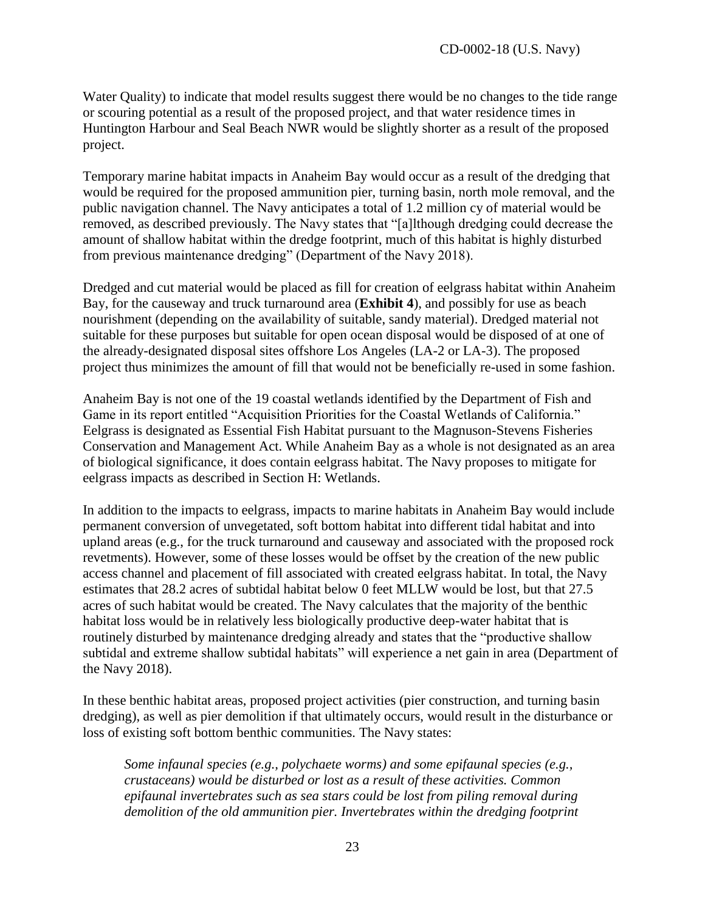Water Quality) to indicate that model results suggest there would be no changes to the tide range or scouring potential as a result of the proposed project, and that water residence times in Huntington Harbour and Seal Beach NWR would be slightly shorter as a result of the proposed project.

Temporary marine habitat impacts in Anaheim Bay would occur as a result of the dredging that would be required for the proposed ammunition pier, turning basin, north mole removal, and the public navigation channel. The Navy anticipates a total of 1.2 million cy of material would be removed, as described previously. The Navy states that "[a]lthough dredging could decrease the amount of shallow habitat within the dredge footprint, much of this habitat is highly disturbed from previous maintenance dredging" (Department of the Navy 2018).

Dredged and cut material would be placed as fill for creation of eelgrass habitat within Anaheim Bay, for the causeway and truck turnaround area (**Exhibit 4**), and possibly for use as beach nourishment (depending on the availability of suitable, sandy material). Dredged material not suitable for these purposes but suitable for open ocean disposal would be disposed of at one of the already-designated disposal sites offshore Los Angeles (LA-2 or LA-3). The proposed project thus minimizes the amount of fill that would not be beneficially re-used in some fashion.

Anaheim Bay is not one of the 19 coastal wetlands identified by the Department of Fish and Game in its report entitled "Acquisition Priorities for the Coastal Wetlands of California." Eelgrass is designated as Essential Fish Habitat pursuant to the Magnuson-Stevens Fisheries Conservation and Management Act. While Anaheim Bay as a whole is not designated as an area of biological significance, it does contain eelgrass habitat. The Navy proposes to mitigate for eelgrass impacts as described in Section H: Wetlands.

In addition to the impacts to eelgrass, impacts to marine habitats in Anaheim Bay would include permanent conversion of unvegetated, soft bottom habitat into different tidal habitat and into upland areas (e.g., for the truck turnaround and causeway and associated with the proposed rock revetments). However, some of these losses would be offset by the creation of the new public access channel and placement of fill associated with created eelgrass habitat. In total, the Navy estimates that 28.2 acres of subtidal habitat below 0 feet MLLW would be lost, but that 27.5 acres of such habitat would be created. The Navy calculates that the majority of the benthic habitat loss would be in relatively less biologically productive deep-water habitat that is routinely disturbed by maintenance dredging already and states that the "productive shallow subtidal and extreme shallow subtidal habitats" will experience a net gain in area (Department of the Navy 2018).

In these benthic habitat areas, proposed project activities (pier construction, and turning basin dredging), as well as pier demolition if that ultimately occurs, would result in the disturbance or loss of existing soft bottom benthic communities. The Navy states:

> *Some infaunal species (e.g., polychaete worms) and some epifaunal species (e.g., crustaceans) would be disturbed or lost as a result of these activities. Common epifaunal invertebrates such as sea stars could be lost from piling removal during demolition of the old ammunition pier. Invertebrates within the dredging footprint*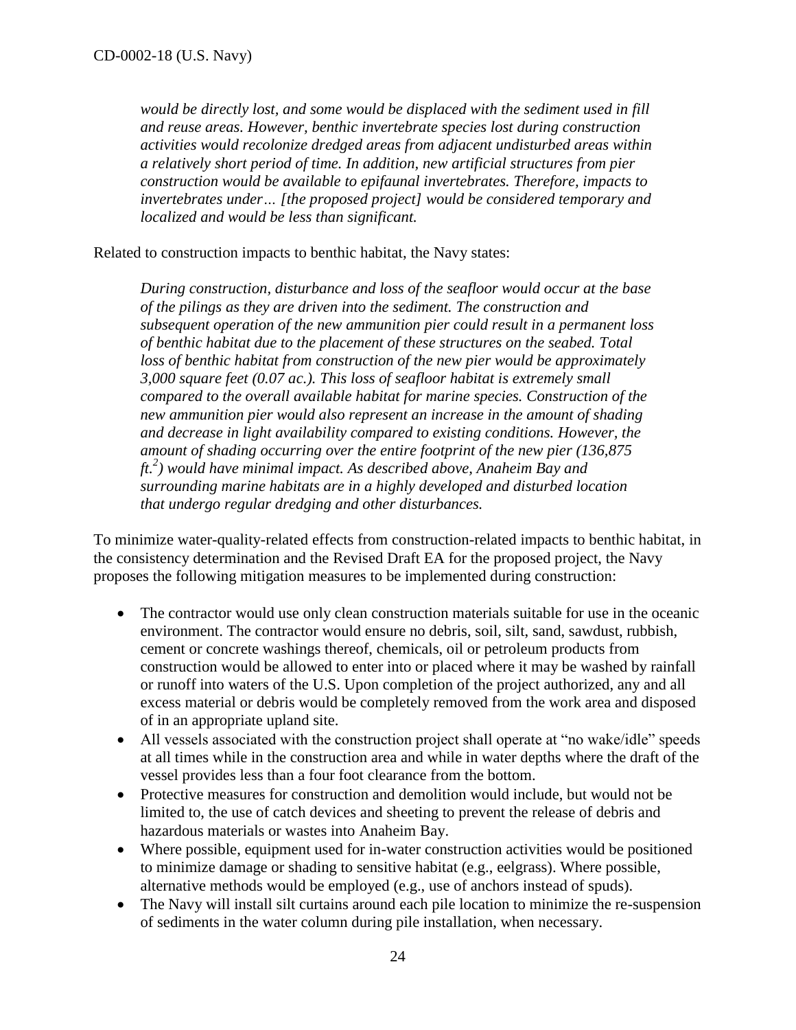*would be directly lost, and some would be displaced with the sediment used in fill and reuse areas. However, benthic invertebrate species lost during construction activities would recolonize dredged areas from adjacent undisturbed areas within a relatively short period of time. In addition, new artificial structures from pier construction would be available to epifaunal invertebrates. Therefore, impacts to invertebrates under… [the proposed project] would be considered temporary and localized and would be less than significant.*

Related to construction impacts to benthic habitat, the Navy states:

> *During construction, disturbance and loss of the seafloor would occur at the base of the pilings as they are driven into the sediment. The construction and subsequent operation of the new ammunition pier could result in a permanent loss of benthic habitat due to the placement of these structures on the seabed. Total loss of benthic habitat from construction of the new pier would be approximately 3,000 square feet (0.07 ac.). This loss of seafloor habitat is extremely small compared to the overall available habitat for marine species. Construction of the new ammunition pier would also represent an increase in the amount of shading and decrease in light availability compared to existing conditions. However, the amount of shading occurring over the entire footprint of the new pier (136,875 ft.$^2$) would have minimal impact. As described above, Anaheim Bay and surrounding marine habitats are in a highly developed and disturbed location that undergo regular dredging and other disturbances.*

To minimize water-quality-related effects from construction-related impacts to benthic habitat, in the consistency determination and the Revised Draft EA for the proposed project, the Navy proposes the following mitigation measures to be implemented during construction:

- The contractor would use only clean construction materials suitable for use in the oceanic environment. The contractor would ensure no debris, soil, silt, sand, sawdust, rubbish, cement or concrete washings thereof, chemicals, oil or petroleum products from construction would be allowed to enter into or placed where it may be washed by rainfall or runoff into waters of the U.S. Upon completion of the project authorized, any and all excess material or debris would be completely removed from the work area and disposed of in an appropriate upland site.
- All vessels associated with the construction project shall operate at "no wake/idle" speeds at all times while in the construction area and while in water depths where the draft of the vessel provides less than a four foot clearance from the bottom.
- Protective measures for construction and demolition would include, but would not be limited to, the use of catch devices and sheeting to prevent the release of debris and hazardous materials or wastes into Anaheim Bay.
- Where possible, equipment used for in-water construction activities would be positioned to minimize damage or shading to sensitive habitat (e.g., eelgrass). Where possible, alternative methods would be employed (e.g., use of anchors instead of spuds).
- The Navy will install silt curtains around each pile location to minimize the re-suspension of sediments in the water column during pile installation, when necessary.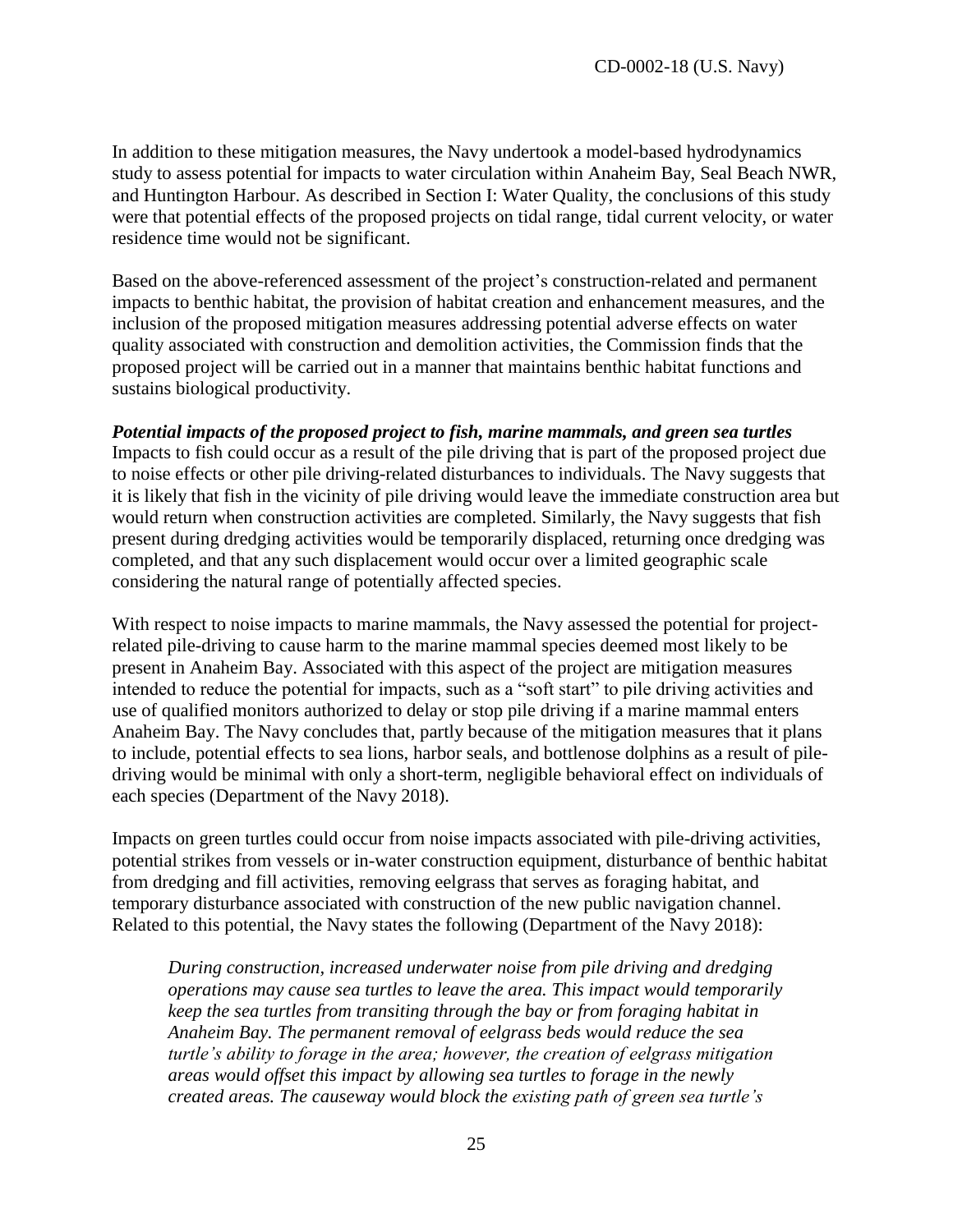In addition to these mitigation measures, the Navy undertook a model-based hydrodynamics study to assess potential for impacts to water circulation within Anaheim Bay, Seal Beach NWR, and Huntington Harbour. As described in Section I: Water Quality, the conclusions of this study were that potential effects of the proposed projects on tidal range, tidal current velocity, or water residence time would not be significant.

Based on the above-referenced assessment of the project's construction-related and permanent impacts to benthic habitat, the provision of habitat creation and enhancement measures, and the inclusion of the proposed mitigation measures addressing potential adverse effects on water quality associated with construction and demolition activities, the Commission finds that the proposed project will be carried out in a manner that maintains benthic habitat functions and sustains biological productivity.

***Potential impacts of the proposed project to fish, marine mammals, and green sea turtles***

Impacts to fish could occur as a result of the pile driving that is part of the proposed project due to noise effects or other pile driving-related disturbances to individuals. The Navy suggests that it is likely that fish in the vicinity of pile driving would leave the immediate construction area but would return when construction activities are completed. Similarly, the Navy suggests that fish present during dredging activities would be temporarily displaced, returning once dredging was completed, and that any such displacement would occur over a limited geographic scale considering the natural range of potentially affected species.

With respect to noise impacts to marine mammals, the Navy assessed the potential for project-related pile-driving to cause harm to the marine mammal species deemed most likely to be present in Anaheim Bay. Associated with this aspect of the project are mitigation measures intended to reduce the potential for impacts, such as a "soft start" to pile driving activities and use of qualified monitors authorized to delay or stop pile driving if a marine mammal enters Anaheim Bay. The Navy concludes that, partly because of the mitigation measures that it plans to include, potential effects to sea lions, harbor seals, and bottlenose dolphins as a result of pile-driving would be minimal with only a short-term, negligible behavioral effect on individuals of each species (Department of the Navy 2018).

Impacts on green turtles could occur from noise impacts associated with pile-driving activities, potential strikes from vessels or in-water construction equipment, disturbance of benthic habitat from dredging and fill activities, removing eelgrass that serves as foraging habitat, and temporary disturbance associated with construction of the new public navigation channel. Related to this potential, the Navy states the following (Department of the Navy 2018):

> *During construction, increased underwater noise from pile driving and dredging operations may cause sea turtles to leave the area. This impact would temporarily keep the sea turtles from transiting through the bay or from foraging habitat in Anaheim Bay. The permanent removal of eelgrass beds would reduce the sea turtle's ability to forage in the area; however, the creation of eelgrass mitigation areas would offset this impact by allowing sea turtles to forage in the newly created areas. The causeway would block the existing path of green sea turtle's*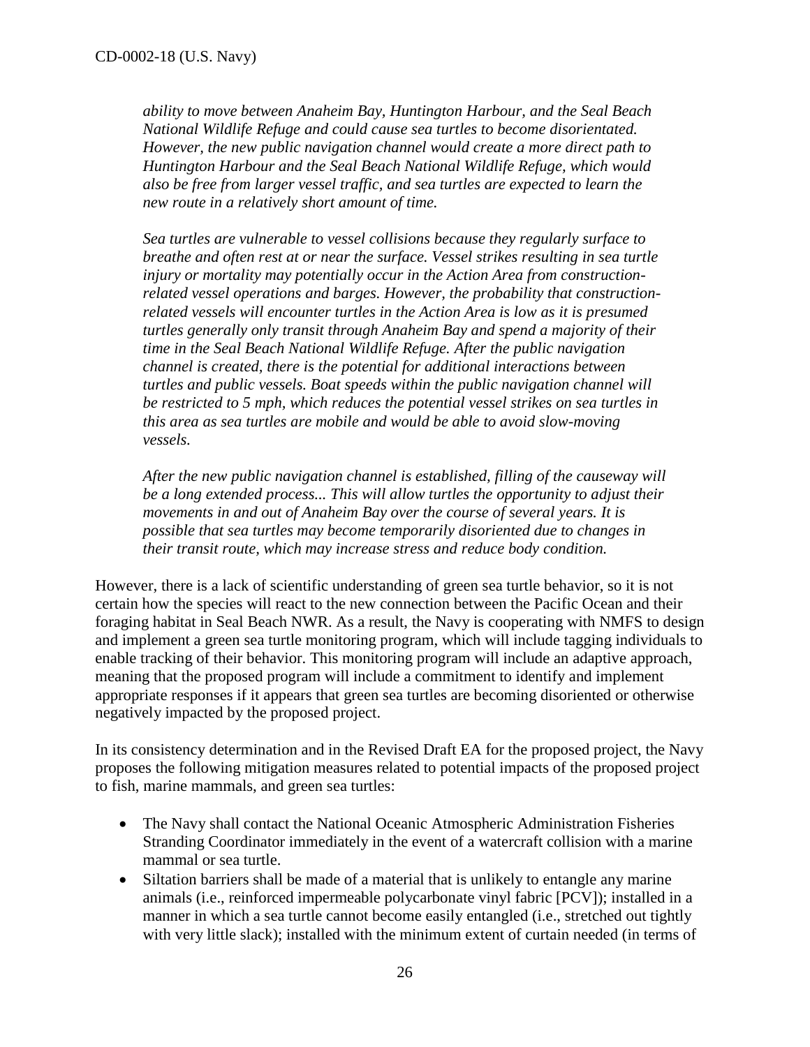*ability to move between Anaheim Bay, Huntington Harbour, and the Seal Beach National Wildlife Refuge and could cause sea turtles to become disorientated. However, the new public navigation channel would create a more direct path to Huntington Harbour and the Seal Beach National Wildlife Refuge, which would also be free from larger vessel traffic, and sea turtles are expected to learn the new route in a relatively short amount of time.*

*Sea turtles are vulnerable to vessel collisions because they regularly surface to breathe and often rest at or near the surface. Vessel strikes resulting in sea turtle injury or mortality may potentially occur in the Action Area from construction-related vessel operations and barges. However, the probability that construction-related vessels will encounter turtles in the Action Area is low as it is presumed turtles generally only transit through Anaheim Bay and spend a majority of their time in the Seal Beach National Wildlife Refuge. After the public navigation channel is created, there is the potential for additional interactions between turtles and public vessels. Boat speeds within the public navigation channel will be restricted to 5 mph, which reduces the potential vessel strikes on sea turtles in this area as sea turtles are mobile and would be able to avoid slow-moving vessels.*

*After the new public navigation channel is established, filling of the causeway will be a long extended process... This will allow turtles the opportunity to adjust their movements in and out of Anaheim Bay over the course of several years. It is possible that sea turtles may become temporarily disoriented due to changes in their transit route, which may increase stress and reduce body condition.*

However, there is a lack of scientific understanding of green sea turtle behavior, so it is not certain how the species will react to the new connection between the Pacific Ocean and their foraging habitat in Seal Beach NWR. As a result, the Navy is cooperating with NMFS to design and implement a green sea turtle monitoring program, which will include tagging individuals to enable tracking of their behavior. This monitoring program will include an adaptive approach, meaning that the proposed program will include a commitment to identify and implement appropriate responses if it appears that green sea turtles are becoming disoriented or otherwise negatively impacted by the proposed project.

In its consistency determination and in the Revised Draft EA for the proposed project, the Navy proposes the following mitigation measures related to potential impacts of the proposed project to fish, marine mammals, and green sea turtles:

- The Navy shall contact the National Oceanic Atmospheric Administration Fisheries Stranding Coordinator immediately in the event of a watercraft collision with a marine mammal or sea turtle.
- Siltation barriers shall be made of a material that is unlikely to entangle any marine animals (i.e., reinforced impermeable polycarbonate vinyl fabric [PCV]); installed in a manner in which a sea turtle cannot become easily entangled (i.e., stretched out tightly with very little slack); installed with the minimum extent of curtain needed (in terms of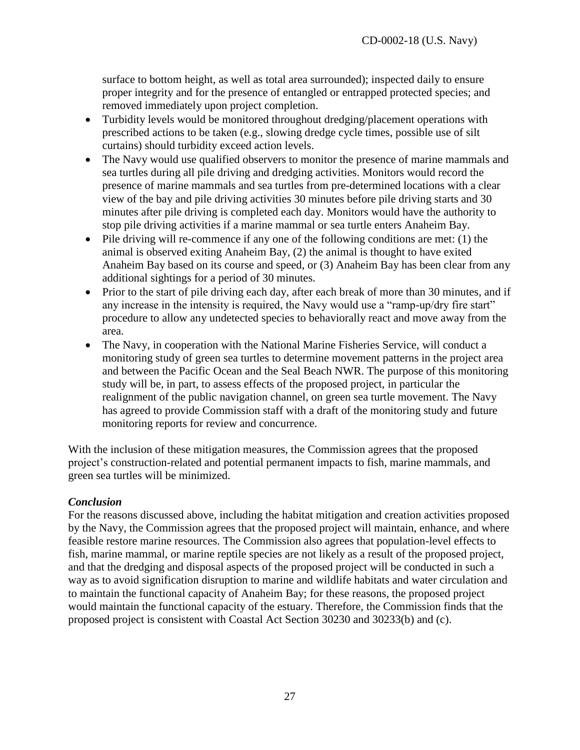surface to bottom height, as well as total area surrounded); inspected daily to ensure proper integrity and for the presence of entangled or entrapped protected species; and removed immediately upon project completion.

- Turbidity levels would be monitored throughout dredging/placement operations with prescribed actions to be taken (e.g., slowing dredge cycle times, possible use of silt curtains) should turbidity exceed action levels.
- The Navy would use qualified observers to monitor the presence of marine mammals and sea turtles during all pile driving and dredging activities. Monitors would record the presence of marine mammals and sea turtles from pre-determined locations with a clear view of the bay and pile driving activities 30 minutes before pile driving starts and 30 minutes after pile driving is completed each day. Monitors would have the authority to stop pile driving activities if a marine mammal or sea turtle enters Anaheim Bay.
- Pile driving will re-commence if any one of the following conditions are met: (1) the animal is observed exiting Anaheim Bay, (2) the animal is thought to have exited Anaheim Bay based on its course and speed, or (3) Anaheim Bay has been clear from any additional sightings for a period of 30 minutes.
- Prior to the start of pile driving each day, after each break of more than 30 minutes, and if any increase in the intensity is required, the Navy would use a "ramp-up/dry fire start" procedure to allow any undetected species to behaviorally react and move away from the area.
- The Navy, in cooperation with the National Marine Fisheries Service, will conduct a monitoring study of green sea turtles to determine movement patterns in the project area and between the Pacific Ocean and the Seal Beach NWR. The purpose of this monitoring study will be, in part, to assess effects of the proposed project, in particular the realignment of the public navigation channel, on green sea turtle movement. The Navy has agreed to provide Commission staff with a draft of the monitoring study and future monitoring reports for review and concurrence.

With the inclusion of these mitigation measures, the Commission agrees that the proposed project's construction-related and potential permanent impacts to fish, marine mammals, and green sea turtles will be minimized.

***Conclusion***

For the reasons discussed above, including the habitat mitigation and creation activities proposed by the Navy, the Commission agrees that the proposed project will maintain, enhance, and where feasible restore marine resources. The Commission also agrees that population-level effects to fish, marine mammal, or marine reptile species are not likely as a result of the proposed project, and that the dredging and disposal aspects of the proposed project will be conducted in such a way as to avoid signification disruption to marine and wildlife habitats and water circulation and to maintain the functional capacity of Anaheim Bay; for these reasons, the proposed project would maintain the functional capacity of the estuary. Therefore, the Commission finds that the proposed project is consistent with Coastal Act Section 30230 and 30233(b) and (c).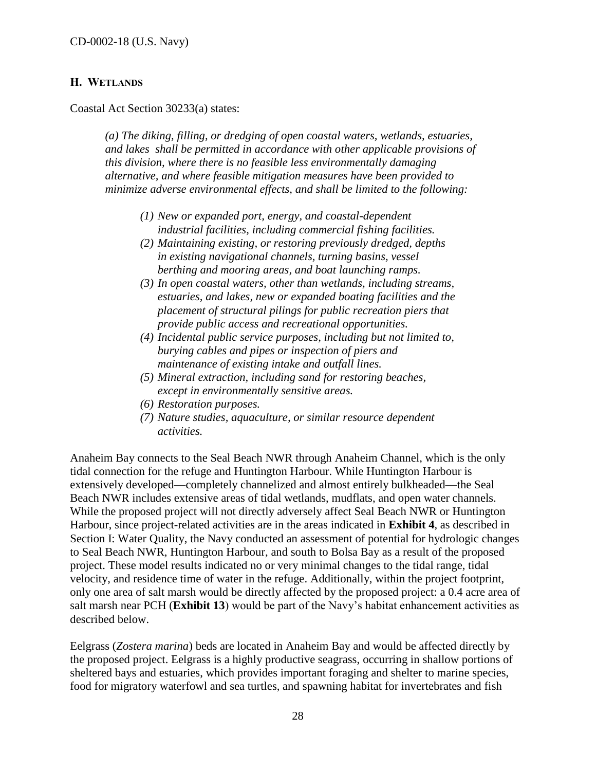## H. WETLANDS

Coastal Act Section 30233(a) states:

> *(a) The diking, filling, or dredging of open coastal waters, wetlands, estuaries, and lakes shall be permitted in accordance with other applicable provisions of this division, where there is no feasible less environmentally damaging alternative, and where feasible mitigation measures have been provided to minimize adverse environmental effects, and shall be limited to the following:*
>
> *(1) New or expanded port, energy, and coastal-dependent industrial facilities, including commercial fishing facilities.*
> *(2) Maintaining existing, or restoring previously dredged, depths in existing navigational channels, turning basins, vessel berthing and mooring areas, and boat launching ramps.*
> *(3) In open coastal waters, other than wetlands, including streams, estuaries, and lakes, new or expanded boating facilities and the placement of structural pilings for public recreation piers that provide public access and recreational opportunities.*
> *(4) Incidental public service purposes, including but not limited to, burying cables and pipes or inspection of piers and maintenance of existing intake and outfall lines.*
> *(5) Mineral extraction, including sand for restoring beaches, except in environmentally sensitive areas.*
> *(6) Restoration purposes.*
> *(7) Nature studies, aquaculture, or similar resource dependent activities.*

Anaheim Bay connects to the Seal Beach NWR through Anaheim Channel, which is the only tidal connection for the refuge and Huntington Harbour. While Huntington Harbour is extensively developed—completely channelized and almost entirely bulkheaded—the Seal Beach NWR includes extensive areas of tidal wetlands, mudflats, and open water channels. While the proposed project will not directly adversely affect Seal Beach NWR or Huntington Harbour, since project-related activities are in the areas indicated in **Exhibit 4**, as described in Section I: Water Quality, the Navy conducted an assessment of potential for hydrologic changes to Seal Beach NWR, Huntington Harbour, and south to Bolsa Bay as a result of the proposed project. These model results indicated no or very minimal changes to the tidal range, tidal velocity, and residence time of water in the refuge. Additionally, within the project footprint, only one area of salt marsh would be directly affected by the proposed project: a 0.4 acre area of salt marsh near PCH (**Exhibit 13**) would be part of the Navy's habitat enhancement activities as described below.

Eelgrass (*Zostera marina*) beds are located in Anaheim Bay and would be affected directly by the proposed project. Eelgrass is a highly productive seagrass, occurring in shallow portions of sheltered bays and estuaries, which provides important foraging and shelter to marine species, food for migratory waterfowl and sea turtles, and spawning habitat for invertebrates and fish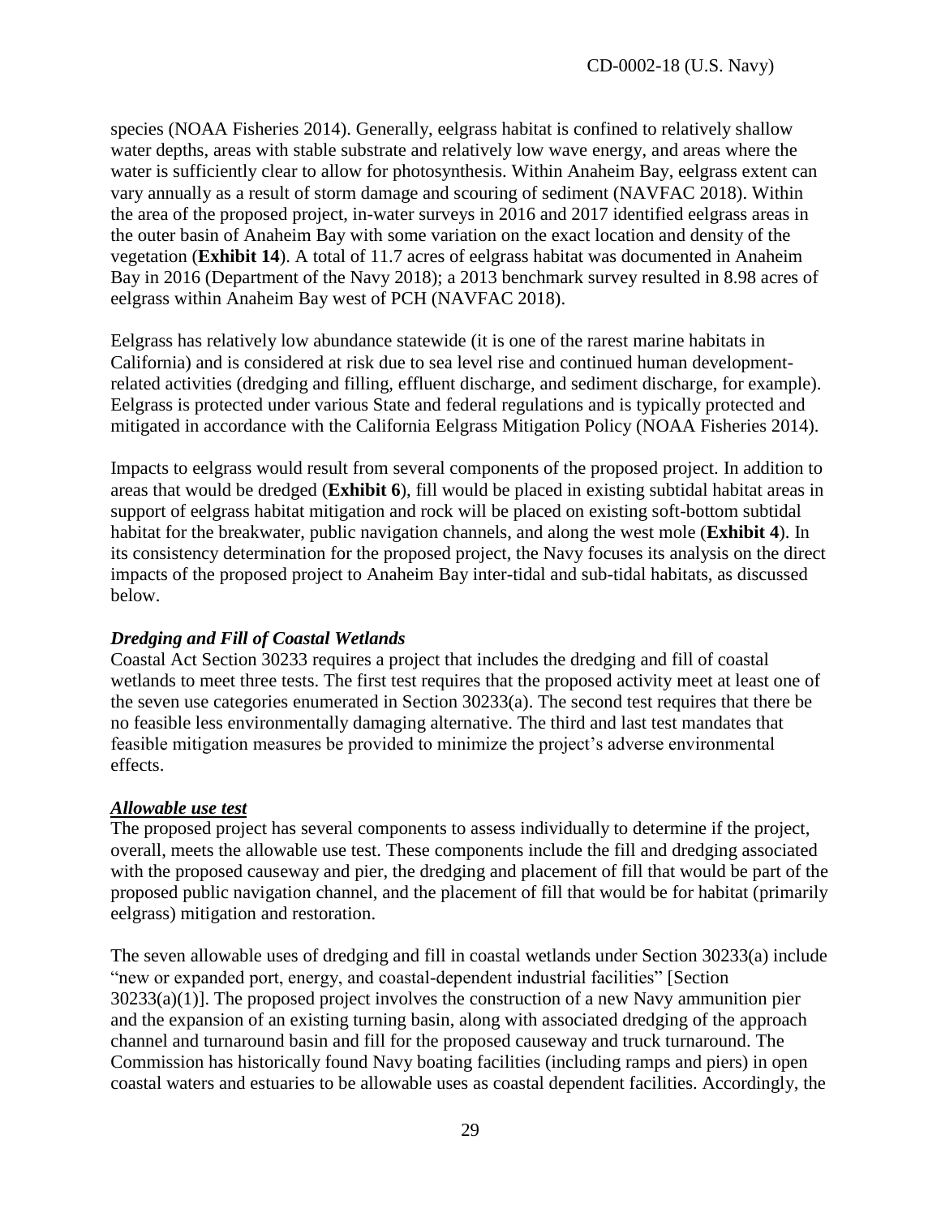species (NOAA Fisheries 2014). Generally, eelgrass habitat is confined to relatively shallow water depths, areas with stable substrate and relatively low wave energy, and areas where the water is sufficiently clear to allow for photosynthesis. Within Anaheim Bay, eelgrass extent can vary annually as a result of storm damage and scouring of sediment (NAVFAC 2018). Within the area of the proposed project, in-water surveys in 2016 and 2017 identified eelgrass areas in the outer basin of Anaheim Bay with some variation on the exact location and density of the vegetation (**Exhibit 14**). A total of 11.7 acres of eelgrass habitat was documented in Anaheim Bay in 2016 (Department of the Navy 2018); a 2013 benchmark survey resulted in 8.98 acres of eelgrass within Anaheim Bay west of PCH (NAVFAC 2018).

Eelgrass has relatively low abundance statewide (it is one of the rarest marine habitats in California) and is considered at risk due to sea level rise and continued human development-related activities (dredging and filling, effluent discharge, and sediment discharge, for example). Eelgrass is protected under various State and federal regulations and is typically protected and mitigated in accordance with the California Eelgrass Mitigation Policy (NOAA Fisheries 2014).

Impacts to eelgrass would result from several components of the proposed project. In addition to areas that would be dredged (**Exhibit 6**), fill would be placed in existing subtidal habitat areas in support of eelgrass habitat mitigation and rock will be placed on existing soft-bottom subtidal habitat for the breakwater, public navigation channels, and along the west mole (**Exhibit 4**). In its consistency determination for the proposed project, the Navy focuses its analysis on the direct impacts of the proposed project to Anaheim Bay inter-tidal and sub-tidal habitats, as discussed below.

***Dredging and Fill of Coastal Wetlands***

Coastal Act Section 30233 requires a project that includes the dredging and fill of coastal wetlands to meet three tests. The first test requires that the proposed activity meet at least one of the seven use categories enumerated in Section 30233(a). The second test requires that there be no feasible less environmentally damaging alternative. The third and last test mandates that feasible mitigation measures be provided to minimize the project's adverse environmental effects.

***Allowable use test***

The proposed project has several components to assess individually to determine if the project, overall, meets the allowable use test. These components include the fill and dredging associated with the proposed causeway and pier, the dredging and placement of fill that would be part of the proposed public navigation channel, and the placement of fill that would be for habitat (primarily eelgrass) mitigation and restoration.

The seven allowable uses of dredging and fill in coastal wetlands under Section 30233(a) include "new or expanded port, energy, and coastal-dependent industrial facilities" [Section 30233(a)(1)]. The proposed project involves the construction of a new Navy ammunition pier and the expansion of an existing turning basin, along with associated dredging of the approach channel and turnaround basin and fill for the proposed causeway and truck turnaround. The Commission has historically found Navy boating facilities (including ramps and piers) in open coastal waters and estuaries to be allowable uses as coastal dependent facilities. Accordingly, the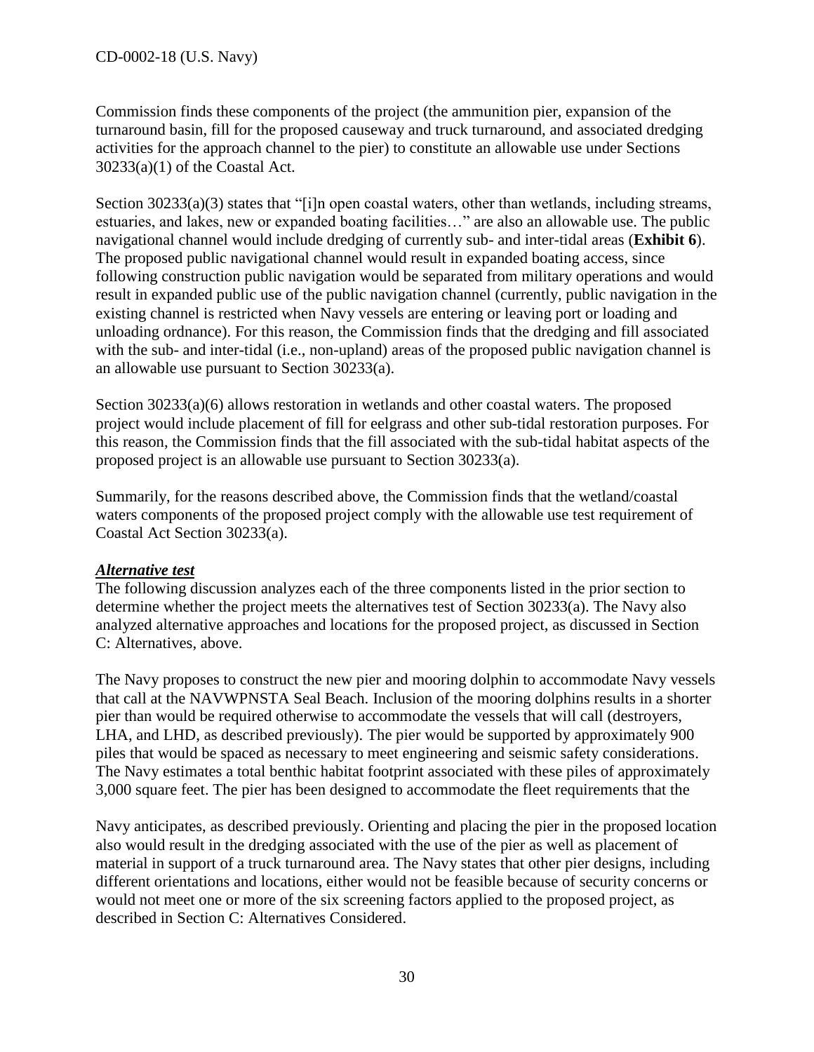Commission finds these components of the project (the ammunition pier, expansion of the turnaround basin, fill for the proposed causeway and truck turnaround, and associated dredging activities for the approach channel to the pier) to constitute an allowable use under Sections 30233(a)(1) of the Coastal Act.

Section 30233(a)(3) states that "[i]n open coastal waters, other than wetlands, including streams, estuaries, and lakes, new or expanded boating facilities…" are also an allowable use. The public navigational channel would include dredging of currently sub- and inter-tidal areas (**Exhibit 6**). The proposed public navigational channel would result in expanded boating access, since following construction public navigation would be separated from military operations and would result in expanded public use of the public navigation channel (currently, public navigation in the existing channel is restricted when Navy vessels are entering or leaving port or loading and unloading ordnance). For this reason, the Commission finds that the dredging and fill associated with the sub- and inter-tidal (i.e., non-upland) areas of the proposed public navigation channel is an allowable use pursuant to Section 30233(a).

Section 30233(a)(6) allows restoration in wetlands and other coastal waters. The proposed project would include placement of fill for eelgrass and other sub-tidal restoration purposes. For this reason, the Commission finds that the fill associated with the sub-tidal habitat aspects of the proposed project is an allowable use pursuant to Section 30233(a).

Summarily, for the reasons described above, the Commission finds that the wetland/coastal waters components of the proposed project comply with the allowable use test requirement of Coastal Act Section 30233(a).

***Alternative test***

The following discussion analyzes each of the three components listed in the prior section to determine whether the project meets the alternatives test of Section 30233(a). The Navy also analyzed alternative approaches and locations for the proposed project, as discussed in Section C: Alternatives, above.

The Navy proposes to construct the new pier and mooring dolphin to accommodate Navy vessels that call at the NAVWPNSTA Seal Beach. Inclusion of the mooring dolphins results in a shorter pier than would be required otherwise to accommodate the vessels that will call (destroyers, LHA, and LHD, as described previously). The pier would be supported by approximately 900 piles that would be spaced as necessary to meet engineering and seismic safety considerations. The Navy estimates a total benthic habitat footprint associated with these piles of approximately 3,000 square feet. The pier has been designed to accommodate the fleet requirements that the Navy anticipates, as described previously. Orienting and placing the pier in the proposed location also would result in the dredging associated with the use of the pier as well as placement of material in support of a truck turnaround area. The Navy states that other pier designs, including different orientations and locations, either would not be feasible because of security concerns or would not meet one or more of the six screening factors applied to the proposed project, as described in Section C: Alternatives Considered.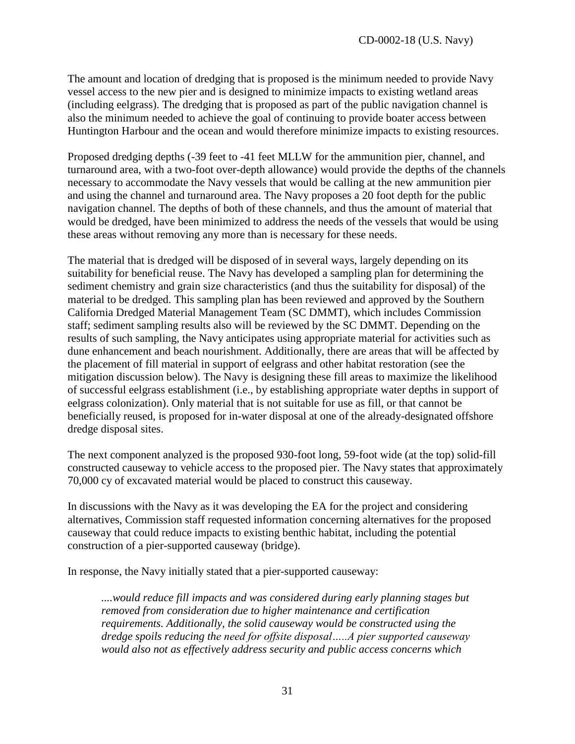The amount and location of dredging that is proposed is the minimum needed to provide Navy vessel access to the new pier and is designed to minimize impacts to existing wetland areas (including eelgrass). The dredging that is proposed as part of the public navigation channel is also the minimum needed to achieve the goal of continuing to provide boater access between Huntington Harbour and the ocean and would therefore minimize impacts to existing resources.

Proposed dredging depths (-39 feet to -41 feet MLLW for the ammunition pier, channel, and turnaround area, with a two-foot over-depth allowance) would provide the depths of the channels necessary to accommodate the Navy vessels that would be calling at the new ammunition pier and using the channel and turnaround area. The Navy proposes a 20 foot depth for the public navigation channel. The depths of both of these channels, and thus the amount of material that would be dredged, have been minimized to address the needs of the vessels that would be using these areas without removing any more than is necessary for these needs.

The material that is dredged will be disposed of in several ways, largely depending on its suitability for beneficial reuse. The Navy has developed a sampling plan for determining the sediment chemistry and grain size characteristics (and thus the suitability for disposal) of the material to be dredged. This sampling plan has been reviewed and approved by the Southern California Dredged Material Management Team (SC DMMT), which includes Commission staff; sediment sampling results also will be reviewed by the SC DMMT. Depending on the results of such sampling, the Navy anticipates using appropriate material for activities such as dune enhancement and beach nourishment. Additionally, there are areas that will be affected by the placement of fill material in support of eelgrass and other habitat restoration (see the mitigation discussion below). The Navy is designing these fill areas to maximize the likelihood of successful eelgrass establishment (i.e., by establishing appropriate water depths in support of eelgrass colonization). Only material that is not suitable for use as fill, or that cannot be beneficially reused, is proposed for in-water disposal at one of the already-designated offshore dredge disposal sites.

The next component analyzed is the proposed 930-foot long, 59-foot wide (at the top) solid-fill constructed causeway to vehicle access to the proposed pier. The Navy states that approximately 70,000 cy of excavated material would be placed to construct this causeway.

In discussions with the Navy as it was developing the EA for the project and considering alternatives, Commission staff requested information concerning alternatives for the proposed causeway that could reduce impacts to existing benthic habitat, including the potential construction of a pier-supported causeway (bridge).

In response, the Navy initially stated that a pier-supported causeway:

> *....would reduce fill impacts and was considered during early planning stages but removed from consideration due to higher maintenance and certification requirements. Additionally, the solid causeway would be constructed using the dredge spoils reducing the need for offsite disposal…..A pier supported causeway would also not as effectively address security and public access concerns which*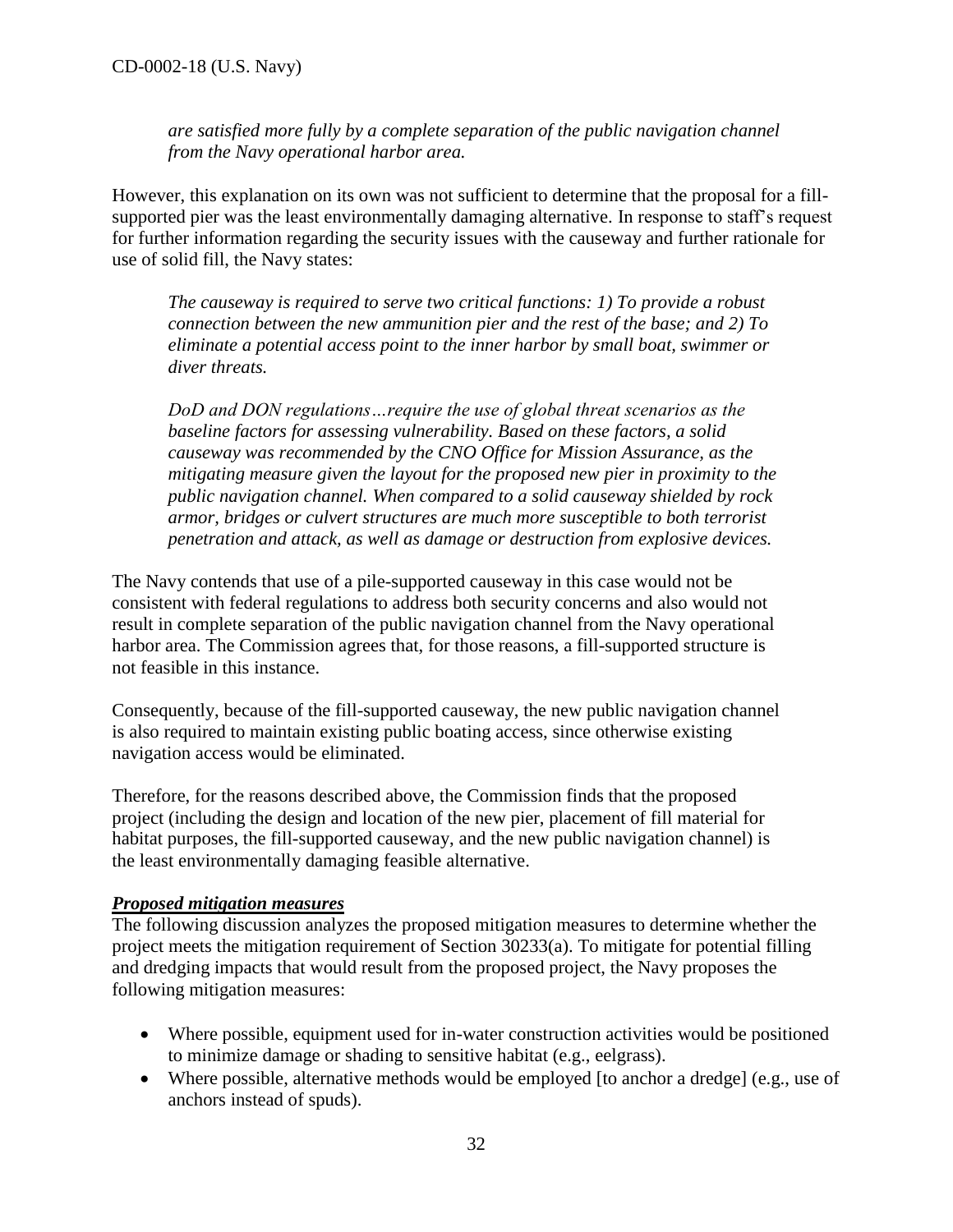*are satisfied more fully by a complete separation of the public navigation channel from the Navy operational harbor area.*

However, this explanation on its own was not sufficient to determine that the proposal for a fill-supported pier was the least environmentally damaging alternative. In response to staff's request for further information regarding the security issues with the causeway and further rationale for use of solid fill, the Navy states:

> *The causeway is required to serve two critical functions: 1) To provide a robust connection between the new ammunition pier and the rest of the base; and 2) To eliminate a potential access point to the inner harbor by small boat, swimmer or diver threats.*
>
> *DoD and DON regulations…require the use of global threat scenarios as the baseline factors for assessing vulnerability. Based on these factors, a solid causeway was recommended by the CNO Office for Mission Assurance, as the mitigating measure given the layout for the proposed new pier in proximity to the public navigation channel. When compared to a solid causeway shielded by rock armor, bridges or culvert structures are much more susceptible to both terrorist penetration and attack, as well as damage or destruction from explosive devices.*

The Navy contends that use of a pile-supported causeway in this case would not be consistent with federal regulations to address both security concerns and also would not result in complete separation of the public navigation channel from the Navy operational harbor area. The Commission agrees that, for those reasons, a fill-supported structure is not feasible in this instance.

Consequently, because of the fill-supported causeway, the new public navigation channel is also required to maintain existing public boating access, since otherwise existing navigation access would be eliminated.

Therefore, for the reasons described above, the Commission finds that the proposed project (including the design and location of the new pier, placement of fill material for habitat purposes, the fill-supported causeway, and the new public navigation channel) is the least environmentally damaging feasible alternative.

***Proposed mitigation measures***

The following discussion analyzes the proposed mitigation measures to determine whether the project meets the mitigation requirement of Section 30233(a). To mitigate for potential filling and dredging impacts that would result from the proposed project, the Navy proposes the following mitigation measures:

- Where possible, equipment used for in-water construction activities would be positioned to minimize damage or shading to sensitive habitat (e.g., eelgrass).
- Where possible, alternative methods would be employed [to anchor a dredge] (e.g., use of anchors instead of spuds).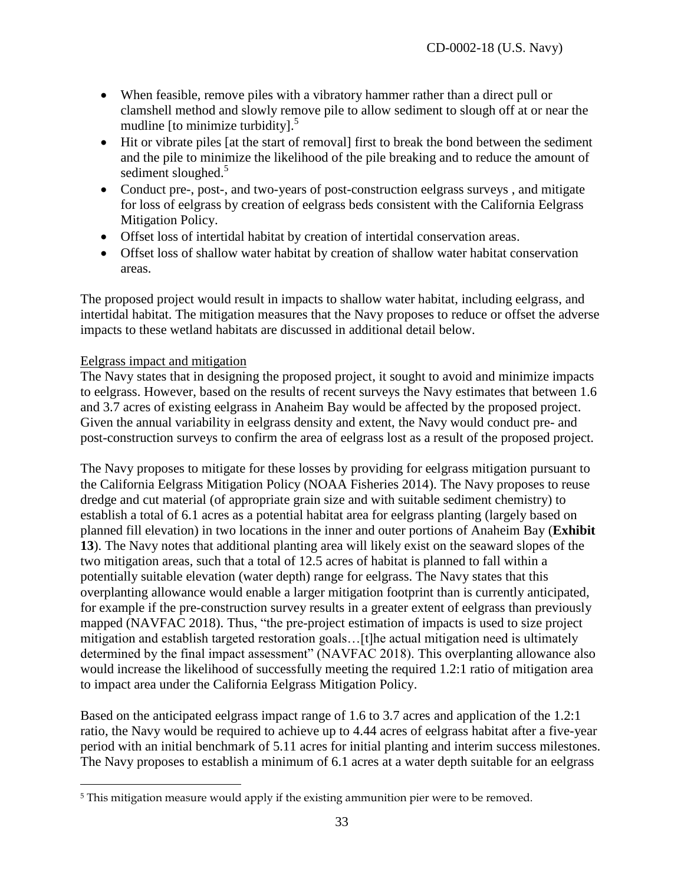- When feasible, remove piles with a vibratory hammer rather than a direct pull or clamshell method and slowly remove pile to allow sediment to slough off at or near the mudline [to minimize turbidity].[5]
- Hit or vibrate piles [at the start of removal] first to break the bond between the sediment and the pile to minimize the likelihood of the pile breaking and to reduce the amount of sediment sloughed.[5]
- Conduct pre-, post-, and two-years of post-construction eelgrass surveys , and mitigate for loss of eelgrass by creation of eelgrass beds consistent with the California Eelgrass Mitigation Policy.
- Offset loss of intertidal habitat by creation of intertidal conservation areas.
- Offset loss of shallow water habitat by creation of shallow water habitat conservation areas.

The proposed project would result in impacts to shallow water habitat, including eelgrass, and intertidal habitat. The mitigation measures that the Navy proposes to reduce or offset the adverse impacts to these wetland habitats are discussed in additional detail below.

Eelgrass impact and mitigation

The Navy states that in designing the proposed project, it sought to avoid and minimize impacts to eelgrass. However, based on the results of recent surveys the Navy estimates that between 1.6 and 3.7 acres of existing eelgrass in Anaheim Bay would be affected by the proposed project. Given the annual variability in eelgrass density and extent, the Navy would conduct pre- and post-construction surveys to confirm the area of eelgrass lost as a result of the proposed project.

The Navy proposes to mitigate for these losses by providing for eelgrass mitigation pursuant to the California Eelgrass Mitigation Policy (NOAA Fisheries 2014). The Navy proposes to reuse dredge and cut material (of appropriate grain size and with suitable sediment chemistry) to establish a total of 6.1 acres as a potential habitat area for eelgrass planting (largely based on planned fill elevation) in two locations in the inner and outer portions of Anaheim Bay (**Exhibit 13**). The Navy notes that additional planting area will likely exist on the seaward slopes of the two mitigation areas, such that a total of 12.5 acres of habitat is planned to fall within a potentially suitable elevation (water depth) range for eelgrass. The Navy states that this overplanting allowance would enable a larger mitigation footprint than is currently anticipated, for example if the pre-construction survey results in a greater extent of eelgrass than previously mapped (NAVFAC 2018). Thus, "the pre-project estimation of impacts is used to size project mitigation and establish targeted restoration goals…[t]he actual mitigation need is ultimately determined by the final impact assessment" (NAVFAC 2018). This overplanting allowance also would increase the likelihood of successfully meeting the required 1.2:1 ratio of mitigation area to impact area under the California Eelgrass Mitigation Policy.

Based on the anticipated eelgrass impact range of 1.6 to 3.7 acres and application of the 1.2:1 ratio, the Navy would be required to achieve up to 4.44 acres of eelgrass habitat after a five-year period with an initial benchmark of 5.11 acres for initial planting and interim success milestones. The Navy proposes to establish a minimum of 6.1 acres at a water depth suitable for an eelgrass

[5] This mitigation measure would apply if the existing ammunition pier were to be removed.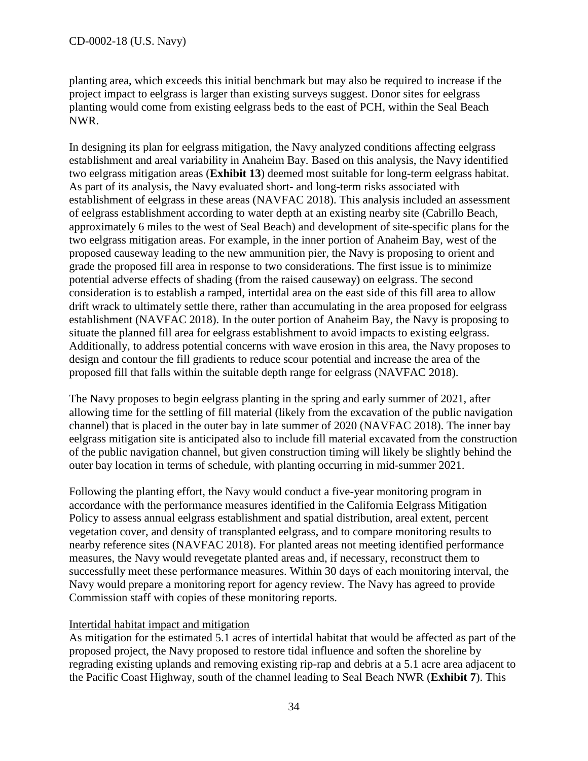planting area, which exceeds this initial benchmark but may also be required to increase if the project impact to eelgrass is larger than existing surveys suggest. Donor sites for eelgrass planting would come from existing eelgrass beds to the east of PCH, within the Seal Beach NWR.

In designing its plan for eelgrass mitigation, the Navy analyzed conditions affecting eelgrass establishment and areal variability in Anaheim Bay. Based on this analysis, the Navy identified two eelgrass mitigation areas (**Exhibit 13**) deemed most suitable for long-term eelgrass habitat. As part of its analysis, the Navy evaluated short- and long-term risks associated with establishment of eelgrass in these areas (NAVFAC 2018). This analysis included an assessment of eelgrass establishment according to water depth at an existing nearby site (Cabrillo Beach, approximately 6 miles to the west of Seal Beach) and development of site-specific plans for the two eelgrass mitigation areas. For example, in the inner portion of Anaheim Bay, west of the proposed causeway leading to the new ammunition pier, the Navy is proposing to orient and grade the proposed fill area in response to two considerations. The first issue is to minimize potential adverse effects of shading (from the raised causeway) on eelgrass. The second consideration is to establish a ramped, intertidal area on the east side of this fill area to allow drift wrack to ultimately settle there, rather than accumulating in the area proposed for eelgrass establishment (NAVFAC 2018). In the outer portion of Anaheim Bay, the Navy is proposing to situate the planned fill area for eelgrass establishment to avoid impacts to existing eelgrass. Additionally, to address potential concerns with wave erosion in this area, the Navy proposes to design and contour the fill gradients to reduce scour potential and increase the area of the proposed fill that falls within the suitable depth range for eelgrass (NAVFAC 2018).

The Navy proposes to begin eelgrass planting in the spring and early summer of 2021, after allowing time for the settling of fill material (likely from the excavation of the public navigation channel) that is placed in the outer bay in late summer of 2020 (NAVFAC 2018). The inner bay eelgrass mitigation site is anticipated also to include fill material excavated from the construction of the public navigation channel, but given construction timing will likely be slightly behind the outer bay location in terms of schedule, with planting occurring in mid-summer 2021.

Following the planting effort, the Navy would conduct a five-year monitoring program in accordance with the performance measures identified in the California Eelgrass Mitigation Policy to assess annual eelgrass establishment and spatial distribution, areal extent, percent vegetation cover, and density of transplanted eelgrass, and to compare monitoring results to nearby reference sites (NAVFAC 2018). For planted areas not meeting identified performance measures, the Navy would revegetate planted areas and, if necessary, reconstruct them to successfully meet these performance measures. Within 30 days of each monitoring interval, the Navy would prepare a monitoring report for agency review. The Navy has agreed to provide Commission staff with copies of these monitoring reports.

<u>Intertidal habitat impact and mitigation</u>

As mitigation for the estimated 5.1 acres of intertidal habitat that would be affected as part of the proposed project, the Navy proposed to restore tidal influence and soften the shoreline by regrading existing uplands and removing existing rip-rap and debris at a 5.1 acre area adjacent to the Pacific Coast Highway, south of the channel leading to Seal Beach NWR (**Exhibit 7**). This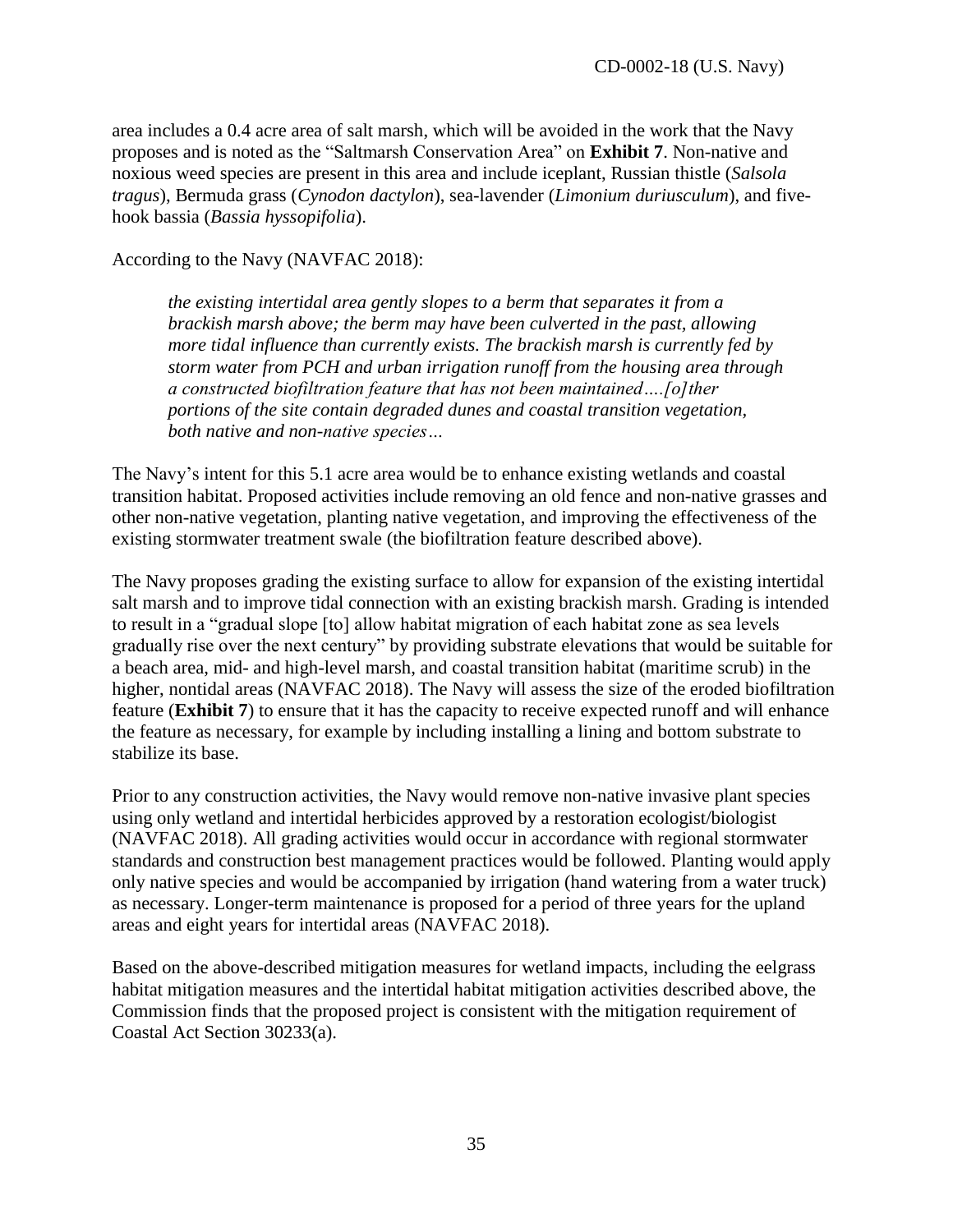area includes a 0.4 acre area of salt marsh, which will be avoided in the work that the Navy proposes and is noted as the "Saltmarsh Conservation Area" on **Exhibit 7**. Non-native and noxious weed species are present in this area and include iceplant, Russian thistle (*Salsola tragus*), Bermuda grass (*Cynodon dactylon*), sea-lavender (*Limonium duriusculum*), and five-hook bassia (*Bassia hyssopifolia*).

According to the Navy (NAVFAC 2018):

> *the existing intertidal area gently slopes to a berm that separates it from a brackish marsh above; the berm may have been culverted in the past, allowing more tidal influence than currently exists. The brackish marsh is currently fed by storm water from PCH and urban irrigation runoff from the housing area through a constructed biofiltration feature that has not been maintained….[o]ther portions of the site contain degraded dunes and coastal transition vegetation, both native and non-native species…*

The Navy's intent for this 5.1 acre area would be to enhance existing wetlands and coastal transition habitat. Proposed activities include removing an old fence and non-native grasses and other non-native vegetation, planting native vegetation, and improving the effectiveness of the existing stormwater treatment swale (the biofiltration feature described above).

The Navy proposes grading the existing surface to allow for expansion of the existing intertidal salt marsh and to improve tidal connection with an existing brackish marsh. Grading is intended to result in a "gradual slope [to] allow habitat migration of each habitat zone as sea levels gradually rise over the next century" by providing substrate elevations that would be suitable for a beach area, mid- and high-level marsh, and coastal transition habitat (maritime scrub) in the higher, nontidal areas (NAVFAC 2018). The Navy will assess the size of the eroded biofiltration feature (**Exhibit 7**) to ensure that it has the capacity to receive expected runoff and will enhance the feature as necessary, for example by including installing a lining and bottom substrate to stabilize its base.

Prior to any construction activities, the Navy would remove non-native invasive plant species using only wetland and intertidal herbicides approved by a restoration ecologist/biologist (NAVFAC 2018). All grading activities would occur in accordance with regional stormwater standards and construction best management practices would be followed. Planting would apply only native species and would be accompanied by irrigation (hand watering from a water truck) as necessary. Longer-term maintenance is proposed for a period of three years for the upland areas and eight years for intertidal areas (NAVFAC 2018).

Based on the above-described mitigation measures for wetland impacts, including the eelgrass habitat mitigation measures and the intertidal habitat mitigation activities described above, the Commission finds that the proposed project is consistent with the mitigation requirement of Coastal Act Section 30233(a).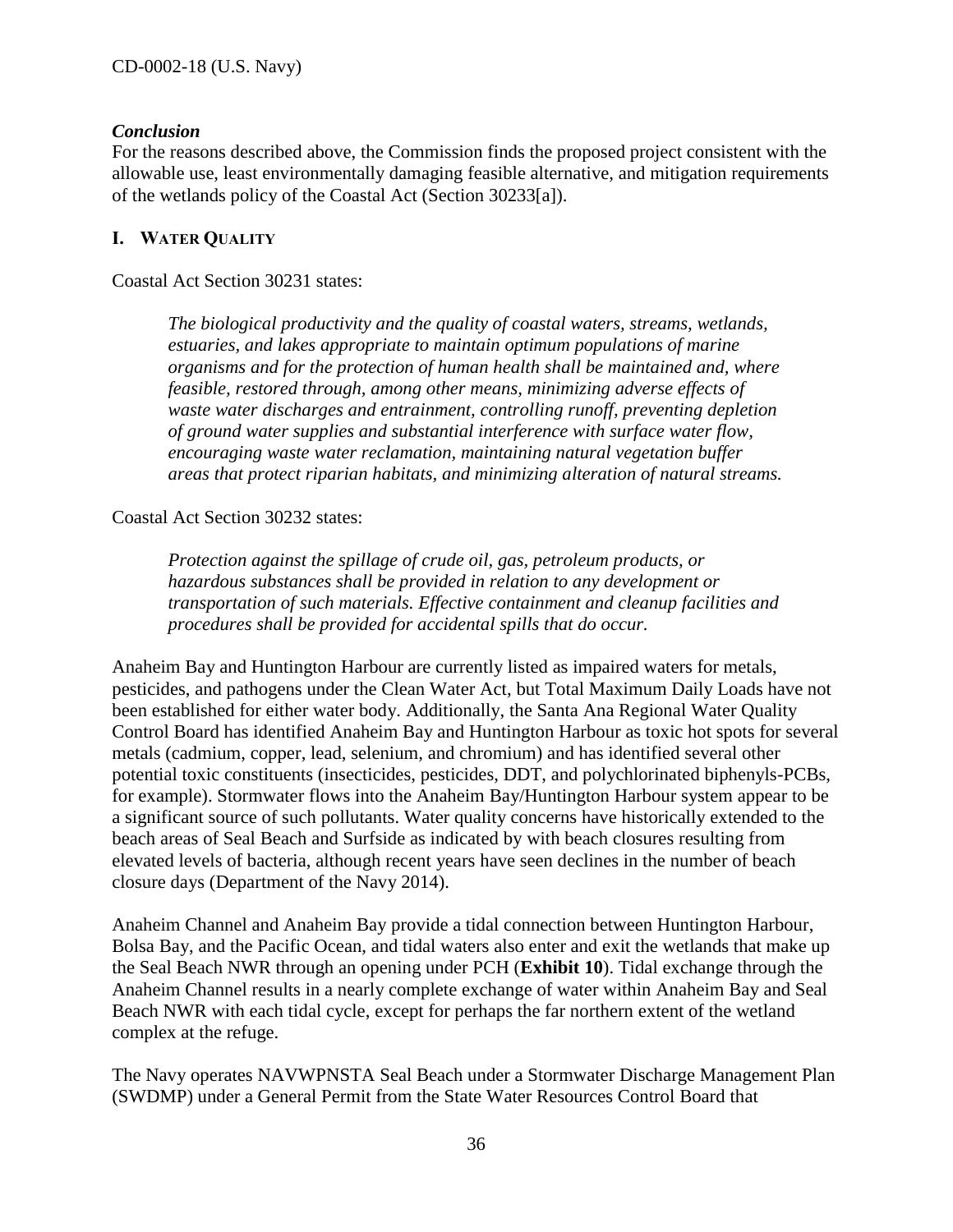### *Conclusion*

For the reasons described above, the Commission finds the proposed project consistent with the allowable use, least environmentally damaging feasible alternative, and mitigation requirements of the wetlands policy of the Coastal Act (Section 30233[a]).

## I. Water Quality

Coastal Act Section 30231 states:

> *The biological productivity and the quality of coastal waters, streams, wetlands, estuaries, and lakes appropriate to maintain optimum populations of marine organisms and for the protection of human health shall be maintained and, where feasible, restored through, among other means, minimizing adverse effects of waste water discharges and entrainment, controlling runoff, preventing depletion of ground water supplies and substantial interference with surface water flow, encouraging waste water reclamation, maintaining natural vegetation buffer areas that protect riparian habitats, and minimizing alteration of natural streams.*

Coastal Act Section 30232 states:

> *Protection against the spillage of crude oil, gas, petroleum products, or hazardous substances shall be provided in relation to any development or transportation of such materials. Effective containment and cleanup facilities and procedures shall be provided for accidental spills that do occur.*

Anaheim Bay and Huntington Harbour are currently listed as impaired waters for metals, pesticides, and pathogens under the Clean Water Act, but Total Maximum Daily Loads have not been established for either water body. Additionally, the Santa Ana Regional Water Quality Control Board has identified Anaheim Bay and Huntington Harbour as toxic hot spots for several metals (cadmium, copper, lead, selenium, and chromium) and has identified several other potential toxic constituents (insecticides, pesticides, DDT, and polychlorinated biphenyls-PCBs, for example). Stormwater flows into the Anaheim Bay/Huntington Harbour system appear to be a significant source of such pollutants. Water quality concerns have historically extended to the beach areas of Seal Beach and Surfside as indicated by with beach closures resulting from elevated levels of bacteria, although recent years have seen declines in the number of beach closure days (Department of the Navy 2014).

Anaheim Channel and Anaheim Bay provide a tidal connection between Huntington Harbour, Bolsa Bay, and the Pacific Ocean, and tidal waters also enter and exit the wetlands that make up the Seal Beach NWR through an opening under PCH (**Exhibit 10**). Tidal exchange through the Anaheim Channel results in a nearly complete exchange of water within Anaheim Bay and Seal Beach NWR with each tidal cycle, except for perhaps the far northern extent of the wetland complex at the refuge.

The Navy operates NAVWPNSTA Seal Beach under a Stormwater Discharge Management Plan (SWDMP) under a General Permit from the State Water Resources Control Board that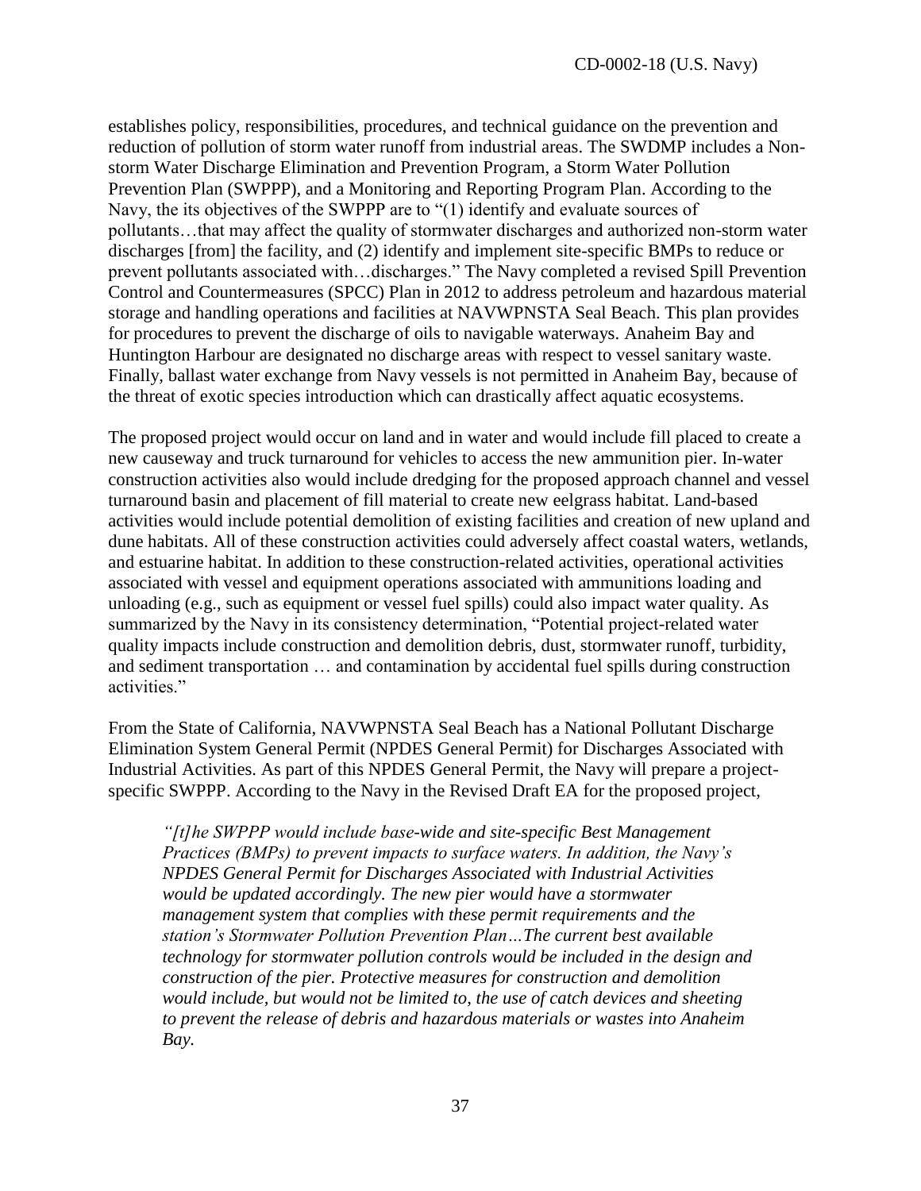establishes policy, responsibilities, procedures, and technical guidance on the prevention and reduction of pollution of storm water runoff from industrial areas. The SWDMP includes a Non-storm Water Discharge Elimination and Prevention Program, a Storm Water Pollution Prevention Plan (SWPPP), and a Monitoring and Reporting Program Plan. According to the Navy, the its objectives of the SWPPP are to "(1) identify and evaluate sources of pollutants…that may affect the quality of stormwater discharges and authorized non-storm water discharges [from] the facility, and (2) identify and implement site-specific BMPs to reduce or prevent pollutants associated with…discharges." The Navy completed a revised Spill Prevention Control and Countermeasures (SPCC) Plan in 2012 to address petroleum and hazardous material storage and handling operations and facilities at NAVWPNSTA Seal Beach. This plan provides for procedures to prevent the discharge of oils to navigable waterways. Anaheim Bay and Huntington Harbour are designated no discharge areas with respect to vessel sanitary waste. Finally, ballast water exchange from Navy vessels is not permitted in Anaheim Bay, because of the threat of exotic species introduction which can drastically affect aquatic ecosystems.

The proposed project would occur on land and in water and would include fill placed to create a new causeway and truck turnaround for vehicles to access the new ammunition pier. In-water construction activities also would include dredging for the proposed approach channel and vessel turnaround basin and placement of fill material to create new eelgrass habitat. Land-based activities would include potential demolition of existing facilities and creation of new upland and dune habitats. All of these construction activities could adversely affect coastal waters, wetlands, and estuarine habitat. In addition to these construction-related activities, operational activities associated with vessel and equipment operations associated with ammunitions loading and unloading (e.g., such as equipment or vessel fuel spills) could also impact water quality. As summarized by the Navy in its consistency determination, "Potential project-related water quality impacts include construction and demolition debris, dust, stormwater runoff, turbidity, and sediment transportation … and contamination by accidental fuel spills during construction activities."

From the State of California, NAVWPNSTA Seal Beach has a National Pollutant Discharge Elimination System General Permit (NPDES General Permit) for Discharges Associated with Industrial Activities. As part of this NPDES General Permit, the Navy will prepare a project-specific SWPPP. According to the Navy in the Revised Draft EA for the proposed project,

> *"[t]he SWPPP would include base-wide and site-specific Best Management Practices (BMPs) to prevent impacts to surface waters. In addition, the Navy's NPDES General Permit for Discharges Associated with Industrial Activities would be updated accordingly. The new pier would have a stormwater management system that complies with these permit requirements and the station's Stormwater Pollution Prevention Plan…The current best available technology for stormwater pollution controls would be included in the design and construction of the pier. Protective measures for construction and demolition would include, but would not be limited to, the use of catch devices and sheeting to prevent the release of debris and hazardous materials or wastes into Anaheim Bay.*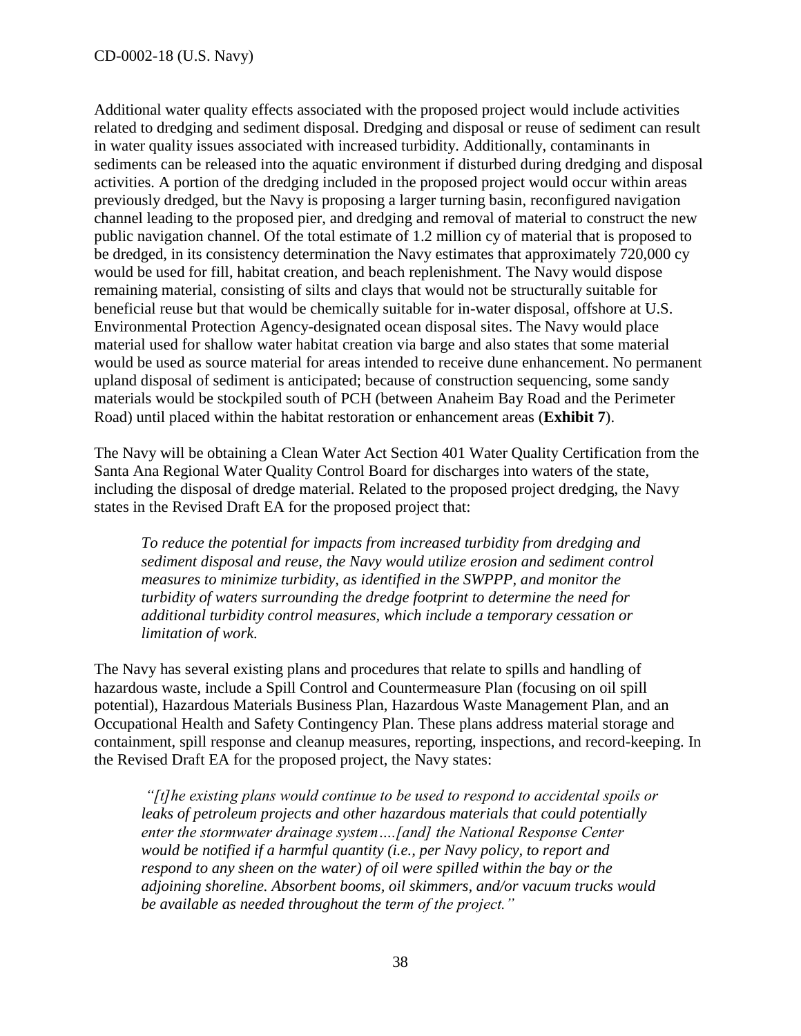Additional water quality effects associated with the proposed project would include activities related to dredging and sediment disposal. Dredging and disposal or reuse of sediment can result in water quality issues associated with increased turbidity. Additionally, contaminants in sediments can be released into the aquatic environment if disturbed during dredging and disposal activities. A portion of the dredging included in the proposed project would occur within areas previously dredged, but the Navy is proposing a larger turning basin, reconfigured navigation channel leading to the proposed pier, and dredging and removal of material to construct the new public navigation channel. Of the total estimate of 1.2 million cy of material that is proposed to be dredged, in its consistency determination the Navy estimates that approximately 720,000 cy would be used for fill, habitat creation, and beach replenishment. The Navy would dispose remaining material, consisting of silts and clays that would not be structurally suitable for beneficial reuse but that would be chemically suitable for in-water disposal, offshore at U.S. Environmental Protection Agency-designated ocean disposal sites. The Navy would place material used for shallow water habitat creation via barge and also states that some material would be used as source material for areas intended to receive dune enhancement. No permanent upland disposal of sediment is anticipated; because of construction sequencing, some sandy materials would be stockpiled south of PCH (between Anaheim Bay Road and the Perimeter Road) until placed within the habitat restoration or enhancement areas (**Exhibit 7**).

The Navy will be obtaining a Clean Water Act Section 401 Water Quality Certification from the Santa Ana Regional Water Quality Control Board for discharges into waters of the state, including the disposal of dredge material. Related to the proposed project dredging, the Navy states in the Revised Draft EA for the proposed project that:

> *To reduce the potential for impacts from increased turbidity from dredging and sediment disposal and reuse, the Navy would utilize erosion and sediment control measures to minimize turbidity, as identified in the SWPPP, and monitor the turbidity of waters surrounding the dredge footprint to determine the need for additional turbidity control measures, which include a temporary cessation or limitation of work.*

The Navy has several existing plans and procedures that relate to spills and handling of hazardous waste, include a Spill Control and Countermeasure Plan (focusing on oil spill potential), Hazardous Materials Business Plan, Hazardous Waste Management Plan, and an Occupational Health and Safety Contingency Plan. These plans address material storage and containment, spill response and cleanup measures, reporting, inspections, and record-keeping. In the Revised Draft EA for the proposed project, the Navy states:

> *"[t]he existing plans would continue to be used to respond to accidental spoils or leaks of petroleum projects and other hazardous materials that could potentially enter the stormwater drainage system….[and] the National Response Center would be notified if a harmful quantity (i.e., per Navy policy, to report and respond to any sheen on the water) of oil were spilled within the bay or the adjoining shoreline. Absorbent booms, oil skimmers, and/or vacuum trucks would be available as needed throughout the term of the project."*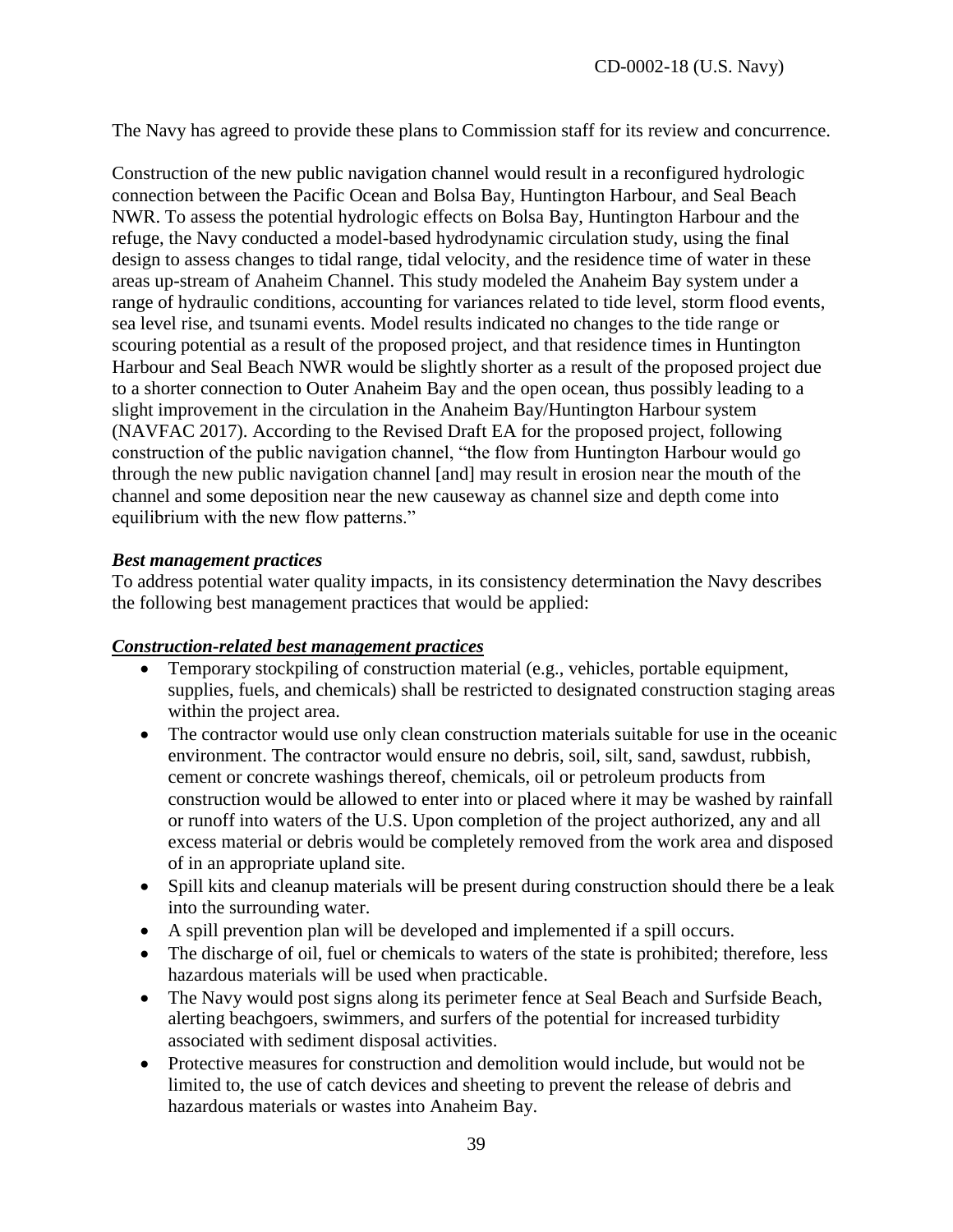The Navy has agreed to provide these plans to Commission staff for its review and concurrence.

Construction of the new public navigation channel would result in a reconfigured hydrologic connection between the Pacific Ocean and Bolsa Bay, Huntington Harbour, and Seal Beach NWR. To assess the potential hydrologic effects on Bolsa Bay, Huntington Harbour and the refuge, the Navy conducted a model-based hydrodynamic circulation study, using the final design to assess changes to tidal range, tidal velocity, and the residence time of water in these areas up-stream of Anaheim Channel. This study modeled the Anaheim Bay system under a range of hydraulic conditions, accounting for variances related to tide level, storm flood events, sea level rise, and tsunami events. Model results indicated no changes to the tide range or scouring potential as a result of the proposed project, and that residence times in Huntington Harbour and Seal Beach NWR would be slightly shorter as a result of the proposed project due to a shorter connection to Outer Anaheim Bay and the open ocean, thus possibly leading to a slight improvement in the circulation in the Anaheim Bay/Huntington Harbour system (NAVFAC 2017). According to the Revised Draft EA for the proposed project, following construction of the public navigation channel, "the flow from Huntington Harbour would go through the new public navigation channel [and] may result in erosion near the mouth of the channel and some deposition near the new causeway as channel size and depth come into equilibrium with the new flow patterns."

***Best management practices***

To address potential water quality impacts, in its consistency determination the Navy describes the following best management practices that would be applied:

***<u>Construction-related best management practices</u>***

- Temporary stockpiling of construction material (e.g., vehicles, portable equipment, supplies, fuels, and chemicals) shall be restricted to designated construction staging areas within the project area.
- The contractor would use only clean construction materials suitable for use in the oceanic environment. The contractor would ensure no debris, soil, silt, sand, sawdust, rubbish, cement or concrete washings thereof, chemicals, oil or petroleum products from construction would be allowed to enter into or placed where it may be washed by rainfall or runoff into waters of the U.S. Upon completion of the project authorized, any and all excess material or debris would be completely removed from the work area and disposed of in an appropriate upland site.
- Spill kits and cleanup materials will be present during construction should there be a leak into the surrounding water.
- A spill prevention plan will be developed and implemented if a spill occurs.
- The discharge of oil, fuel or chemicals to waters of the state is prohibited; therefore, less hazardous materials will be used when practicable.
- The Navy would post signs along its perimeter fence at Seal Beach and Surfside Beach, alerting beachgoers, swimmers, and surfers of the potential for increased turbidity associated with sediment disposal activities.
- Protective measures for construction and demolition would include, but would not be limited to, the use of catch devices and sheeting to prevent the release of debris and hazardous materials or wastes into Anaheim Bay.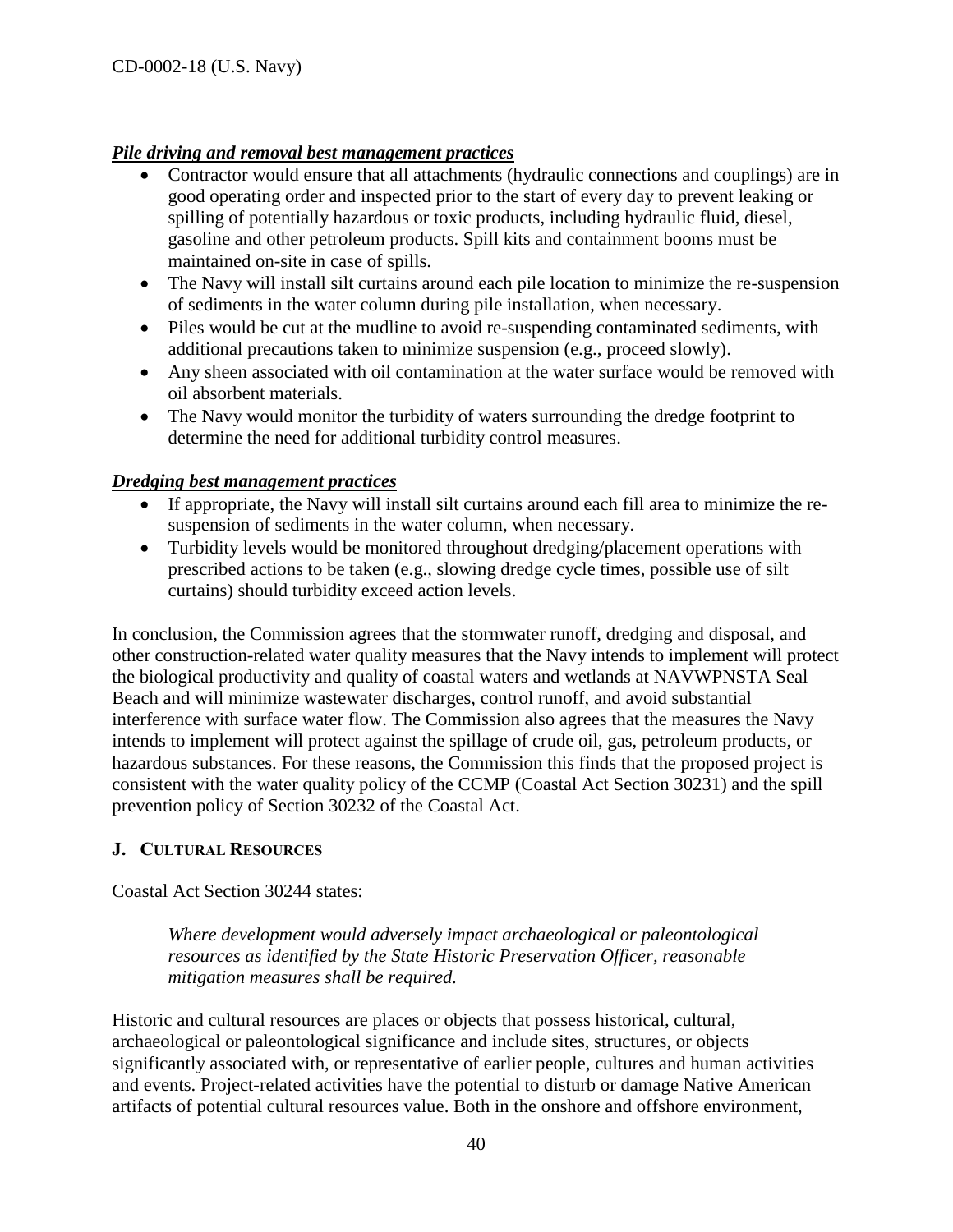***Pile driving and removal best management practices***

- Contractor would ensure that all attachments (hydraulic connections and couplings) are in good operating order and inspected prior to the start of every day to prevent leaking or spilling of potentially hazardous or toxic products, including hydraulic fluid, diesel, gasoline and other petroleum products. Spill kits and containment booms must be maintained on-site in case of spills.
- The Navy will install silt curtains around each pile location to minimize the re-suspension of sediments in the water column during pile installation, when necessary.
- Piles would be cut at the mudline to avoid re-suspending contaminated sediments, with additional precautions taken to minimize suspension (e.g., proceed slowly).
- Any sheen associated with oil contamination at the water surface would be removed with oil absorbent materials.
- The Navy would monitor the turbidity of waters surrounding the dredge footprint to determine the need for additional turbidity control measures.

***Dredging best management practices***

- If appropriate, the Navy will install silt curtains around each fill area to minimize the re-suspension of sediments in the water column, when necessary.
- Turbidity levels would be monitored throughout dredging/placement operations with prescribed actions to be taken (e.g., slowing dredge cycle times, possible use of silt curtains) should turbidity exceed action levels.

In conclusion, the Commission agrees that the stormwater runoff, dredging and disposal, and other construction-related water quality measures that the Navy intends to implement will protect the biological productivity and quality of coastal waters and wetlands at NAVWPNSTA Seal Beach and will minimize wastewater discharges, control runoff, and avoid substantial interference with surface water flow. The Commission also agrees that the measures the Navy intends to implement will protect against the spillage of crude oil, gas, petroleum products, or hazardous substances. For these reasons, the Commission this finds that the proposed project is consistent with the water quality policy of the CCMP (Coastal Act Section 30231) and the spill prevention policy of Section 30232 of the Coastal Act.

## J. Cultural Resources

Coastal Act Section 30244 states:

> *Where development would adversely impact archaeological or paleontological resources as identified by the State Historic Preservation Officer, reasonable mitigation measures shall be required.*

Historic and cultural resources are places or objects that possess historical, cultural, archaeological or paleontological significance and include sites, structures, or objects significantly associated with, or representative of earlier people, cultures and human activities and events. Project-related activities have the potential to disturb or damage Native American artifacts of potential cultural resources value. Both in the onshore and offshore environment,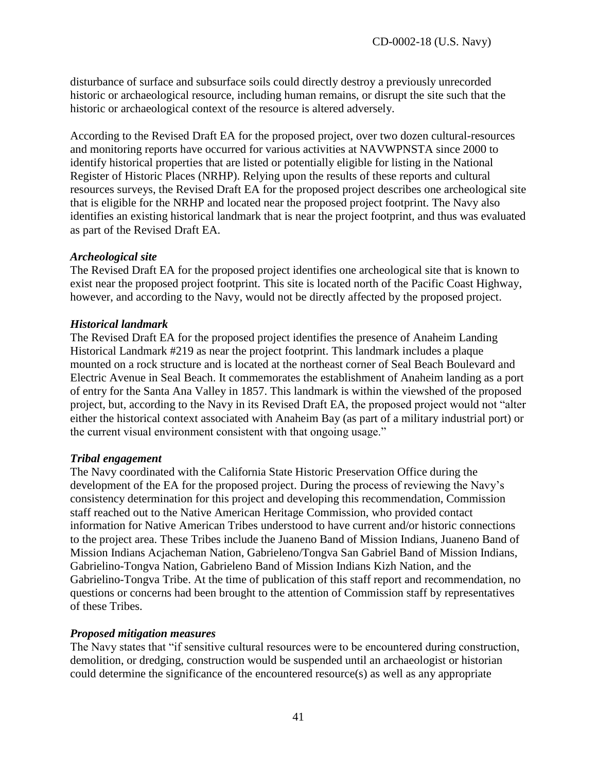disturbance of surface and subsurface soils could directly destroy a previously unrecorded historic or archaeological resource, including human remains, or disrupt the site such that the historic or archaeological context of the resource is altered adversely.

According to the Revised Draft EA for the proposed project, over two dozen cultural-resources and monitoring reports have occurred for various activities at NAVWPNSTA since 2000 to identify historical properties that are listed or potentially eligible for listing in the National Register of Historic Places (NRHP). Relying upon the results of these reports and cultural resources surveys, the Revised Draft EA for the proposed project describes one archeological site that is eligible for the NRHP and located near the proposed project footprint. The Navy also identifies an existing historical landmark that is near the project footprint, and thus was evaluated as part of the Revised Draft EA.

***Archeological site***

The Revised Draft EA for the proposed project identifies one archeological site that is known to exist near the proposed project footprint. This site is located north of the Pacific Coast Highway, however, and according to the Navy, would not be directly affected by the proposed project.

***Historical landmark***

The Revised Draft EA for the proposed project identifies the presence of Anaheim Landing Historical Landmark #219 as near the project footprint. This landmark includes a plaque mounted on a rock structure and is located at the northeast corner of Seal Beach Boulevard and Electric Avenue in Seal Beach. It commemorates the establishment of Anaheim landing as a port of entry for the Santa Ana Valley in 1857. This landmark is within the viewshed of the proposed project, but, according to the Navy in its Revised Draft EA, the proposed project would not "alter either the historical context associated with Anaheim Bay (as part of a military industrial port) or the current visual environment consistent with that ongoing usage."

***Tribal engagement***

The Navy coordinated with the California State Historic Preservation Office during the development of the EA for the proposed project. During the process of reviewing the Navy's consistency determination for this project and developing this recommendation, Commission staff reached out to the Native American Heritage Commission, who provided contact information for Native American Tribes understood to have current and/or historic connections to the project area. These Tribes include the Juaneno Band of Mission Indians, Juaneno Band of Mission Indians Acjacheman Nation, Gabrieleno/Tongva San Gabriel Band of Mission Indians, Gabrielino-Tongva Nation, Gabrieleno Band of Mission Indians Kizh Nation, and the Gabrielino-Tongva Tribe. At the time of publication of this staff report and recommendation, no questions or concerns had been brought to the attention of Commission staff by representatives of these Tribes.

***Proposed mitigation measures***

The Navy states that "if sensitive cultural resources were to be encountered during construction, demolition, or dredging, construction would be suspended until an archaeologist or historian could determine the significance of the encountered resource(s) as well as any appropriate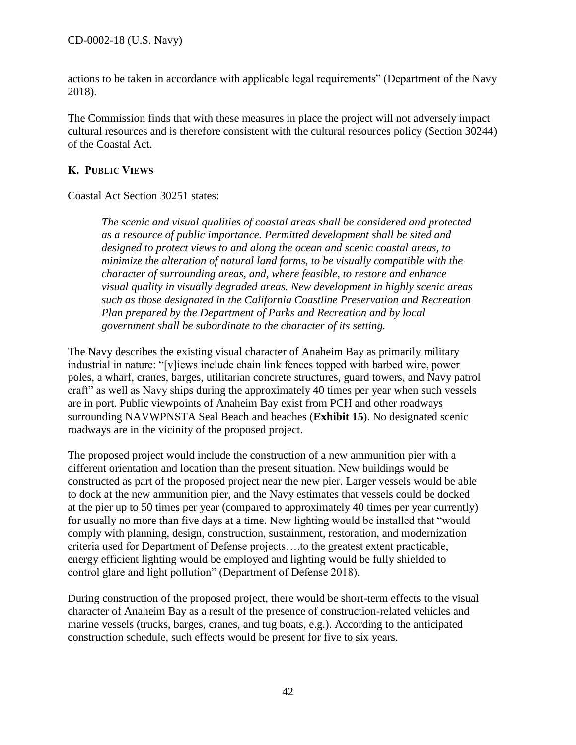actions to be taken in accordance with applicable legal requirements" (Department of the Navy 2018).

The Commission finds that with these measures in place the project will not adversely impact cultural resources and is therefore consistent with the cultural resources policy (Section 30244) of the Coastal Act.

### K. PUBLIC VIEWS

Coastal Act Section 30251 states:

> *The scenic and visual qualities of coastal areas shall be considered and protected as a resource of public importance. Permitted development shall be sited and designed to protect views to and along the ocean and scenic coastal areas, to minimize the alteration of natural land forms, to be visually compatible with the character of surrounding areas, and, where feasible, to restore and enhance visual quality in visually degraded areas. New development in highly scenic areas such as those designated in the California Coastline Preservation and Recreation Plan prepared by the Department of Parks and Recreation and by local government shall be subordinate to the character of its setting.*

The Navy describes the existing visual character of Anaheim Bay as primarily military industrial in nature: "[v]iews include chain link fences topped with barbed wire, power poles, a wharf, cranes, barges, utilitarian concrete structures, guard towers, and Navy patrol craft" as well as Navy ships during the approximately 40 times per year when such vessels are in port. Public viewpoints of Anaheim Bay exist from PCH and other roadways surrounding NAVWPNSTA Seal Beach and beaches (**Exhibit 15**). No designated scenic roadways are in the vicinity of the proposed project.

The proposed project would include the construction of a new ammunition pier with a different orientation and location than the present situation. New buildings would be constructed as part of the proposed project near the new pier. Larger vessels would be able to dock at the new ammunition pier, and the Navy estimates that vessels could be docked at the pier up to 50 times per year (compared to approximately 40 times per year currently) for usually no more than five days at a time. New lighting would be installed that "would comply with planning, design, construction, sustainment, restoration, and modernization criteria used for Department of Defense projects….to the greatest extent practicable, energy efficient lighting would be employed and lighting would be fully shielded to control glare and light pollution" (Department of Defense 2018).

During construction of the proposed project, there would be short-term effects to the visual character of Anaheim Bay as a result of the presence of construction-related vehicles and marine vessels (trucks, barges, cranes, and tug boats, e.g.). According to the anticipated construction schedule, such effects would be present for five to six years.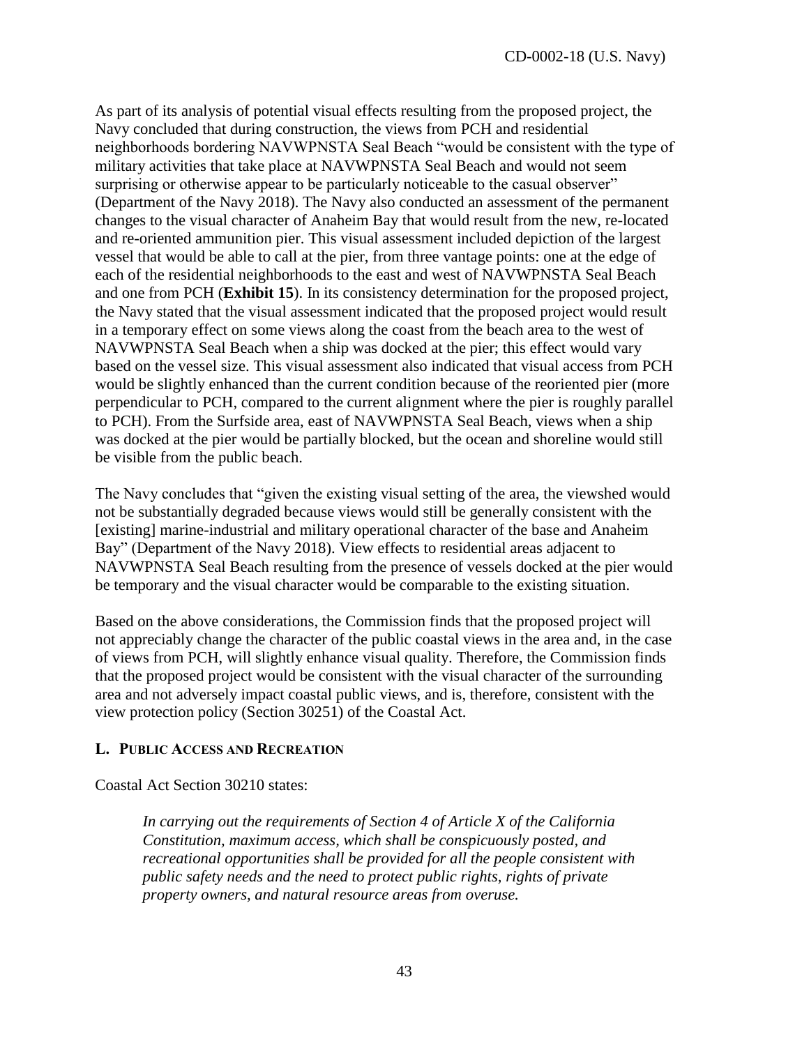As part of its analysis of potential visual effects resulting from the proposed project, the Navy concluded that during construction, the views from PCH and residential neighborhoods bordering NAVWPNSTA Seal Beach "would be consistent with the type of military activities that take place at NAVWPNSTA Seal Beach and would not seem surprising or otherwise appear to be particularly noticeable to the casual observer" (Department of the Navy 2018). The Navy also conducted an assessment of the permanent changes to the visual character of Anaheim Bay that would result from the new, re-located and re-oriented ammunition pier. This visual assessment included depiction of the largest vessel that would be able to call at the pier, from three vantage points: one at the edge of each of the residential neighborhoods to the east and west of NAVWPNSTA Seal Beach and one from PCH (**Exhibit 15**). In its consistency determination for the proposed project, the Navy stated that the visual assessment indicated that the proposed project would result in a temporary effect on some views along the coast from the beach area to the west of NAVWPNSTA Seal Beach when a ship was docked at the pier; this effect would vary based on the vessel size. This visual assessment also indicated that visual access from PCH would be slightly enhanced than the current condition because of the reoriented pier (more perpendicular to PCH, compared to the current alignment where the pier is roughly parallel to PCH). From the Surfside area, east of NAVWPNSTA Seal Beach, views when a ship was docked at the pier would be partially blocked, but the ocean and shoreline would still be visible from the public beach.

The Navy concludes that "given the existing visual setting of the area, the viewshed would not be substantially degraded because views would still be generally consistent with the [existing] marine-industrial and military operational character of the base and Anaheim Bay" (Department of the Navy 2018). View effects to residential areas adjacent to NAVWPNSTA Seal Beach resulting from the presence of vessels docked at the pier would be temporary and the visual character would be comparable to the existing situation.

Based on the above considerations, the Commission finds that the proposed project will not appreciably change the character of the public coastal views in the area and, in the case of views from PCH, will slightly enhance visual quality. Therefore, the Commission finds that the proposed project would be consistent with the visual character of the surrounding area and not adversely impact coastal public views, and is, therefore, consistent with the view protection policy (Section 30251) of the Coastal Act.

### L. PUBLIC ACCESS AND RECREATION

Coastal Act Section 30210 states:

> *In carrying out the requirements of Section 4 of Article X of the California Constitution, maximum access, which shall be conspicuously posted, and recreational opportunities shall be provided for all the people consistent with public safety needs and the need to protect public rights, rights of private property owners, and natural resource areas from overuse.*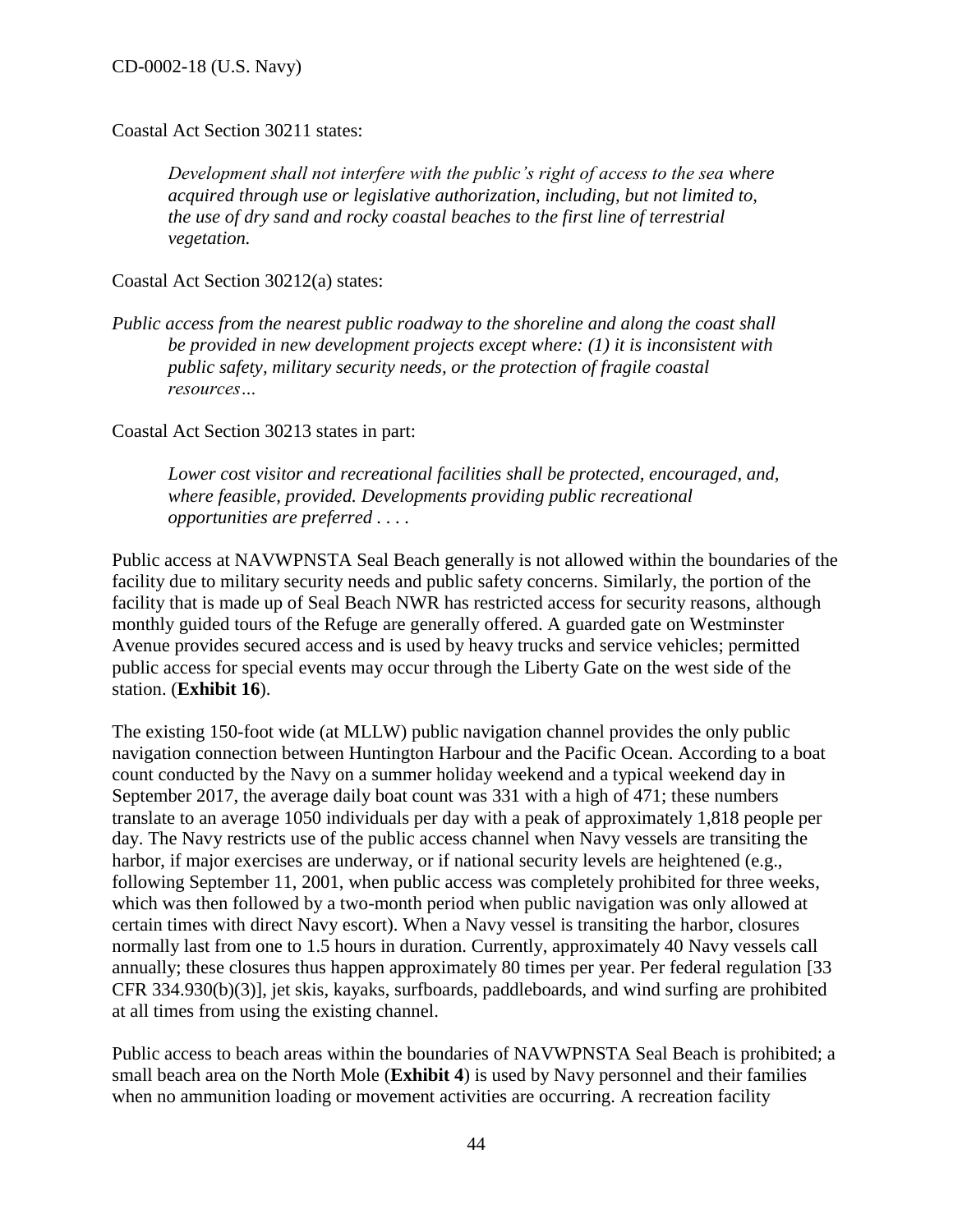Coastal Act Section 30211 states:

> *Development shall not interfere with the public's right of access to the sea where acquired through use or legislative authorization, including, but not limited to, the use of dry sand and rocky coastal beaches to the first line of terrestrial vegetation.*

Coastal Act Section 30212(a) states:

> *Public access from the nearest public roadway to the shoreline and along the coast shall be provided in new development projects except where: (1) it is inconsistent with public safety, military security needs, or the protection of fragile coastal resources…*

Coastal Act Section 30213 states in part:

> *Lower cost visitor and recreational facilities shall be protected, encouraged, and, where feasible, provided. Developments providing public recreational opportunities are preferred . . . .*

Public access at NAVWPNSTA Seal Beach generally is not allowed within the boundaries of the facility due to military security needs and public safety concerns. Similarly, the portion of the facility that is made up of Seal Beach NWR has restricted access for security reasons, although monthly guided tours of the Refuge are generally offered. A guarded gate on Westminster Avenue provides secured access and is used by heavy trucks and service vehicles; permitted public access for special events may occur through the Liberty Gate on the west side of the station. (**Exhibit 16**).

The existing 150-foot wide (at MLLW) public navigation channel provides the only public navigation connection between Huntington Harbour and the Pacific Ocean. According to a boat count conducted by the Navy on a summer holiday weekend and a typical weekend day in September 2017, the average daily boat count was 331 with a high of 471; these numbers translate to an average 1050 individuals per day with a peak of approximately 1,818 people per day. The Navy restricts use of the public access channel when Navy vessels are transiting the harbor, if major exercises are underway, or if national security levels are heightened (e.g., following September 11, 2001, when public access was completely prohibited for three weeks, which was then followed by a two-month period when public navigation was only allowed at certain times with direct Navy escort). When a Navy vessel is transiting the harbor, closures normally last from one to 1.5 hours in duration. Currently, approximately 40 Navy vessels call annually; these closures thus happen approximately 80 times per year. Per federal regulation [33 CFR 334.930(b)(3)], jet skis, kayaks, surfboards, paddleboards, and wind surfing are prohibited at all times from using the existing channel.

Public access to beach areas within the boundaries of NAVWPNSTA Seal Beach is prohibited; a small beach area on the North Mole (**Exhibit 4**) is used by Navy personnel and their families when no ammunition loading or movement activities are occurring. A recreation facility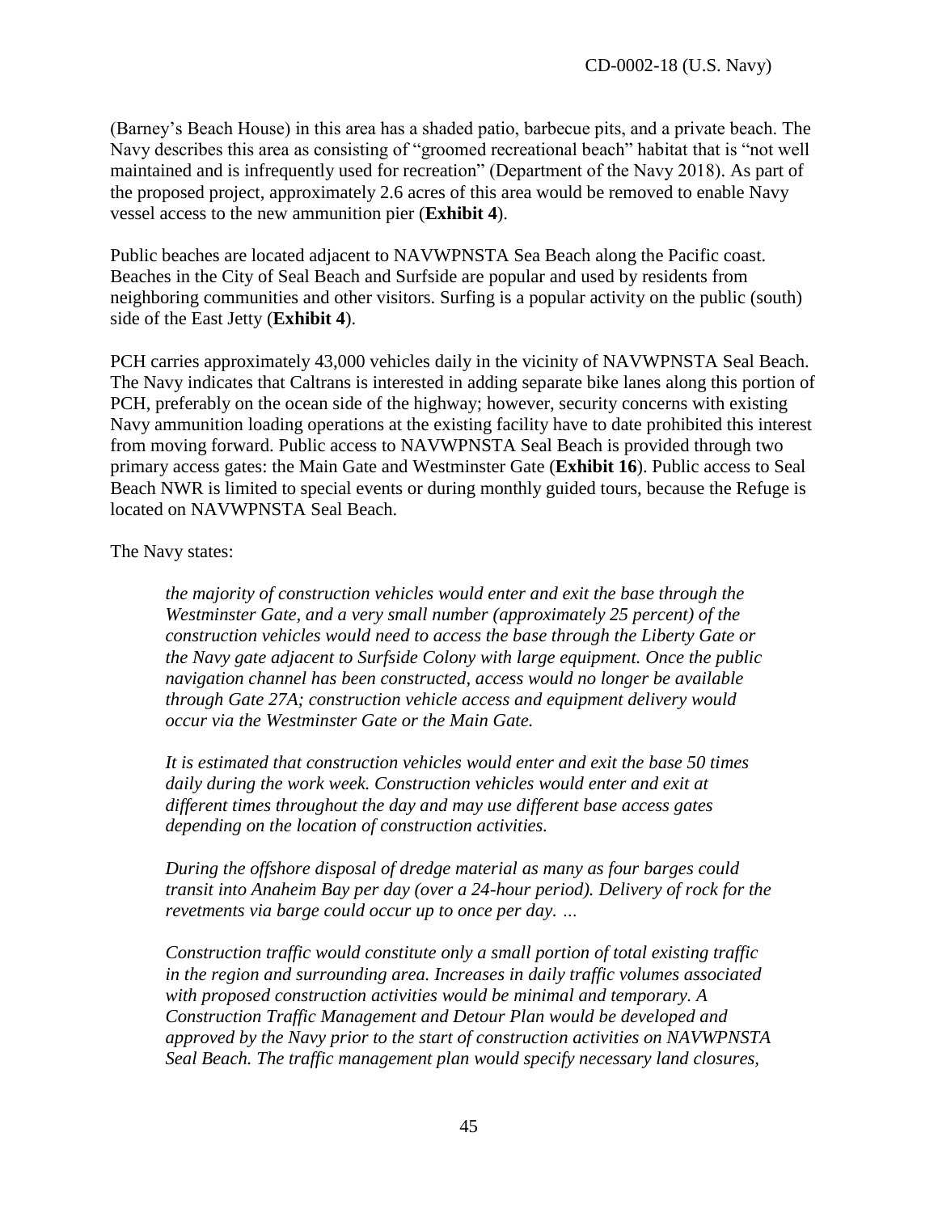(Barney's Beach House) in this area has a shaded patio, barbecue pits, and a private beach. The Navy describes this area as consisting of "groomed recreational beach" habitat that is "not well maintained and is infrequently used for recreation" (Department of the Navy 2018). As part of the proposed project, approximately 2.6 acres of this area would be removed to enable Navy vessel access to the new ammunition pier (**Exhibit 4**).

Public beaches are located adjacent to NAVWPNSTA Sea Beach along the Pacific coast. Beaches in the City of Seal Beach and Surfside are popular and used by residents from neighboring communities and other visitors. Surfing is a popular activity on the public (south) side of the East Jetty (**Exhibit 4**).

PCH carries approximately 43,000 vehicles daily in the vicinity of NAVWPNSTA Seal Beach. The Navy indicates that Caltrans is interested in adding separate bike lanes along this portion of PCH, preferably on the ocean side of the highway; however, security concerns with existing Navy ammunition loading operations at the existing facility have to date prohibited this interest from moving forward. Public access to NAVWPNSTA Seal Beach is provided through two primary access gates: the Main Gate and Westminster Gate (**Exhibit 16**). Public access to Seal Beach NWR is limited to special events or during monthly guided tours, because the Refuge is located on NAVWPNSTA Seal Beach.

The Navy states:

> *the majority of construction vehicles would enter and exit the base through the Westminster Gate, and a very small number (approximately 25 percent) of the construction vehicles would need to access the base through the Liberty Gate or the Navy gate adjacent to Surfside Colony with large equipment. Once the public navigation channel has been constructed, access would no longer be available through Gate 27A; construction vehicle access and equipment delivery would occur via the Westminster Gate or the Main Gate.*
>
> *It is estimated that construction vehicles would enter and exit the base 50 times daily during the work week. Construction vehicles would enter and exit at different times throughout the day and may use different base access gates depending on the location of construction activities.*
>
> *During the offshore disposal of dredge material as many as four barges could transit into Anaheim Bay per day (over a 24-hour period). Delivery of rock for the revetments via barge could occur up to once per day. …*
>
> *Construction traffic would constitute only a small portion of total existing traffic in the region and surrounding area. Increases in daily traffic volumes associated with proposed construction activities would be minimal and temporary. A Construction Traffic Management and Detour Plan would be developed and approved by the Navy prior to the start of construction activities on NAVWPNSTA Seal Beach. The traffic management plan would specify necessary land closures,*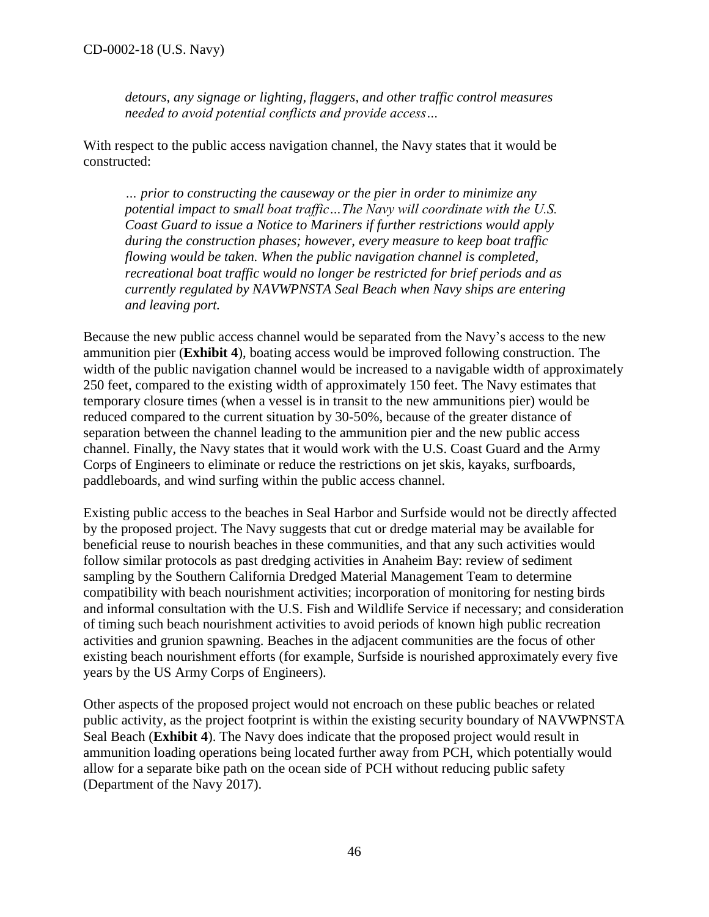*detours, any signage or lighting, flaggers, and other traffic control measures needed to avoid potential conflicts and provide access…*

With respect to the public access navigation channel, the Navy states that it would be constructed:

> *… prior to constructing the causeway or the pier in order to minimize any potential impact to small boat traffic…The Navy will coordinate with the U.S. Coast Guard to issue a Notice to Mariners if further restrictions would apply during the construction phases; however, every measure to keep boat traffic flowing would be taken. When the public navigation channel is completed, recreational boat traffic would no longer be restricted for brief periods and as currently regulated by NAVWPNSTA Seal Beach when Navy ships are entering and leaving port.*

Because the new public access channel would be separated from the Navy's access to the new ammunition pier (**Exhibit 4**), boating access would be improved following construction. The width of the public navigation channel would be increased to a navigable width of approximately 250 feet, compared to the existing width of approximately 150 feet. The Navy estimates that temporary closure times (when a vessel is in transit to the new ammunitions pier) would be reduced compared to the current situation by 30-50%, because of the greater distance of separation between the channel leading to the ammunition pier and the new public access channel. Finally, the Navy states that it would work with the U.S. Coast Guard and the Army Corps of Engineers to eliminate or reduce the restrictions on jet skis, kayaks, surfboards, paddleboards, and wind surfing within the public access channel.

Existing public access to the beaches in Seal Harbor and Surfside would not be directly affected by the proposed project. The Navy suggests that cut or dredge material may be available for beneficial reuse to nourish beaches in these communities, and that any such activities would follow similar protocols as past dredging activities in Anaheim Bay: review of sediment sampling by the Southern California Dredged Material Management Team to determine compatibility with beach nourishment activities; incorporation of monitoring for nesting birds and informal consultation with the U.S. Fish and Wildlife Service if necessary; and consideration of timing such beach nourishment activities to avoid periods of known high public recreation activities and grunion spawning. Beaches in the adjacent communities are the focus of other existing beach nourishment efforts (for example, Surfside is nourished approximately every five years by the US Army Corps of Engineers).

Other aspects of the proposed project would not encroach on these public beaches or related public activity, as the project footprint is within the existing security boundary of NAVWPNSTA Seal Beach (**Exhibit 4**). The Navy does indicate that the proposed project would result in ammunition loading operations being located further away from PCH, which potentially would allow for a separate bike path on the ocean side of PCH without reducing public safety (Department of the Navy 2017).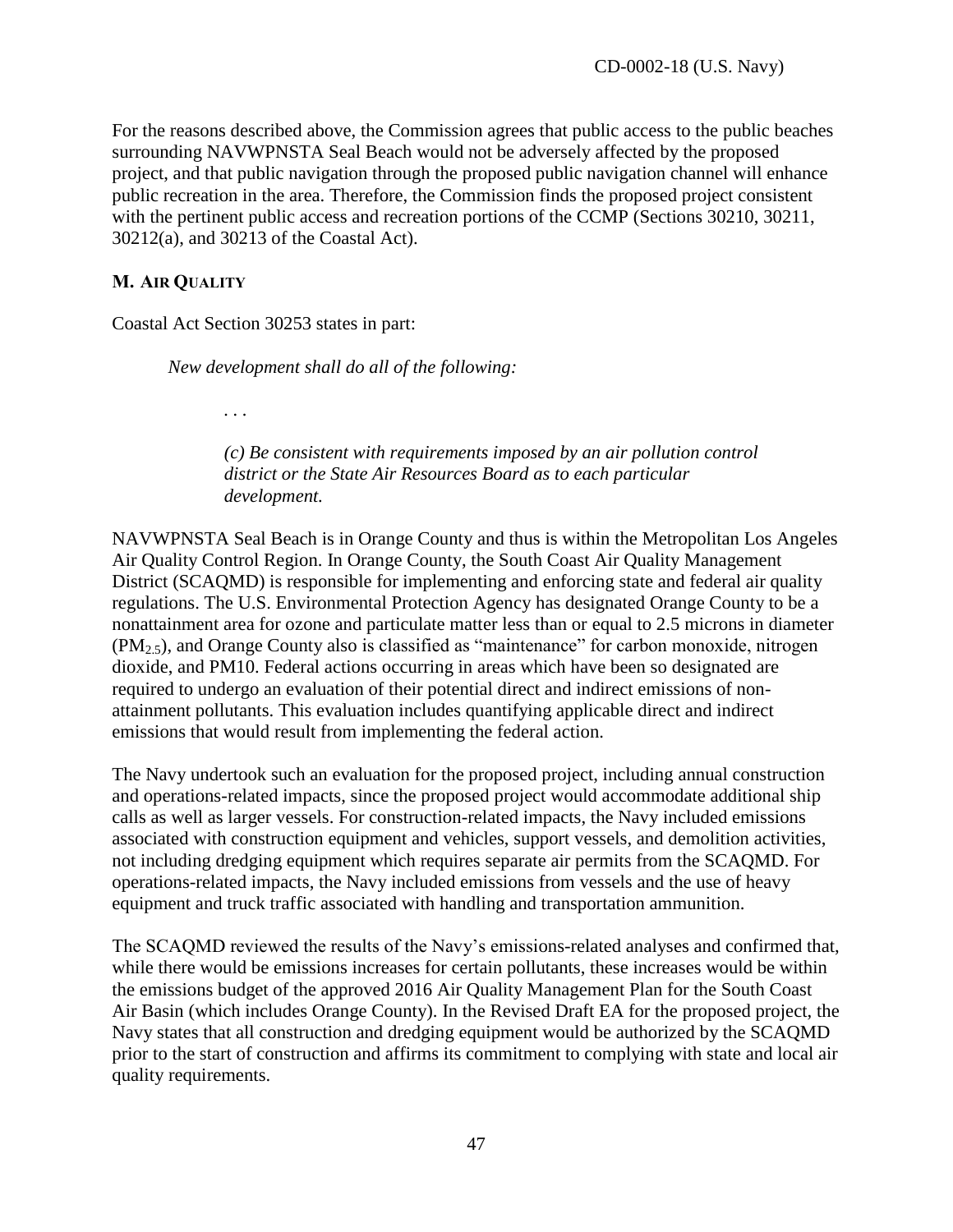For the reasons described above, the Commission agrees that public access to the public beaches surrounding NAVWPNSTA Seal Beach would not be adversely affected by the proposed project, and that public navigation through the proposed public navigation channel will enhance public recreation in the area. Therefore, the Commission finds the proposed project consistent with the pertinent public access and recreation portions of the CCMP (Sections 30210, 30211, 30212(a), and 30213 of the Coastal Act).

### M. AIR QUALITY

Coastal Act Section 30253 states in part:

> *New development shall do all of the following:*
>
> . . .
>
> *(c) Be consistent with requirements imposed by an air pollution control district or the State Air Resources Board as to each particular development.*

NAVWPNSTA Seal Beach is in Orange County and thus is within the Metropolitan Los Angeles Air Quality Control Region. In Orange County, the South Coast Air Quality Management District (SCAQMD) is responsible for implementing and enforcing state and federal air quality regulations. The U.S. Environmental Protection Agency has designated Orange County to be a nonattainment area for ozone and particulate matter less than or equal to 2.5 microns in diameter ($PM_{2.5}$), and Orange County also is classified as "maintenance" for carbon monoxide, nitrogen dioxide, and PM10. Federal actions occurring in areas which have been so designated are required to undergo an evaluation of their potential direct and indirect emissions of non-attainment pollutants. This evaluation includes quantifying applicable direct and indirect emissions that would result from implementing the federal action.

The Navy undertook such an evaluation for the proposed project, including annual construction and operations-related impacts, since the proposed project would accommodate additional ship calls as well as larger vessels. For construction-related impacts, the Navy included emissions associated with construction equipment and vehicles, support vessels, and demolition activities, not including dredging equipment which requires separate air permits from the SCAQMD. For operations-related impacts, the Navy included emissions from vessels and the use of heavy equipment and truck traffic associated with handling and transportation ammunition.

The SCAQMD reviewed the results of the Navy's emissions-related analyses and confirmed that, while there would be emissions increases for certain pollutants, these increases would be within the emissions budget of the approved 2016 Air Quality Management Plan for the South Coast Air Basin (which includes Orange County). In the Revised Draft EA for the proposed project, the Navy states that all construction and dredging equipment would be authorized by the SCAQMD prior to the start of construction and affirms its commitment to complying with state and local air quality requirements.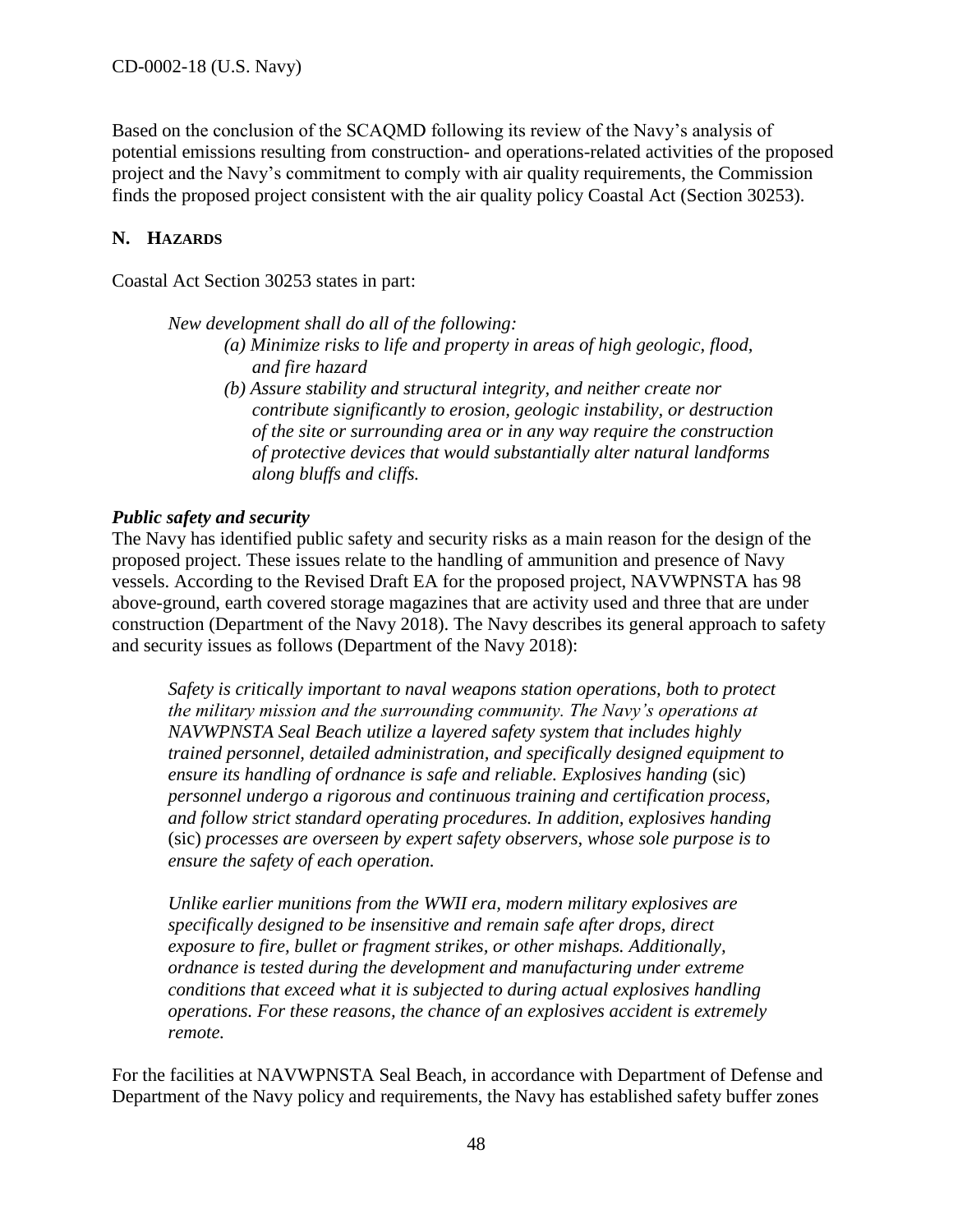Based on the conclusion of the SCAQMD following its review of the Navy's analysis of potential emissions resulting from construction- and operations-related activities of the proposed project and the Navy's commitment to comply with air quality requirements, the Commission finds the proposed project consistent with the air quality policy Coastal Act (Section 30253).

## N. Hazards

Coastal Act Section 30253 states in part:

> *New development shall do all of the following:*
>
> *(a) Minimize risks to life and property in areas of high geologic, flood, and fire hazard*
>
> *(b) Assure stability and structural integrity, and neither create nor contribute significantly to erosion, geologic instability, or destruction of the site or surrounding area or in any way require the construction of protective devices that would substantially alter natural landforms along bluffs and cliffs.*

***Public safety and security***

The Navy has identified public safety and security risks as a main reason for the design of the proposed project. These issues relate to the handling of ammunition and presence of Navy vessels. According to the Revised Draft EA for the proposed project, NAVWPNSTA has 98 above-ground, earth covered storage magazines that are activity used and three that are under construction (Department of the Navy 2018). The Navy describes its general approach to safety and security issues as follows (Department of the Navy 2018):

> *Safety is critically important to naval weapons station operations, both to protect the military mission and the surrounding community. The Navy's operations at NAVWPNSTA Seal Beach utilize a layered safety system that includes highly trained personnel, detailed administration, and specifically designed equipment to ensure its handling of ordnance is safe and reliable. Explosives handing* (sic) *personnel undergo a rigorous and continuous training and certification process, and follow strict standard operating procedures. In addition, explosives handing* (sic) *processes are overseen by expert safety observers, whose sole purpose is to ensure the safety of each operation.*
>
> *Unlike earlier munitions from the WWII era, modern military explosives are specifically designed to be insensitive and remain safe after drops, direct exposure to fire, bullet or fragment strikes, or other mishaps. Additionally, ordnance is tested during the development and manufacturing under extreme conditions that exceed what it is subjected to during actual explosives handling operations. For these reasons, the chance of an explosives accident is extremely remote.*

For the facilities at NAVWPNSTA Seal Beach, in accordance with Department of Defense and Department of the Navy policy and requirements, the Navy has established safety buffer zones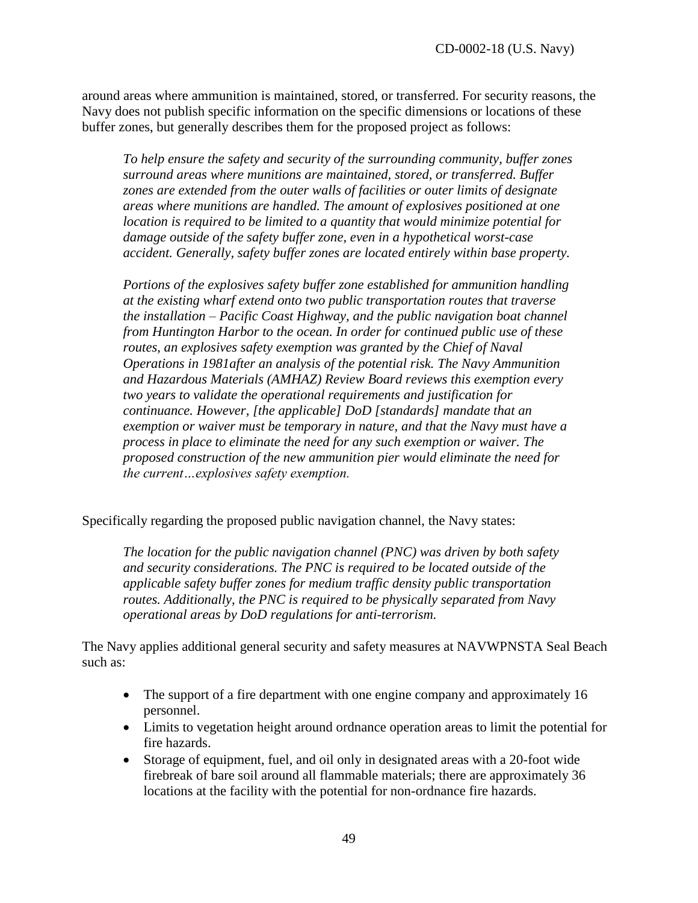around areas where ammunition is maintained, stored, or transferred. For security reasons, the Navy does not publish specific information on the specific dimensions or locations of these buffer zones, but generally describes them for the proposed project as follows:

> *To help ensure the safety and security of the surrounding community, buffer zones surround areas where munitions are maintained, stored, or transferred. Buffer zones are extended from the outer walls of facilities or outer limits of designate areas where munitions are handled. The amount of explosives positioned at one location is required to be limited to a quantity that would minimize potential for damage outside of the safety buffer zone, even in a hypothetical worst-case accident. Generally, safety buffer zones are located entirely within base property.*
>
> *Portions of the explosives safety buffer zone established for ammunition handling at the existing wharf extend onto two public transportation routes that traverse the installation – Pacific Coast Highway, and the public navigation boat channel from Huntington Harbor to the ocean. In order for continued public use of these routes, an explosives safety exemption was granted by the Chief of Naval Operations in 1981after an analysis of the potential risk. The Navy Ammunition and Hazardous Materials (AMHAZ) Review Board reviews this exemption every two years to validate the operational requirements and justification for continuance. However, [the applicable] DoD [standards] mandate that an exemption or waiver must be temporary in nature, and that the Navy must have a process in place to eliminate the need for any such exemption or waiver. The proposed construction of the new ammunition pier would eliminate the need for the current…explosives safety exemption.*

Specifically regarding the proposed public navigation channel, the Navy states:

> *The location for the public navigation channel (PNC) was driven by both safety and security considerations. The PNC is required to be located outside of the applicable safety buffer zones for medium traffic density public transportation routes. Additionally, the PNC is required to be physically separated from Navy operational areas by DoD regulations for anti-terrorism.*

The Navy applies additional general security and safety measures at NAVWPNSTA Seal Beach such as:

- The support of a fire department with one engine company and approximately 16 personnel.
- Limits to vegetation height around ordnance operation areas to limit the potential for fire hazards.
- Storage of equipment, fuel, and oil only in designated areas with a 20-foot wide firebreak of bare soil around all flammable materials; there are approximately 36 locations at the facility with the potential for non-ordnance fire hazards.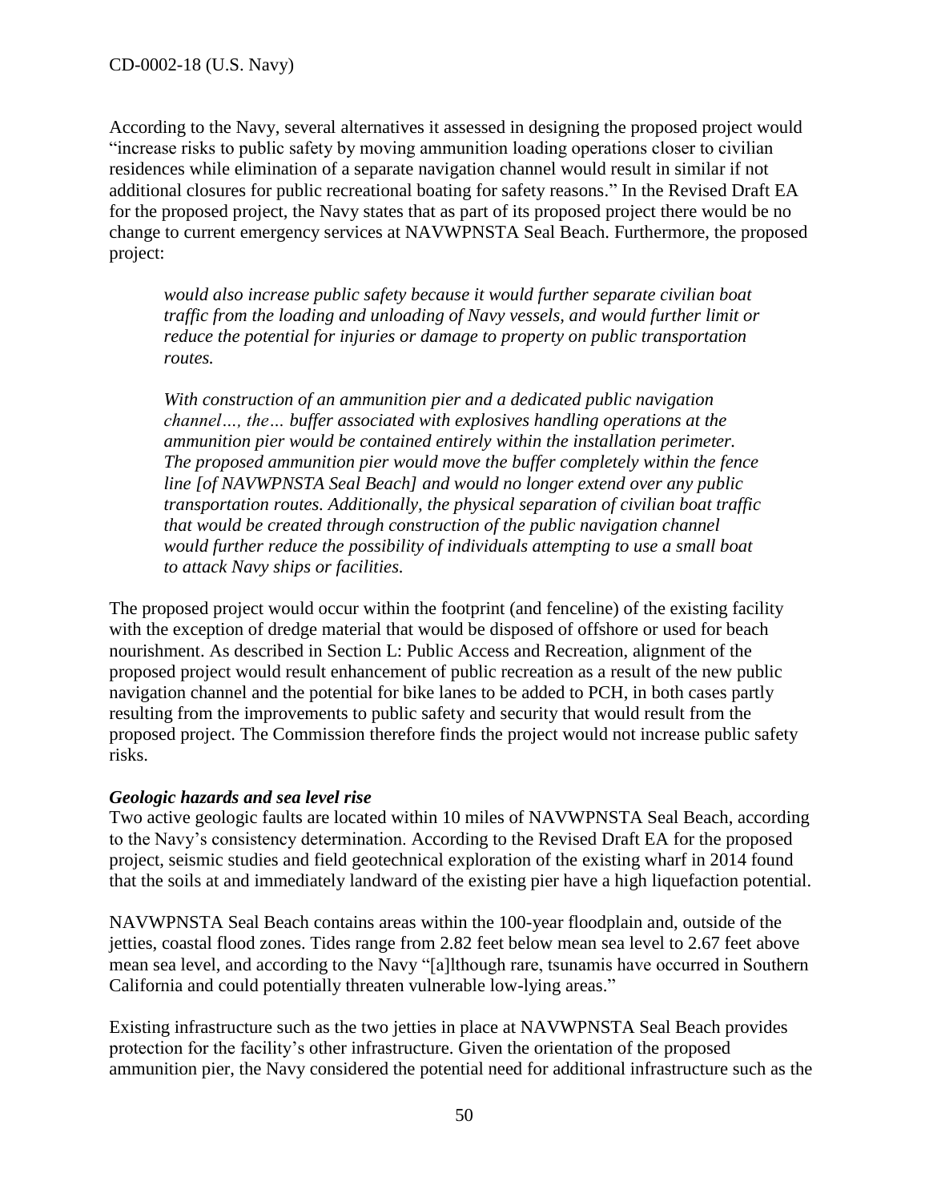According to the Navy, several alternatives it assessed in designing the proposed project would "increase risks to public safety by moving ammunition loading operations closer to civilian residences while elimination of a separate navigation channel would result in similar if not additional closures for public recreational boating for safety reasons." In the Revised Draft EA for the proposed project, the Navy states that as part of its proposed project there would be no change to current emergency services at NAVWPNSTA Seal Beach. Furthermore, the proposed project:

> *would also increase public safety because it would further separate civilian boat traffic from the loading and unloading of Navy vessels, and would further limit or reduce the potential for injuries or damage to property on public transportation routes.*
>
> *With construction of an ammunition pier and a dedicated public navigation channel…, the… buffer associated with explosives handling operations at the ammunition pier would be contained entirely within the installation perimeter. The proposed ammunition pier would move the buffer completely within the fence line [of NAVWPNSTA Seal Beach] and would no longer extend over any public transportation routes. Additionally, the physical separation of civilian boat traffic that would be created through construction of the public navigation channel would further reduce the possibility of individuals attempting to use a small boat to attack Navy ships or facilities.*

The proposed project would occur within the footprint (and fenceline) of the existing facility with the exception of dredge material that would be disposed of offshore or used for beach nourishment. As described in Section L: Public Access and Recreation, alignment of the proposed project would result enhancement of public recreation as a result of the new public navigation channel and the potential for bike lanes to be added to PCH, in both cases partly resulting from the improvements to public safety and security that would result from the proposed project. The Commission therefore finds the project would not increase public safety risks.

### *Geologic hazards and sea level rise*

Two active geologic faults are located within 10 miles of NAVWPNSTA Seal Beach, according to the Navy's consistency determination. According to the Revised Draft EA for the proposed project, seismic studies and field geotechnical exploration of the existing wharf in 2014 found that the soils at and immediately landward of the existing pier have a high liquefaction potential.

NAVWPNSTA Seal Beach contains areas within the 100-year floodplain and, outside of the jetties, coastal flood zones. Tides range from 2.82 feet below mean sea level to 2.67 feet above mean sea level, and according to the Navy "[a]lthough rare, tsunamis have occurred in Southern California and could potentially threaten vulnerable low-lying areas."

Existing infrastructure such as the two jetties in place at NAVWPNSTA Seal Beach provides protection for the facility's other infrastructure. Given the orientation of the proposed ammunition pier, the Navy considered the potential need for additional infrastructure such as the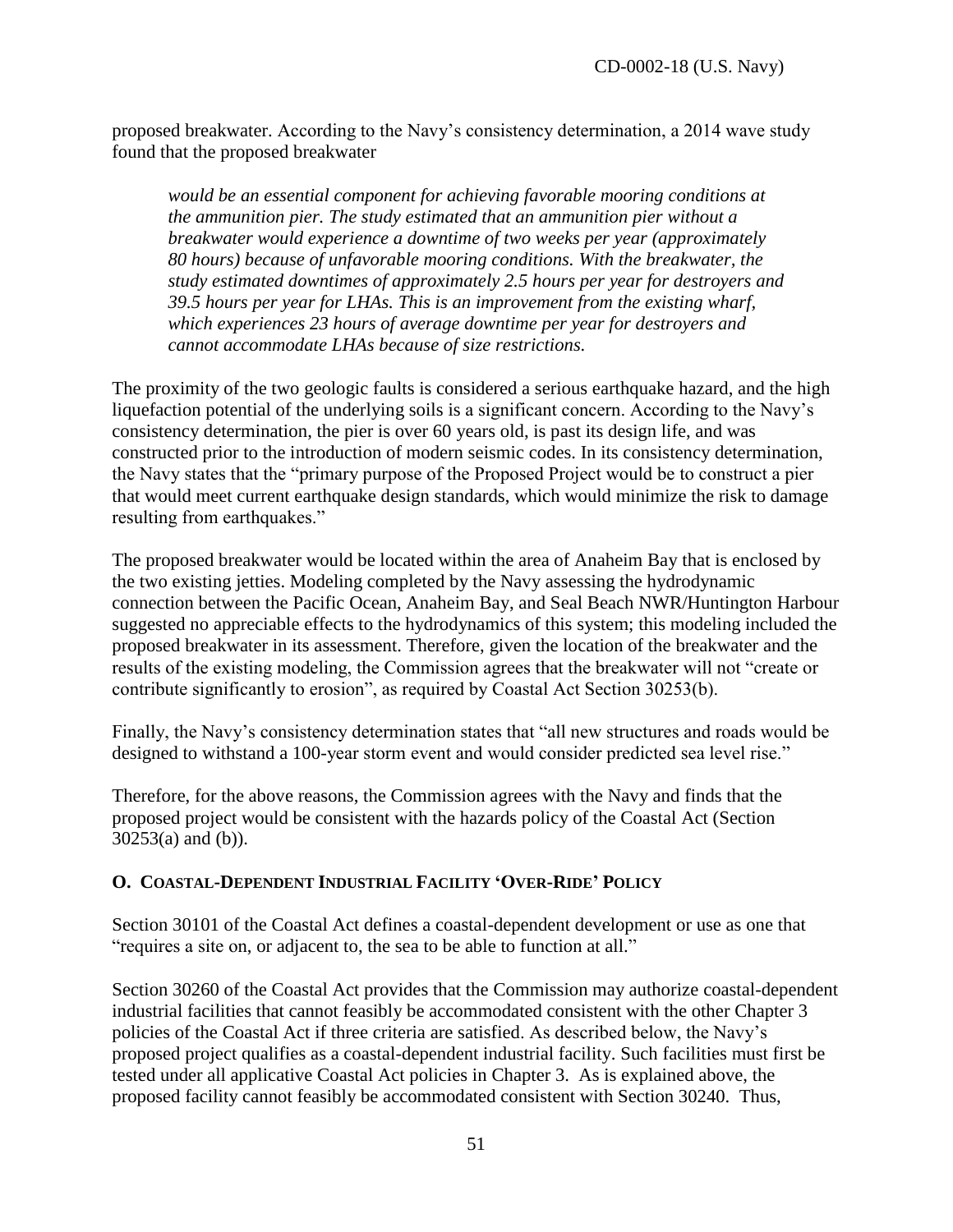proposed breakwater. According to the Navy's consistency determination, a 2014 wave study found that the proposed breakwater

> *would be an essential component for achieving favorable mooring conditions at the ammunition pier. The study estimated that an ammunition pier without a breakwater would experience a downtime of two weeks per year (approximately 80 hours) because of unfavorable mooring conditions. With the breakwater, the study estimated downtimes of approximately 2.5 hours per year for destroyers and 39.5 hours per year for LHAs. This is an improvement from the existing wharf, which experiences 23 hours of average downtime per year for destroyers and cannot accommodate LHAs because of size restrictions.*

The proximity of the two geologic faults is considered a serious earthquake hazard, and the high liquefaction potential of the underlying soils is a significant concern. According to the Navy's consistency determination, the pier is over 60 years old, is past its design life, and was constructed prior to the introduction of modern seismic codes. In its consistency determination, the Navy states that the "primary purpose of the Proposed Project would be to construct a pier that would meet current earthquake design standards, which would minimize the risk to damage resulting from earthquakes."

The proposed breakwater would be located within the area of Anaheim Bay that is enclosed by the two existing jetties. Modeling completed by the Navy assessing the hydrodynamic connection between the Pacific Ocean, Anaheim Bay, and Seal Beach NWR/Huntington Harbour suggested no appreciable effects to the hydrodynamics of this system; this modeling included the proposed breakwater in its assessment. Therefore, given the location of the breakwater and the results of the existing modeling, the Commission agrees that the breakwater will not "create or contribute significantly to erosion", as required by Coastal Act Section 30253(b).

Finally, the Navy's consistency determination states that "all new structures and roads would be designed to withstand a 100-year storm event and would consider predicted sea level rise."

Therefore, for the above reasons, the Commission agrees with the Navy and finds that the proposed project would be consistent with the hazards policy of the Coastal Act (Section 30253(a) and (b)).

### O. Coastal-Dependent Industrial Facility 'Over-Ride' Policy

Section 30101 of the Coastal Act defines a coastal-dependent development or use as one that "requires a site on, or adjacent to, the sea to be able to function at all."

Section 30260 of the Coastal Act provides that the Commission may authorize coastal-dependent industrial facilities that cannot feasibly be accommodated consistent with the other Chapter 3 policies of the Coastal Act if three criteria are satisfied. As described below, the Navy's proposed project qualifies as a coastal-dependent industrial facility. Such facilities must first be tested under all applicative Coastal Act policies in Chapter 3. As is explained above, the proposed facility cannot feasibly be accommodated consistent with Section 30240. Thus,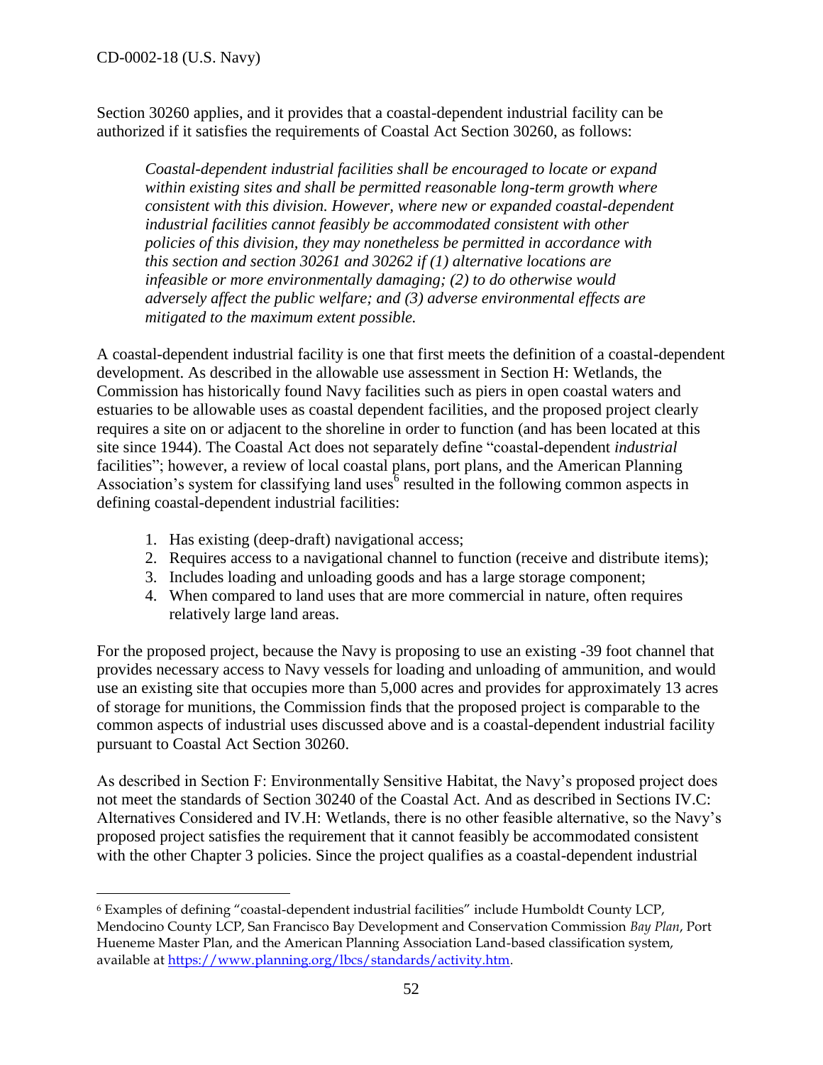Section 30260 applies, and it provides that a coastal-dependent industrial facility can be authorized if it satisfies the requirements of Coastal Act Section 30260, as follows:

> *Coastal-dependent industrial facilities shall be encouraged to locate or expand within existing sites and shall be permitted reasonable long-term growth where consistent with this division. However, where new or expanded coastal-dependent industrial facilities cannot feasibly be accommodated consistent with other policies of this division, they may nonetheless be permitted in accordance with this section and section 30261 and 30262 if (1) alternative locations are infeasible or more environmentally damaging; (2) to do otherwise would adversely affect the public welfare; and (3) adverse environmental effects are mitigated to the maximum extent possible.*

A coastal-dependent industrial facility is one that first meets the definition of a coastal-dependent development. As described in the allowable use assessment in Section H: Wetlands, the Commission has historically found Navy facilities such as piers in open coastal waters and estuaries to be allowable uses as coastal dependent facilities, and the proposed project clearly requires a site on or adjacent to the shoreline in order to function (and has been located at this site since 1944). The Coastal Act does not separately define "coastal-dependent *industrial* facilities"; however, a review of local coastal plans, port plans, and the American Planning Association's system for classifying land uses[6] resulted in the following common aspects in defining coastal-dependent industrial facilities:

1. Has existing (deep-draft) navigational access;
2. Requires access to a navigational channel to function (receive and distribute items);
3. Includes loading and unloading goods and has a large storage component;
4. When compared to land uses that are more commercial in nature, often requires relatively large land areas.

For the proposed project, because the Navy is proposing to use an existing -39 foot channel that provides necessary access to Navy vessels for loading and unloading of ammunition, and would use an existing site that occupies more than 5,000 acres and provides for approximately 13 acres of storage for munitions, the Commission finds that the proposed project is comparable to the common aspects of industrial uses discussed above and is a coastal-dependent industrial facility pursuant to Coastal Act Section 30260.

As described in Section F: Environmentally Sensitive Habitat, the Navy's proposed project does not meet the standards of Section 30240 of the Coastal Act. And as described in Sections IV.C: Alternatives Considered and IV.H: Wetlands, there is no other feasible alternative, so the Navy's proposed project satisfies the requirement that it cannot feasibly be accommodated consistent with the other Chapter 3 policies. Since the project qualifies as a coastal-dependent industrial

---

[6] Examples of defining "coastal-dependent industrial facilities" include Humboldt County LCP, Mendocino County LCP, San Francisco Bay Development and Conservation Commission *Bay Plan*, Port Hueneme Master Plan, and the American Planning Association Land-based classification system, available at https://www.planning.org/lbcs/standards/activity.htm.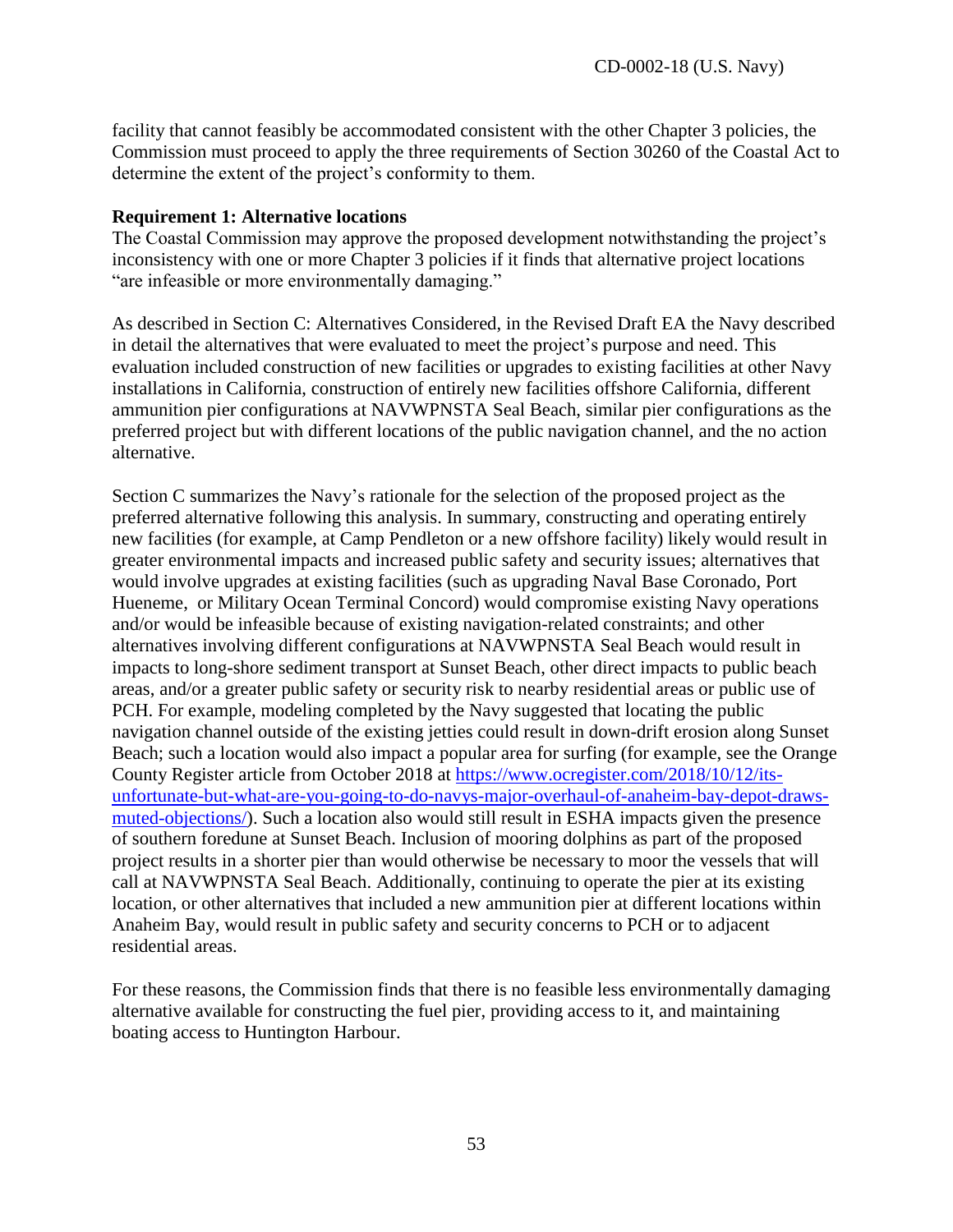facility that cannot feasibly be accommodated consistent with the other Chapter 3 policies, the Commission must proceed to apply the three requirements of Section 30260 of the Coastal Act to determine the extent of the project's conformity to them.

**Requirement 1: Alternative locations**

The Coastal Commission may approve the proposed development notwithstanding the project's inconsistency with one or more Chapter 3 policies if it finds that alternative project locations "are infeasible or more environmentally damaging."

As described in Section C: Alternatives Considered, in the Revised Draft EA the Navy described in detail the alternatives that were evaluated to meet the project's purpose and need. This evaluation included construction of new facilities or upgrades to existing facilities at other Navy installations in California, construction of entirely new facilities offshore California, different ammunition pier configurations at NAVWPNSTA Seal Beach, similar pier configurations as the preferred project but with different locations of the public navigation channel, and the no action alternative.

Section C summarizes the Navy's rationale for the selection of the proposed project as the preferred alternative following this analysis. In summary, constructing and operating entirely new facilities (for example, at Camp Pendleton or a new offshore facility) likely would result in greater environmental impacts and increased public safety and security issues; alternatives that would involve upgrades at existing facilities (such as upgrading Naval Base Coronado, Port Hueneme, or Military Ocean Terminal Concord) would compromise existing Navy operations and/or would be infeasible because of existing navigation-related constraints; and other alternatives involving different configurations at NAVWPNSTA Seal Beach would result in impacts to long-shore sediment transport at Sunset Beach, other direct impacts to public beach areas, and/or a greater public safety or security risk to nearby residential areas or public use of PCH. For example, modeling completed by the Navy suggested that locating the public navigation channel outside of the existing jetties could result in down-drift erosion along Sunset Beach; such a location would also impact a popular area for surfing (for example, see the Orange County Register article from October 2018 at [https://www.ocregister.com/2018/10/12/its-unfortunate-but-what-are-you-going-to-do-navys-major-overhaul-of-anaheim-bay-depot-draws-muted-objections/](https://www.ocregister.com/2018/10/12/its-unfortunate-but-what-are-you-going-to-do-navys-major-overhaul-of-anaheim-bay-depot-draws-muted-objections/)). Such a location also would still result in ESHA impacts given the presence of southern foredune at Sunset Beach. Inclusion of mooring dolphins as part of the proposed project results in a shorter pier than would otherwise be necessary to moor the vessels that will call at NAVWPNSTA Seal Beach. Additionally, continuing to operate the pier at its existing location, or other alternatives that included a new ammunition pier at different locations within Anaheim Bay, would result in public safety and security concerns to PCH or to adjacent residential areas.

For these reasons, the Commission finds that there is no feasible less environmentally damaging alternative available for constructing the fuel pier, providing access to it, and maintaining boating access to Huntington Harbour.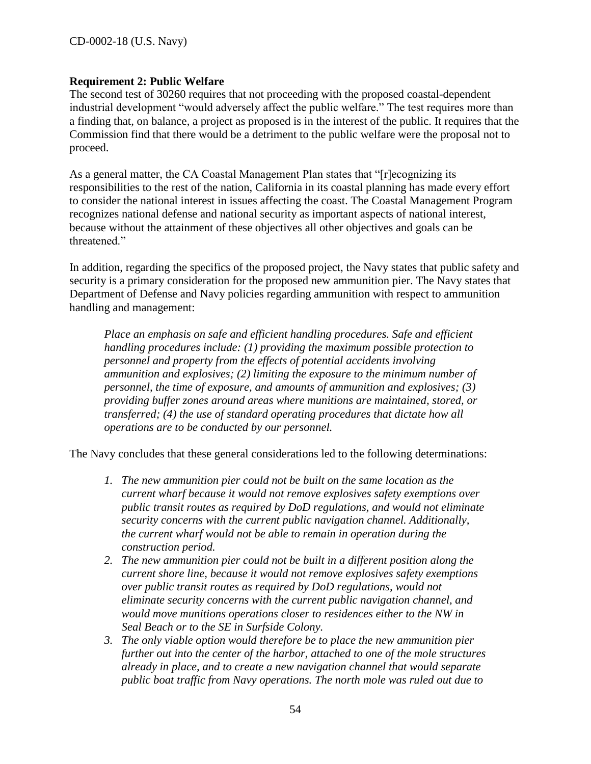**Requirement 2: Public Welfare**

The second test of 30260 requires that not proceeding with the proposed coastal-dependent industrial development "would adversely affect the public welfare." The test requires more than a finding that, on balance, a project as proposed is in the interest of the public. It requires that the Commission find that there would be a detriment to the public welfare were the proposal not to proceed.

As a general matter, the CA Coastal Management Plan states that "[r]ecognizing its responsibilities to the rest of the nation, California in its coastal planning has made every effort to consider the national interest in issues affecting the coast. The Coastal Management Program recognizes national defense and national security as important aspects of national interest, because without the attainment of these objectives all other objectives and goals can be threatened."

In addition, regarding the specifics of the proposed project, the Navy states that public safety and security is a primary consideration for the proposed new ammunition pier. The Navy states that Department of Defense and Navy policies regarding ammunition with respect to ammunition handling and management:

> *Place an emphasis on safe and efficient handling procedures. Safe and efficient handling procedures include: (1) providing the maximum possible protection to personnel and property from the effects of potential accidents involving ammunition and explosives; (2) limiting the exposure to the minimum number of personnel, the time of exposure, and amounts of ammunition and explosives; (3) providing buffer zones around areas where munitions are maintained, stored, or transferred; (4) the use of standard operating procedures that dictate how all operations are to be conducted by our personnel.*

The Navy concludes that these general considerations led to the following determinations:

1. *The new ammunition pier could not be built on the same location as the current wharf because it would not remove explosives safety exemptions over public transit routes as required by DoD regulations, and would not eliminate security concerns with the current public navigation channel. Additionally, the current wharf would not be able to remain in operation during the construction period.*
2. *The new ammunition pier could not be built in a different position along the current shore line, because it would not remove explosives safety exemptions over public transit routes as required by DoD regulations, would not eliminate security concerns with the current public navigation channel, and would move munitions operations closer to residences either to the NW in Seal Beach or to the SE in Surfside Colony.*
3. *The only viable option would therefore be to place the new ammunition pier further out into the center of the harbor, attached to one of the mole structures already in place, and to create a new navigation channel that would separate public boat traffic from Navy operations. The north mole was ruled out due to*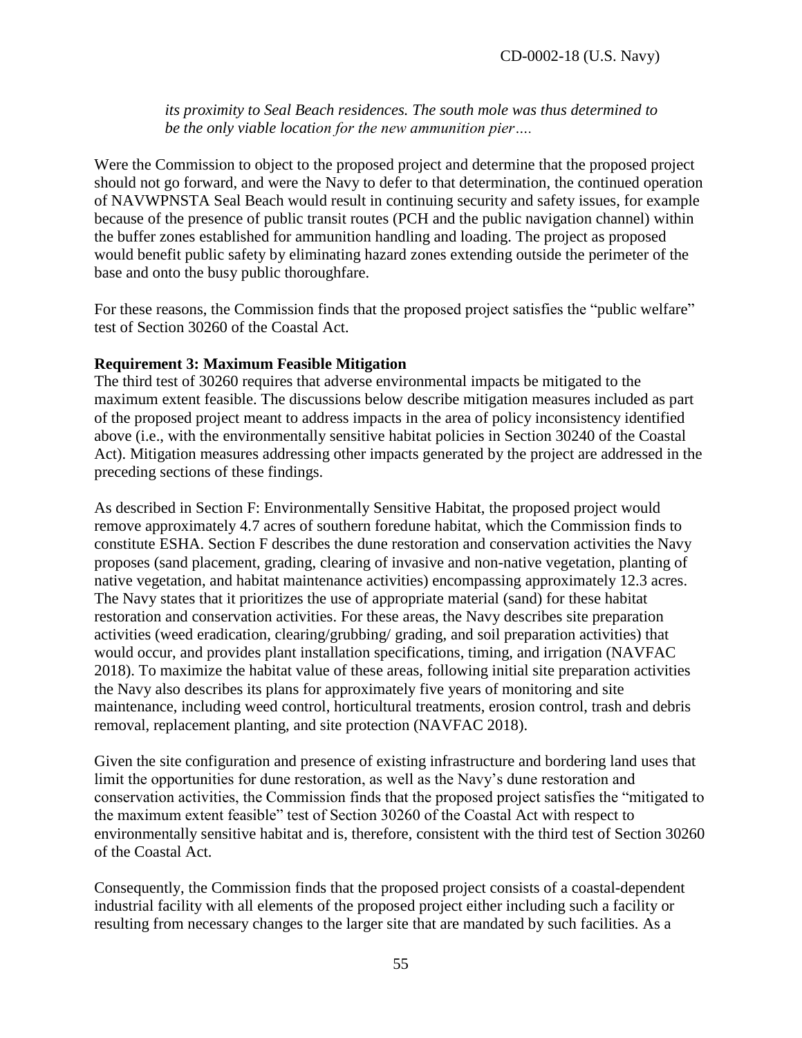*its proximity to Seal Beach residences. The south mole was thus determined to be the only viable location for the new ammunition pier….*

Were the Commission to object to the proposed project and determine that the proposed project should not go forward, and were the Navy to defer to that determination, the continued operation of NAVWPNSTA Seal Beach would result in continuing security and safety issues, for example because of the presence of public transit routes (PCH and the public navigation channel) within the buffer zones established for ammunition handling and loading. The project as proposed would benefit public safety by eliminating hazard zones extending outside the perimeter of the base and onto the busy public thoroughfare.

For these reasons, the Commission finds that the proposed project satisfies the "public welfare" test of Section 30260 of the Coastal Act.

**Requirement 3: Maximum Feasible Mitigation**

The third test of 30260 requires that adverse environmental impacts be mitigated to the maximum extent feasible. The discussions below describe mitigation measures included as part of the proposed project meant to address impacts in the area of policy inconsistency identified above (i.e., with the environmentally sensitive habitat policies in Section 30240 of the Coastal Act). Mitigation measures addressing other impacts generated by the project are addressed in the preceding sections of these findings.

As described in Section F: Environmentally Sensitive Habitat, the proposed project would remove approximately 4.7 acres of southern foredune habitat, which the Commission finds to constitute ESHA. Section F describes the dune restoration and conservation activities the Navy proposes (sand placement, grading, clearing of invasive and non-native vegetation, planting of native vegetation, and habitat maintenance activities) encompassing approximately 12.3 acres. The Navy states that it prioritizes the use of appropriate material (sand) for these habitat restoration and conservation activities. For these areas, the Navy describes site preparation activities (weed eradication, clearing/grubbing/ grading, and soil preparation activities) that would occur, and provides plant installation specifications, timing, and irrigation (NAVFAC 2018). To maximize the habitat value of these areas, following initial site preparation activities the Navy also describes its plans for approximately five years of monitoring and site maintenance, including weed control, horticultural treatments, erosion control, trash and debris removal, replacement planting, and site protection (NAVFAC 2018).

Given the site configuration and presence of existing infrastructure and bordering land uses that limit the opportunities for dune restoration, as well as the Navy's dune restoration and conservation activities, the Commission finds that the proposed project satisfies the "mitigated to the maximum extent feasible" test of Section 30260 of the Coastal Act with respect to environmentally sensitive habitat and is, therefore, consistent with the third test of Section 30260 of the Coastal Act.

Consequently, the Commission finds that the proposed project consists of a coastal-dependent industrial facility with all elements of the proposed project either including such a facility or resulting from necessary changes to the larger site that are mandated by such facilities. As a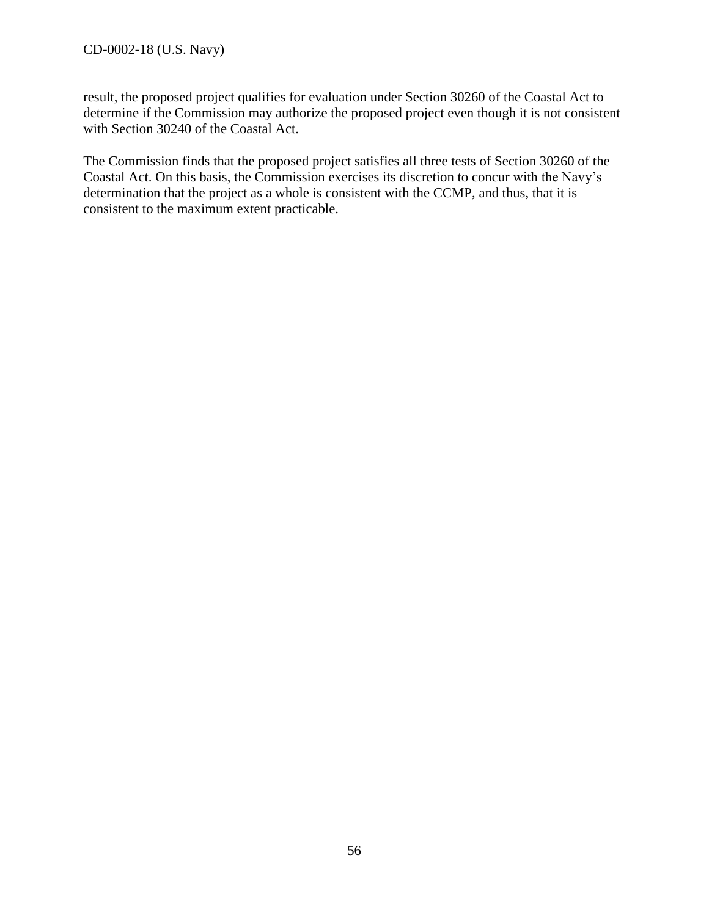result, the proposed project qualifies for evaluation under Section 30260 of the Coastal Act to determine if the Commission may authorize the proposed project even though it is not consistent with Section 30240 of the Coastal Act.

The Commission finds that the proposed project satisfies all three tests of Section 30260 of the Coastal Act. On this basis, the Commission exercises its discretion to concur with the Navy's determination that the project as a whole is consistent with the CCMP, and thus, that it is consistent to the maximum extent practicable.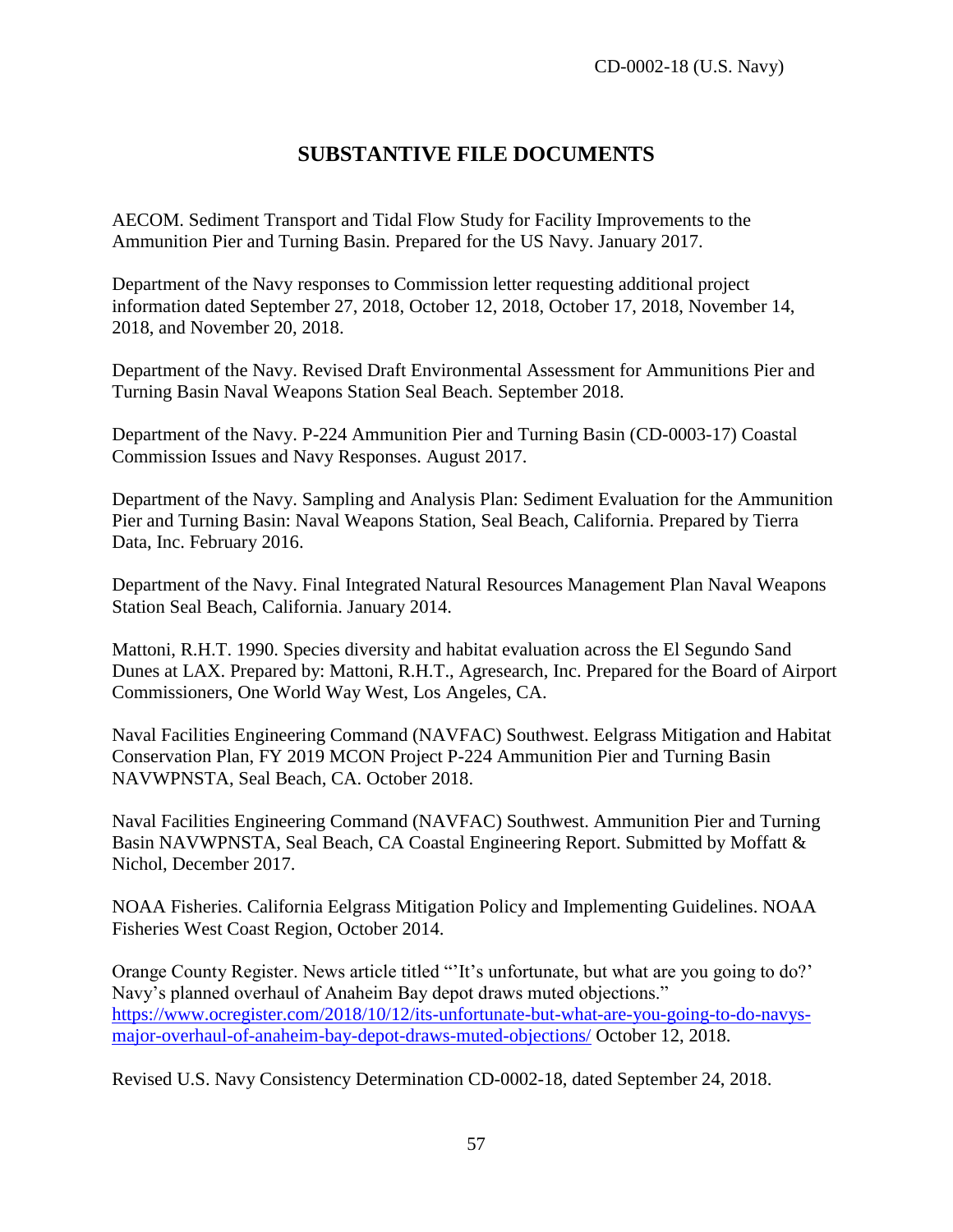# SUBSTANTIVE FILE DOCUMENTS

AECOM. Sediment Transport and Tidal Flow Study for Facility Improvements to the Ammunition Pier and Turning Basin. Prepared for the US Navy. January 2017.

Department of the Navy responses to Commission letter requesting additional project information dated September 27, 2018, October 12, 2018, October 17, 2018, November 14, 2018, and November 20, 2018.

Department of the Navy. Revised Draft Environmental Assessment for Ammunitions Pier and Turning Basin Naval Weapons Station Seal Beach. September 2018.

Department of the Navy. P-224 Ammunition Pier and Turning Basin (CD-0003-17) Coastal Commission Issues and Navy Responses. August 2017.

Department of the Navy. Sampling and Analysis Plan: Sediment Evaluation for the Ammunition Pier and Turning Basin: Naval Weapons Station, Seal Beach, California. Prepared by Tierra Data, Inc. February 2016.

Department of the Navy. Final Integrated Natural Resources Management Plan Naval Weapons Station Seal Beach, California. January 2014.

Mattoni, R.H.T. 1990. Species diversity and habitat evaluation across the El Segundo Sand Dunes at LAX. Prepared by: Mattoni, R.H.T., Agresearch, Inc. Prepared for the Board of Airport Commissioners, One World Way West, Los Angeles, CA.

Naval Facilities Engineering Command (NAVFAC) Southwest. Eelgrass Mitigation and Habitat Conservation Plan, FY 2019 MCON Project P-224 Ammunition Pier and Turning Basin NAVWPNSTA, Seal Beach, CA. October 2018.

Naval Facilities Engineering Command (NAVFAC) Southwest. Ammunition Pier and Turning Basin NAVWPNSTA, Seal Beach, CA Coastal Engineering Report. Submitted by Moffatt & Nichol, December 2017.

NOAA Fisheries. California Eelgrass Mitigation Policy and Implementing Guidelines. NOAA Fisheries West Coast Region, October 2014.

Orange County Register. News article titled "'It's unfortunate, but what are you going to do?' Navy's planned overhaul of Anaheim Bay depot draws muted objections." https://www.ocregister.com/2018/10/12/its-unfortunate-but-what-are-you-going-to-do-navys-major-overhaul-of-anaheim-bay-depot-draws-muted-objections/ October 12, 2018.

Revised U.S. Navy Consistency Determination CD-0002-18, dated September 24, 2018.